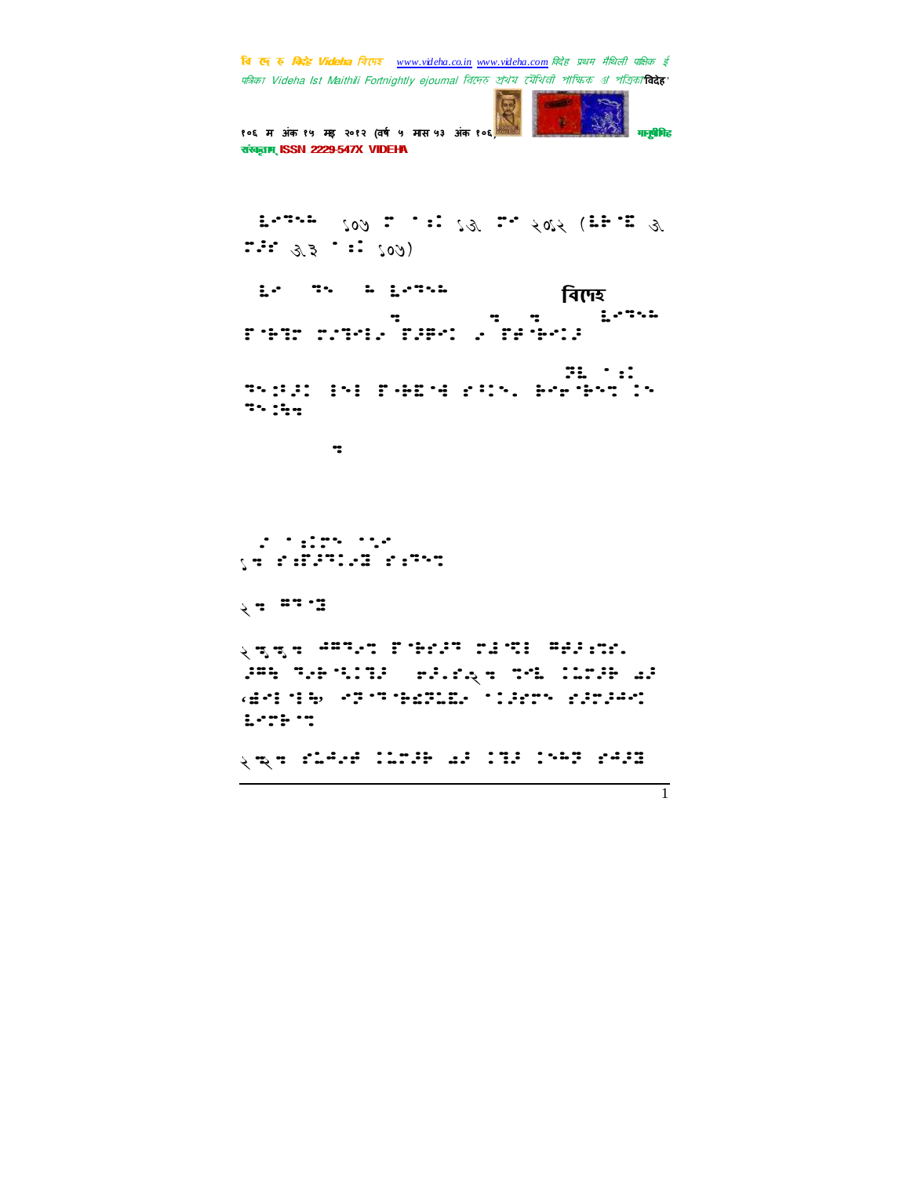⠀⠧⠊⠙⠑⠓⠁ १०७ ⠍ ⠁⠝⠅ १७ ⠍⠁ २०१२ (⠧⠗⠷⠁ ७ ⠍⠁⠎ ७३ ⠁⠝⠅ १०७)

⠧⠊ ⠙⠑ ⠓ ⠧⠊⠙⠑⠓⠁ विदेह

⠏⠗⠮⠍ ⠍⠌⠮⠊⠇ ⠏⠁⠅⠾⠅ ⠁ ⠏⠯⠮⠅⠁

⠙⠑⠧⠁⠁⠞ ⠇⠑⠀ ⠏⠗⠮⠍ ⠎⠁⠇⠑⠁ ⠗⠎⠮⠗⠙⠑⠞ ⠇⠑ ⠙⠑⠧⠁⠾⠙

१⠒ ⠎⠝⠏⠁⠙⠅⠊⠽ ⠎⠝⠙⠑⠞

२⠒ ⠛⠙⠽

२⠒१⠒ ⠚⠛⠙⠁⠞ ⠏⠗⠁⠎ ⠍⠟⠙⠇ ⠛⠩⠁⠎⠍⠁⠁ ⠁⠛⠓ ⠙⠁⠗⠙⠇⠁ ⠝⠁⠎⠎२⠒ ⠙⠁⠇ ⠇⠇⠍⠁⠗ ⠟⠁ ⠯⠾⠊⠙⠗, ⠁⠙⠙⠗⠟⠍⠇⠕⠁ ⠇⠁⠅⠍⠊ ⠎⠁⠍⠁⠗⠝⠇ ⠧⠁⠍⠗⠙

२⠒२⠒ ⠎⠇⠾⠁⠾ ⠇⠇⠍⠁⠗ ⠟⠁ ⠇⠙⠁ ⠇⠑⠙ ⠎⠾⠁⠽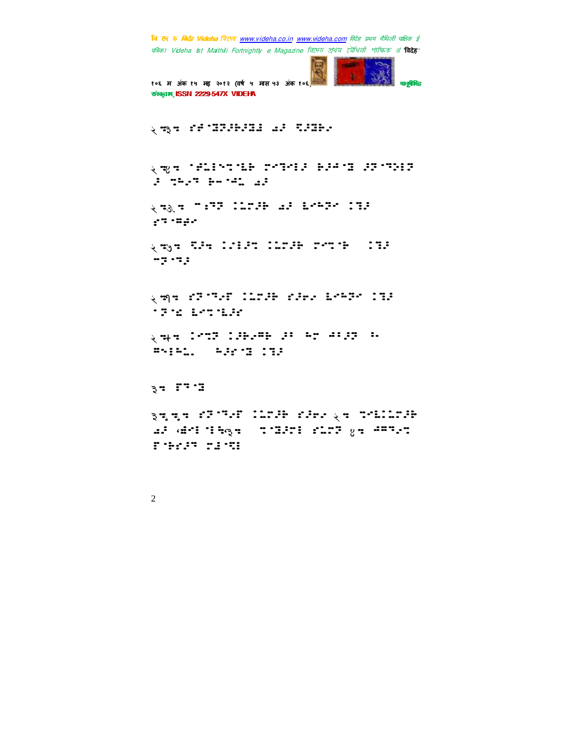२.३. २०१ २ १ २ १ २ १ २ १ २ १ २

२.४. १ २ १ २ १ २ १ २

२.५. १ २ १ २ १ २

२.६. १ २ १ २ १ २

२.७. १ २ १ २ १ २

२.८. १ २ १ २ १ २

३. १ २ १

३.१. १ २ १ २ १ २ २. १ २ १ २ ४. १ २ १ २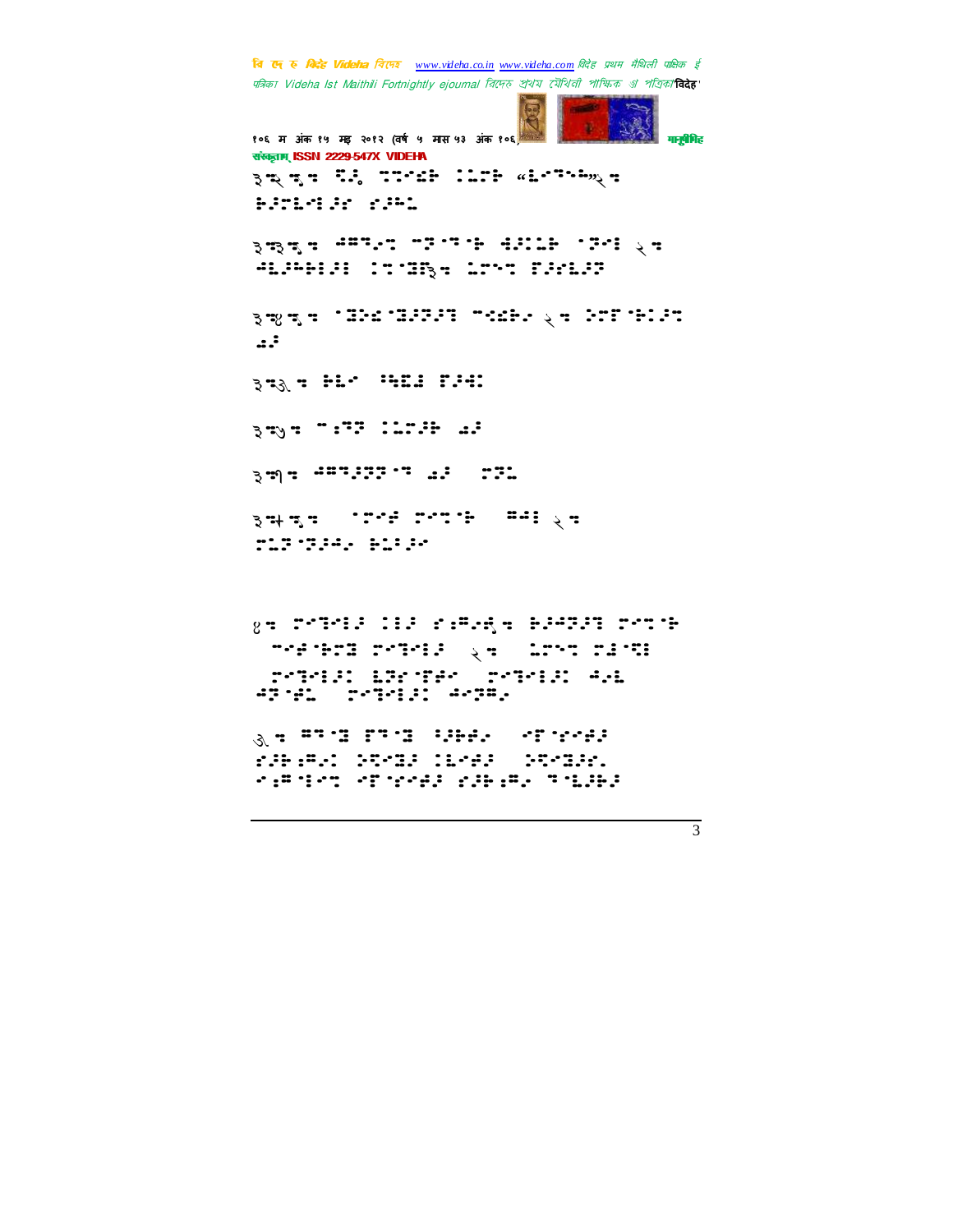३.२.१. ⠩⠪⠄ ⠙⠒⠉⠾ ⠇⠥⠍⠗ “⠮⠉⠙⠒⠲”२.

⠗⠕⠍⠥⠉⠇⠕⠎ ⠎⠕⠲⠥

३.३.१. ⠲⠭⠙⠄⠉ ⠉⠏⠉⠙⠈⠗ ⠻⠕⠇⠥⠗ ⠈⠏⠉⠇ २.

⠲⠥⠕⠲⠗⠇⠕⠇ ⠇⠙⠈⠽३. ⠥⠍⠢⠙ ⠋⠕⠎⠥⠕⠏

३.४.१. ⠈⠽⠢⠩⠈⠽⠕⠏⠕⠙ ⠉⠪⠫⠄ २. ⠕⠍⠋⠈⠗⠇⠕⠙

⠠⠅

३.५. ⠗⠥⠉ ⠳⠽⠇ ⠋⠕⠻⠁

३.६. ⠉⠅⠏⠏ ⠇⠥⠍⠕⠗ ⠠⠅

३.७. ⠲⠭⠙⠕⠏⠏⠈⠙ ⠠⠅ ⠍⠏⠥

३.८.१. ⠈⠍⠉⠫ ⠍⠉⠙⠈⠗ ⠭⠲⠇ २.

⠍⠥⠏⠈⠏⠕⠲⠄ ⠗⠥⠅⠕⠉

४. ⠍⠉⠹⠉⠇⠕ ⠇⠇⠕ ⠎⠅⠭⠄⠫६. ⠗⠕⠲⠏⠕⠹ ⠍⠉⠙⠈⠗

⠉⠉⠫⠈⠗⠍⠽ ⠍⠉⠹⠉⠇⠕ २. ⠥⠍⠢⠙ ⠍⠩⠈⠩⠇

⠍⠉⠹⠉⠇⠕ ⠥⠏⠎⠈⠋⠫⠄ ⠍⠉⠹⠉⠇⠕ ⠲⠄⠥

⠲⠏⠈⠫⠥ ⠍⠉⠹⠉⠇⠕ ⠲⠉⠏⠭⠄

५. ⠭⠙⠈⠽ ⠋⠙⠈⠽ ⠕⠕⠗⠫⠄ ⠉⠋⠈⠎⠉⠫⠕

⠎⠕⠗⠅⠭⠉ ⠕⠹⠉⠽⠕ ⠇⠥⠉⠫⠕ ⠕⠹⠉⠽⠕⠄

⠉⠅⠭⠈⠇⠉⠙ ⠉⠋⠈⠎⠉⠫⠕ ⠎⠕⠗⠅⠭⠄ ⠙⠈⠥⠕⠗⠕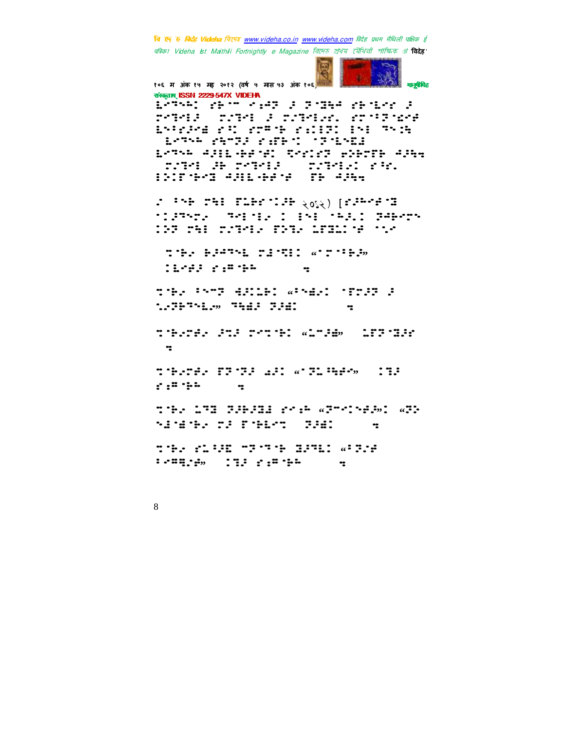⠼⠑⠒⠓⠝⠅⠂ ⠑⠓⠈⠉ ⠊⠆⠋⠝ ⠼⠁ ⠝⠈⠽⠓⠩ ⠑⠓⠈⠇⠊⠎ ⠼⠁
⠗⠊⠟⠊⠇⠼ ⠀⠗⠐⠟⠊⠁ ⠼⠁ ⠗⠐⠟⠊⠇⠐⠎⠲ ⠑⠗⠈⠃⠝⠈⠪⠊⠋
⠇⠘⠃⠐⠼⠊⠫ ⠑⠡⠁ ⠑⠗⠫⠈⠓ ⠑⠆⠁⠇⠻⠁ ⠇⠪⠁ ⠹⠢⠹
⠀⠇⠊⠹⠓ ⠑⠹⠉⠝⠼ ⠑⠆⠋⠓⠈⠁ ⠈⠝⠈⠇⠪⠫⠇
⠇⠊⠹⠓ ⠋⠼⠇⠇⠤⠓⠋⠈⠋⠁ ⠟⠊⠁⠇⠑⠝ ⠊⠕⠓⠉⠋⠓ ⠋⠼⠹⠹
⠀⠗⠐⠟⠊⠁ ⠼⠓ ⠗⠊⠟⠊⠇⠼ ⠀⠀⠗⠐⠟⠊⠇⠐⠁ ⠑⠘⠎⠲
⠇⠕⠇⠋⠈⠓⠊⠫ ⠋⠼⠇⠇⠤⠓⠋⠈⠋ ⠀⠋⠓ ⠋⠼⠹⠹

⠐ ⠃⠪⠓ ⠗⠹⠇ ⠋⠇⠓⠎⠈⠁⠼⠓ २०१२) [⠎⠼⠓⠊⠋⠈⠫
⠈⠁⠼⠹⠗⠐ ⠀⠹⠊⠇⠈⠇⠐ ⠁ ⠇⠪⠇ ⠈⠓⠼⠐⠁ ⠝⠋⠓⠊⠗⠹
⠁⠕⠝ ⠗⠹⠇ ⠗⠐⠟⠊⠇⠐ ⠋⠕⠟⠐ ⠇⠋⠫⠇⠁⠈⠋ ⠈⠂⠐

⠀⠹⠈⠓⠐ ⠓⠼⠋⠹⠇ ⠗⠫⠈⠹⠇⠁ «⠈⠗⠈⠃⠓⠼»
⠀⠁⠇⠊⠋⠼ ⠑⠆⠫⠈⠓⠓ ⠀⠀⠀⠀⠀⠀⠀⠹

⠹⠈⠓⠐ ⠃⠪⠊⠝ ⠫⠼⠁⠇⠓⠁ «⠃⠪⠫⠐⠁ ⠈⠋⠗⠼⠝ ⠼
⠂⠐⠝⠓⠹⠪⠇⠐» ⠹⠹⠫⠼ ⠝⠼⠫⠁ ⠀⠀⠀⠀⠀⠀⠀⠹

⠹⠈⠓⠐⠗⠋⠐ ⠼⠹⠼ ⠗⠊⠹⠈⠓⠁ «⠇⠊⠼⠫» ⠀⠇⠋⠝⠈⠫⠼⠎
⠀⠹

⠹⠈⠓⠐⠗⠋⠐ ⠋⠝⠈⠝⠼ ⠫⠼⠁ «⠈⠝⠇⠃⠹⠋⠊» ⠀⠁⠹⠼
⠑⠆⠫⠈⠓⠓ ⠀⠀⠀⠀⠀⠹

⠹⠈⠓⠐ ⠇⠹⠫ ⠝⠼⠓⠼⠫⠫ ⠑⠊⠆⠓ «⠝⠊⠊⠁⠪⠋⠼»⠁ «⠝⠕
⠪⠫⠈⠫⠈⠓⠐ ⠗⠼ ⠋⠈⠓⠇⠊⠹ ⠀⠝⠼⠫⠁ ⠀⠀⠀⠀⠀⠹

⠹⠈⠓⠐ ⠑⠇⠃⠼⠫ ⠊⠝⠈⠹⠈⠓ ⠫⠼⠹⠇⠁ «⠃⠝⠐⠋
⠃⠊⠫⠻⠐⠋» ⠀⠁⠹⠼ ⠑⠆⠫⠈⠓⠓ ⠀⠀⠀⠀⠀⠹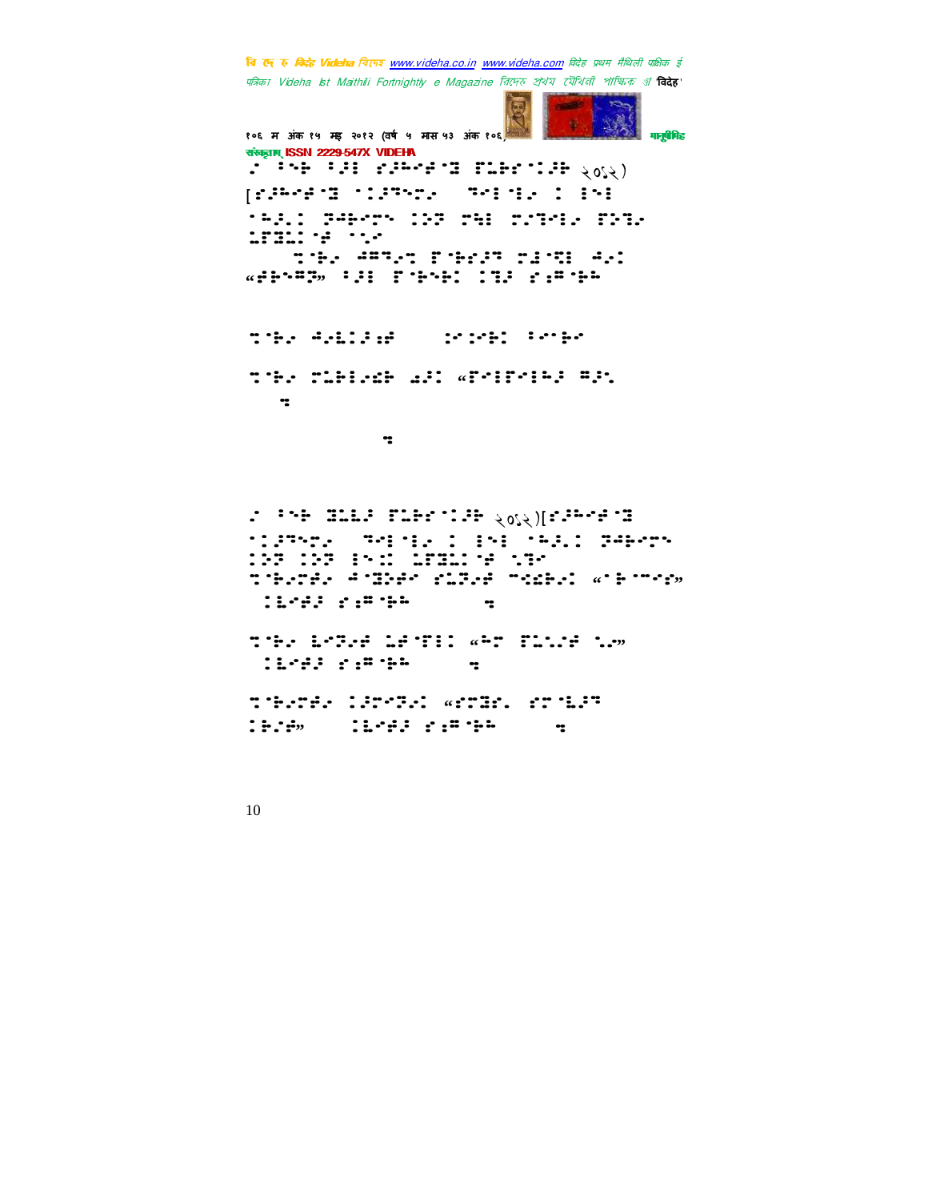⠊⠀⠅⠪⠗⠀⠅⠔⠖⠀⠎⠔⠓⠋⠕⠈⠻⠀⠿⠥⠗⠎⠈⠇⠔⠗⠀२०१२)
[⠎⠔⠓⠋⠕⠈⠻⠀⠁⠇⠔⠝⠪⠍⠊⠀⠀⠝⠊⠖⠈⠖⠊⠀⠇⠀⠖⠪⠖
⠁⠓⠔⠇⠀⠽⠕⠗⠊⠍⠪⠀⠇⠵⠝⠀⠍⠹⠖⠀⠍⠊⠽⠊⠖⠊⠀⠿⠵⠽⠊
⠥⠿⠻⠥⠇⠈⠕⠀⠁⠂⠊

⠍⠈⠗⠊⠀⠕⠏⠝⠊⠍⠀⠿⠈⠗⠎⠔⠝⠀⠍⠱⠈⠻⠀⠕⠊⠇
“⠕⠗⠪⠏⠽”⠀⠅⠔⠖⠀⠿⠈⠗⠪⠗⠇⠀⠇⠽⠔⠀⠎⠆⠏⠈⠗⠓

⠍⠈⠗⠊⠀⠕⠊⠥⠇⠔⠱⠀⠀⠀⠀⠀⠇⠊⠇⠊⠗⠇⠀⠅⠊⠈⠗⠊

⠍⠈⠗⠊⠀⠍⠥⠗⠖⠊⠩⠗⠀⠡⠔⠇⠀“⠿⠊⠖⠿⠊⠖⠓⠔⠀⠏⠔⠂
⠀⠀⠒

⠀⠀⠀⠀⠀⠀⠀⠀⠀⠀⠀⠀⠒

⠊⠀⠅⠪⠗⠀⠻⠥⠥⠔⠀⠿⠥⠗⠎⠈⠇⠔⠗⠀२०१२)[⠎⠔⠓⠋⠕⠈⠻
⠁⠇⠔⠝⠪⠍⠊⠀⠀⠝⠊⠖⠈⠖⠊⠀⠇⠀⠖⠪⠖⠀⠁⠓⠔⠇⠀⠽⠕⠗⠊⠍⠪
⠇⠵⠝⠀⠇⠵⠝⠀⠖⠪⠇⠀⠥⠿⠻⠥⠇⠈⠕⠀⠇⠽⠊
⠍⠈⠗⠊⠍⠕⠊⠀⠕⠈⠻⠗⠕⠊⠀⠎⠥⠽⠊⠕⠀⠉⠩⠗⠊⠇⠀“⠈⠗⠉⠊⠎”
⠀⠇⠥⠊⠕⠔⠀⠎⠆⠏⠈⠗⠓⠀⠀⠀⠀⠀⠀⠀⠒

⠍⠈⠗⠊⠀⠥⠊⠽⠊⠕⠀⠥⠕⠈⠿⠖⠇⠀“⠓⠍⠀⠿⠥⠂⠊⠕⠀⠂⠊”
⠀⠇⠥⠊⠕⠔⠀⠎⠆⠏⠈⠗⠓⠀⠀⠀⠀⠀⠒

⠍⠈⠗⠊⠍⠕⠊⠀⠇⠔⠍⠊⠽⠊⠇⠀“⠎⠍⠻⠎⠂⠀⠎⠍⠈⠥⠔⠝
⠇⠗⠔⠕”⠀⠀⠀⠇⠥⠊⠕⠔⠀⠎⠆⠏⠈⠗⠓⠀⠀⠀⠀⠀⠒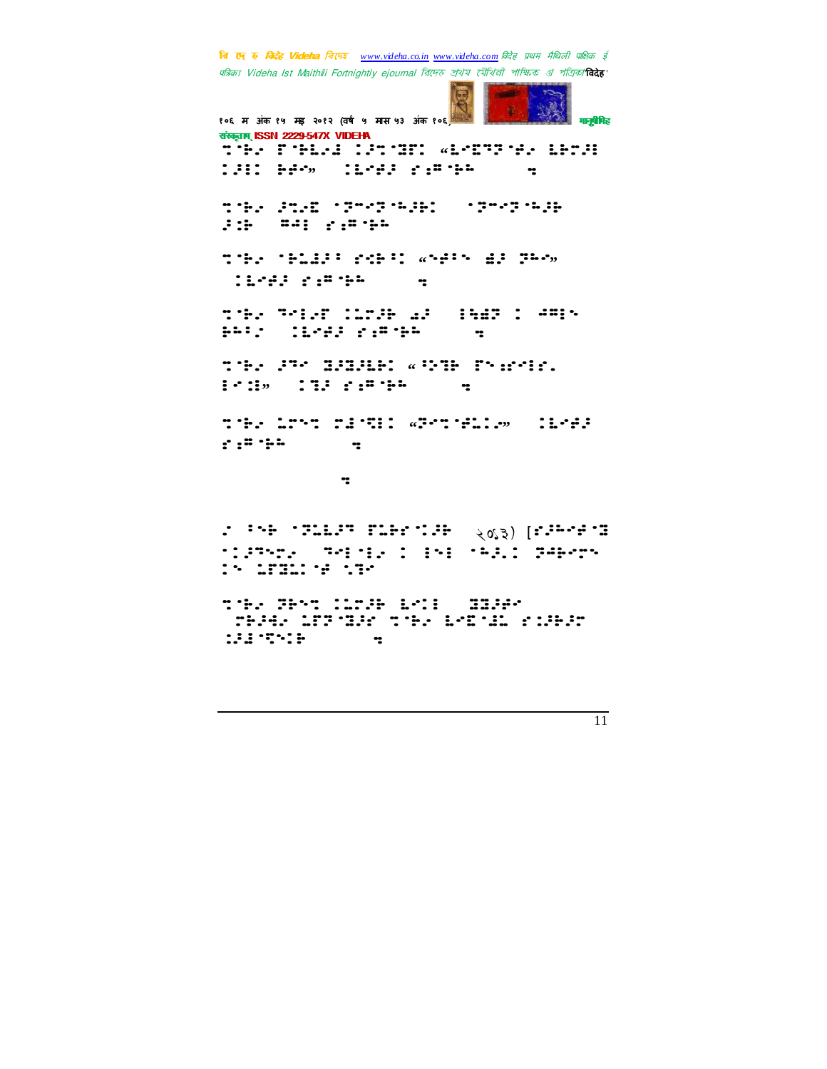⠎⠀⠛⠎⠀⠀⠀⠀⠀⠀⠀

२०९३) [

⠀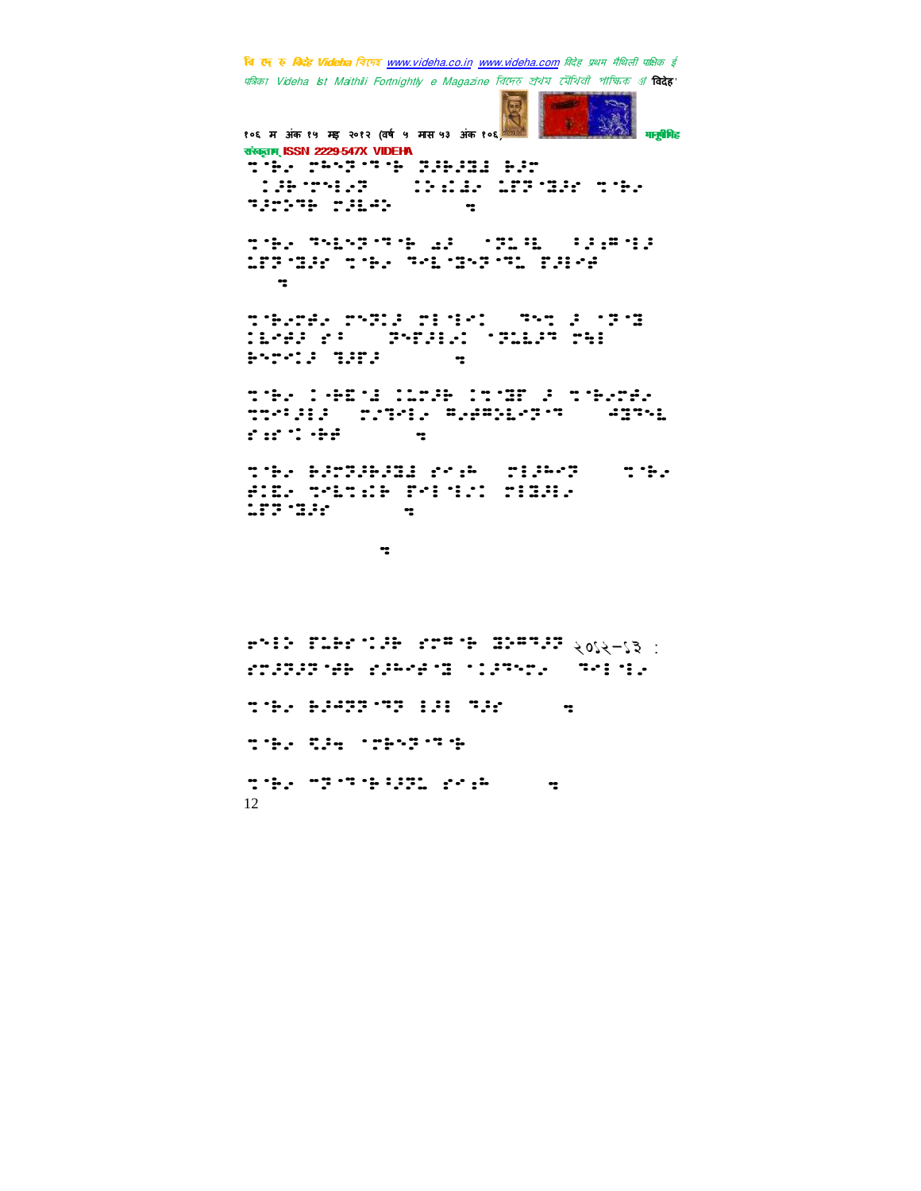२०१२-१३ :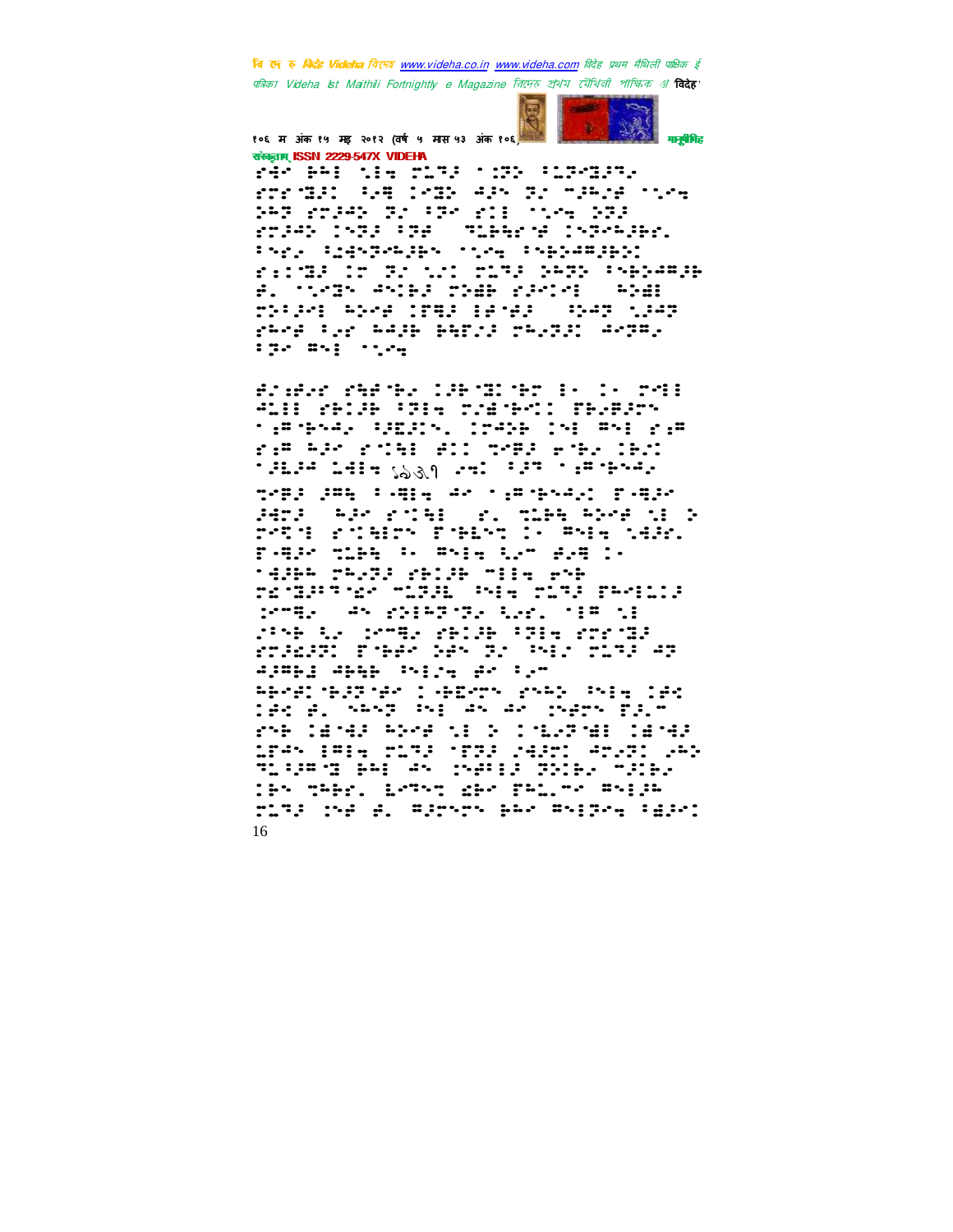संस्कृताम् ISSN 2229-547X VIDEHA

⠐⠩⠂⠀⠓⠒⠆⠀⠁⠇⠔⠀⠍⠥⠝⠜⠀⠁⠨⠝⠕⠀⠂⠥⠝⠒⠙⠜⠝⠐⠀⠐⠝⠐⠙⠻⠆⠀⠂⠢⠻⠀⠇⠐⠙⠕⠀⠲⠜⠂⠀⠝⠐⠀⠉⠜⠓⠐⠜⠀⠁⠇⠐⠔⠀⠕⠲⠝⠀⠐⠝⠜⠲⠕⠀⠝⠐⠀⠂⠝⠐⠀⠐⠇⠆⠀⠁⠇⠐⠔⠀⠕⠝⠜⠀⠐⠝⠜⠲⠕⠀⠇⠢⠜⠀⠂⠝⠜⠀⠀⠙⠥⠓⠹⠐⠜⠀⠇⠢⠝⠐⠲⠜⠓⠐⠄⠀⠂⠢⠐⠄⠀⠂⠥⠙⠝⠐⠲⠜⠓⠀⠁⠇⠐⠔⠀⠂⠢⠓⠕⠙⠭⠜⠓⠕⠆⠀⠐⠆⠆⠙⠜⠀⠇⠐⠀⠝⠐⠀⠥⠐⠆⠀⠍⠥⠝⠜⠀⠕⠲⠝⠕⠀⠂⠢⠓⠕⠲⠭⠜⠓⠀⠙⠄⠀⠁⠇⠐⠙⠓⠀⠲⠢⠆⠓⠜⠀⠍⠕⠙⠗⠀⠐⠜⠐⠇⠂⠀⠀⠲⠕⠙⠆⠀⠍⠕⠂⠜⠐⠂⠀⠓⠕⠐⠔⠀⠇⠍⠹⠜⠀⠆⠙⠐⠲⠜⠀⠀⠒⠜⠲⠝⠀⠥⠜⠲⠝⠀⠐⠓⠐⠔⠀⠂⠥⠐⠀⠓⠲⠜⠓⠀⠓⠹⠍⠥⠜⠀⠍⠲⠥⠝⠜⠆⠀⠲⠐⠝⠹⠄⠀⠂⠝⠐⠀⠹⠢⠆⠀⠁⠇⠐⠔

⠙⠆⠐⠙⠐⠐⠀⠐⠓⠙⠐⠓⠐⠀⠇⠜⠓⠈⠙⠆⠈⠓⠝⠀⠂⠐⠀⠇⠐⠀⠍⠐⠆⠆⠀⠲⠥⠆⠆⠀⠐⠓⠇⠜⠓⠀⠂⠝⠆⠔⠀⠍⠐⠙⠈⠓⠐⠆⠀⠏⠓⠐⠹⠜⠐⠝⠀⠈⠐⠹⠈⠓⠢⠲⠐⠀⠂⠜⠙⠆⠜⠢⠄⠀⠇⠐⠲⠜⠓⠀⠇⠢⠆⠀⠹⠢⠆⠀⠐⠐⠹⠀⠐⠐⠹⠀⠓⠜⠐⠀⠐⠁⠓⠆⠀⠙⠇⠇⠀⠍⠐⠹⠜⠀⠐⠈⠓⠐⠀⠇⠓⠐⠇⠀⠁⠜⠥⠜⠲⠀⠥⠙⠆⠔ १९३१ ⠐⠢⠇⠀⠂⠜⠝⠀⠈⠐⠹⠈⠓⠢⠲⠐⠀⠍⠐⠹⠜⠀⠜⠹⠓⠀⠂⠐⠹⠆⠔⠀⠲⠐⠀⠈⠐⠹⠈⠓⠢⠲⠐⠇⠀⠏⠐⠹⠜⠐⠀⠜⠙⠝⠜⠀⠀⠓⠜⠐⠀⠐⠁⠓⠆⠀⠀⠐⠄⠀⠍⠥⠓⠹⠀⠓⠕⠐⠙⠀⠥⠆⠀⠕⠀⠏⠐⠝⠆⠀⠐⠁⠓⠆⠐⠝⠀⠏⠈⠓⠥⠝⠀⠇⠐⠀⠹⠢⠆⠔⠀⠥⠙⠜⠐⠄⠀⠏⠐⠹⠜⠐⠀⠍⠥⠓⠹⠀⠂⠐⠀⠹⠢⠆⠔⠀⠥⠐⠉⠀⠙⠐⠹⠀⠇⠐⠀⠈⠙⠜⠓⠓⠀⠍⠓⠐⠝⠜⠀⠐⠓⠇⠜⠓⠀⠉⠆⠆⠔⠀⠐⠢⠓⠀⠍⠐⠈⠙⠜⠝⠈⠙⠐⠀⠉⠥⠝⠜⠥⠀⠢⠆⠔⠀⠍⠥⠝⠜⠀⠏⠓⠐⠆⠥⠇⠜⠀⠇⠐⠉⠹⠐⠀⠀⠲⠢⠀⠐⠕⠆⠓⠝⠈⠝⠐⠀⠥⠐⠐⠄⠀⠈⠆⠹⠀⠥⠆⠀⠜⠢⠓⠀⠥⠐⠀⠇⠐⠉⠹⠐⠀⠐⠓⠇⠜⠓⠀⠂⠝⠆⠔⠀⠐⠝⠐⠈⠙⠜⠀⠐⠝⠜⠙⠜⠝⠇⠀⠏⠈⠓⠐⠐⠀⠕⠜⠢⠀⠝⠐⠀⠢⠆⠐⠀⠍⠥⠝⠜⠀⠲⠝⠀⠲⠜⠹⠓⠙⠀⠲⠓⠓⠓⠀⠢⠆⠇⠔⠀⠙⠐⠀⠂⠐⠉⠀⠓⠓⠐⠙⠇⠈⠓⠜⠝⠈⠙⠐⠀⠇⠈⠓⠙⠍⠝⠢⠀⠐⠢⠓⠕⠀⠢⠆⠔⠀⠇⠙⠪⠀⠇⠙⠪⠀⠙⠄⠀⠢⠢⠢⠝⠀⠢⠆⠀⠲⠢⠀⠲⠐⠀⠜⠢⠙⠐⠝⠀⠏⠜⠄⠉⠀⠐⠢⠓⠀⠇⠙⠈⠙⠜⠀⠓⠕⠐⠙⠀⠥⠆⠀⠕⠀⠇⠈⠥⠄⠝⠈⠙⠆⠀⠇⠙⠈⠙⠜⠀⠥⠍⠢⠀⠆⠹⠆⠔⠀⠍⠥⠝⠜⠀⠈⠍⠝⠜⠀⠜⠙⠜⠍⠇⠀⠲⠐⠝⠇⠀⠐⠢⠕⠀⠝⠥⠆⠜⠹⠈⠙⠀⠓⠒⠆⠀⠲⠢⠀⠜⠢⠹⠆⠜⠀⠝⠜⠇⠓⠐⠀⠉⠜⠇⠓⠐⠀⠇⠓⠢⠀⠝⠓⠓⠐⠄⠀⠥⠐⠝⠢⠝⠀⠐⠙⠐⠀⠏⠓⠥⠉⠐⠀⠹⠢⠆⠜⠓⠀⠍⠥⠝⠜⠀⠜⠢⠙⠀⠙⠄⠀⠹⠜⠐⠢⠐⠝⠀⠓⠒⠐⠀⠹⠢⠆⠝⠐⠔⠀⠂⠙⠜⠐⠇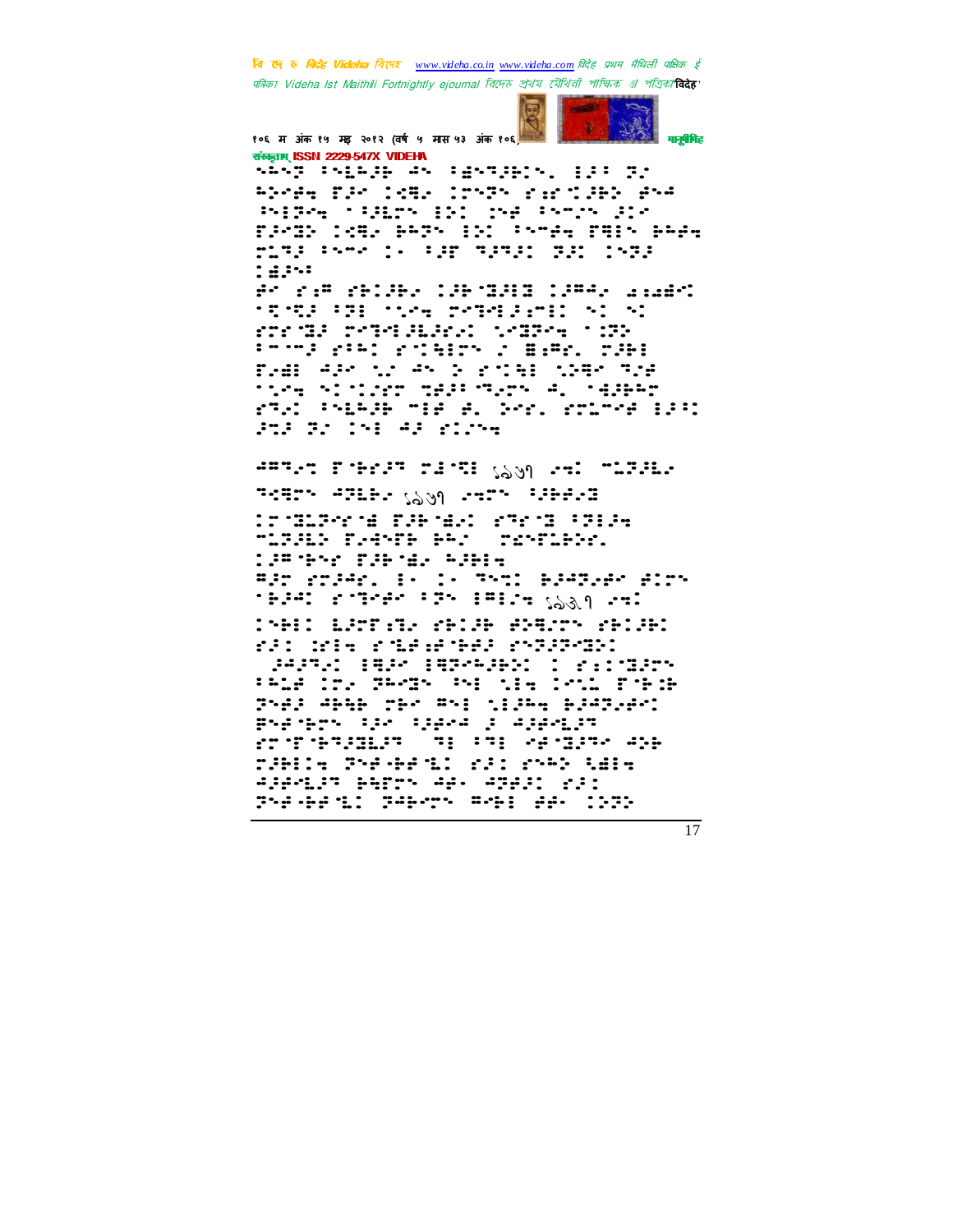संस्कृताम् ISSN 2229-547X VIDEHA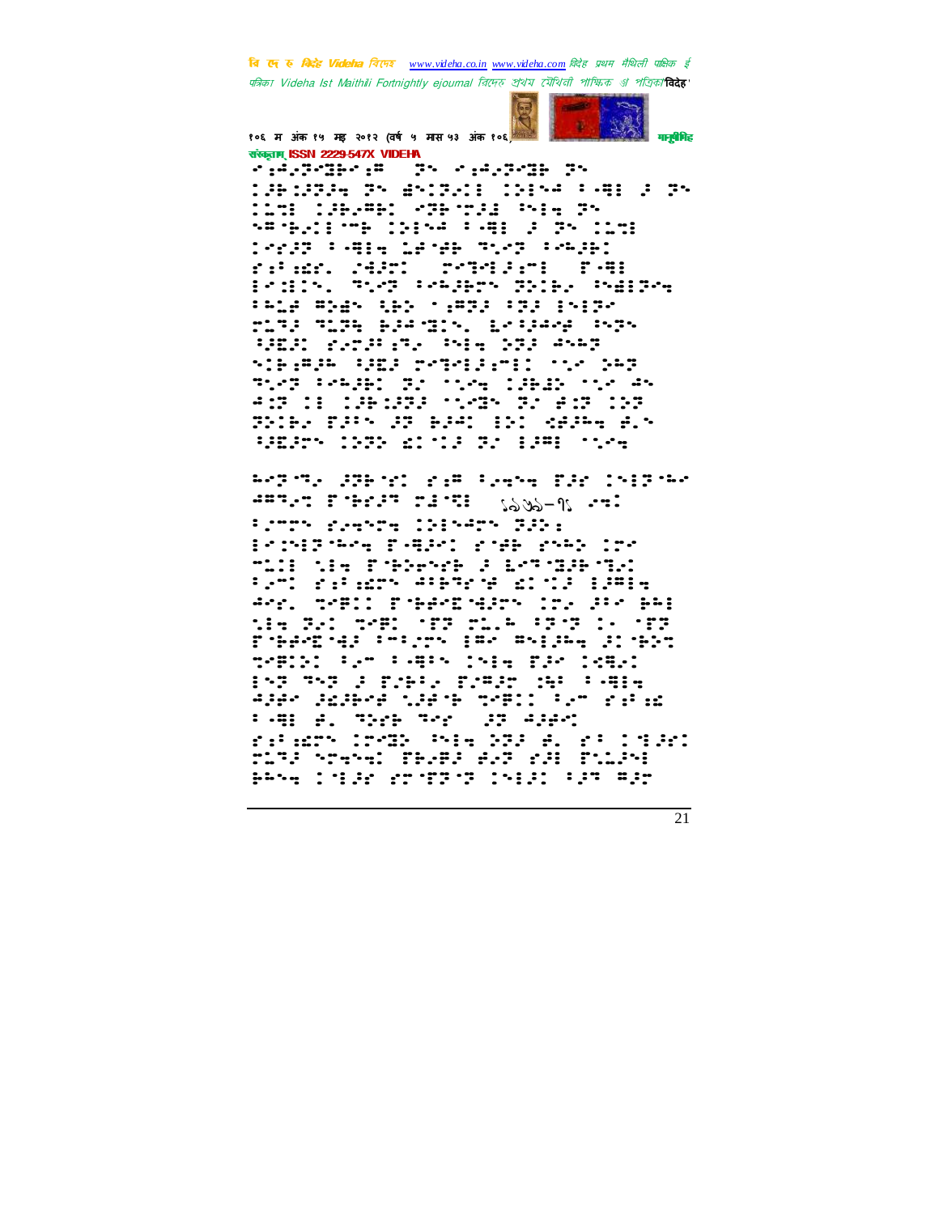संस्कृताम् ISSN 2229-547X VIDEHA

⠊⠖⠁⠠⠝⠊⠙⠆⠊⠐⠣ ⠝⠕ ⠊⠖⠁⠠⠝⠊⠙⠆ ⠝⠕

⠐⠆⠗⠐⠝⠆⠪ ⠝⠕ ⠫⠕⠐⠝⠁⠐⠇ ⠐⠕⠇⠕⠊ ⠃⠊⠛⠇ ⠆ ⠝⠕

⠐⠥⠉⠇ ⠐⠆⠗⠁⠣⠃⠐ ⠊⠝⠗⠈⠝⠆⠫ ⠕⠇⠪ ⠝⠕

⠕⠣⠘⠗⠁⠐⠇⠈⠍⠗ ⠐⠕⠇⠕⠊ ⠃⠊⠛⠇ ⠆ ⠝⠕ ⠐⠥⠉⠇

⠐⠊⠔⠆⠝ ⠃⠊⠛⠇⠪ ⠥⠆⠘⠋⠗ ⠙⠁⠊⠝ ⠃⠊⠓⠆⠗⠐

⠋⠔⠃⠔⠫⠊⠄ ⠠⠖⠙⠔⠐ ⠍⠊⠙⠊⠇⠆⠔⠍⠇ ⠋⠊⠛⠇

⠇⠊⠫⠇⠕⠄ ⠙⠁⠊⠝ ⠃⠊⠓⠆⠗⠉⠕ ⠝⠕⠇⠗⠁ ⠕⠫⠇⠝⠊⠪

⠃⠓⠥⠆ ⠣⠕⠫⠁ ⠳⠗⠕ ⠈⠔⠣⠝⠆ ⠃⠝⠆ ⠇⠕⠇⠝⠊

⠍⠥⠝⠆ ⠙⠥⠝⠓ ⠗⠆⠖⠈⠙⠇⠕⠄ ⠥⠊⠳⠖⠊⠖ ⠕⠎⠝⠕

⠳⠽⠙⠁ ⠋⠁⠍⠖⠔⠁ ⠕⠇⠪ ⠕⠝⠆ ⠖⠕⠓⠝

⠕⠇⠗⠔⠣⠆⠓ ⠳⠽⠙ ⠍⠊⠙⠊⠇⠆⠔⠍⠇ ⠈⠁⠊ ⠕⠓⠝

⠙⠁⠊⠝ ⠃⠊⠓⠆⠗⠐ ⠝⠁ ⠈⠁⠊⠪ ⠐⠆⠗⠫⠕ ⠈⠁⠊ ⠖⠕

⠖⠔⠝ ⠇⠇ ⠐⠆⠗⠐⠆⠝⠆ ⠈⠁⠛⠕ ⠝⠁ ⠖⠔⠝ ⠐⠕⠝

⠝⠕⠇⠗⠁ ⠋⠆⠃⠕ ⠆⠝ ⠗⠆⠖⠁ ⠇⠕⠁ ⠩⠖⠆⠓⠪ ⠖⠄⠕

⠳⠽⠆⠝⠕ ⠐⠕⠝⠕ ⠫⠁⠈⠐⠆ ⠝⠁ ⠇⠆⠣⠇ ⠈⠁⠊⠪

⠓⠊⠝⠈⠙⠁ ⠆⠝⠗⠈⠁⠐ ⠋⠔⠣ ⠃⠊⠪⠕⠪ ⠋⠆⠊ ⠐⠕⠇⠝⠈⠓⠁

⠖⠣⠙⠊⠙ ⠋⠈⠗⠊⠆⠝ ⠍⠆⠈⠙⠇ ⠀ ⠀⠪⠉

⠃⠊⠍⠝⠕ ⠋⠊⠪⠙⠪ ⠐⠕⠇⠕⠖⠝⠕ ⠝⠆⠕⠔

⠇⠊⠐⠕⠇⠝⠈⠓⠁⠪ ⠋⠊⠛⠆⠖⠐ ⠋⠈⠗⠃ ⠋⠕⠓⠕ ⠐⠗⠁

⠍⠥⠇⠇ ⠱⠇⠪ ⠋⠈⠃⠕⠗⠊⠗⠃ ⠆ ⠥⠊⠙⠈⠙⠆⠃⠈⠙⠁⠐

⠃⠁⠍⠐ ⠋⠔⠃⠔⠫⠍⠕ ⠖⠃⠃⠙⠊⠈⠖ ⠫⠐⠈⠇⠆ ⠇⠆⠍⠇⠪

⠖⠊⠄ ⠍⠊⠛⠇⠐ ⠋⠈⠃⠖⠊⠣⠈⠛⠆⠍⠕ ⠐⠗⠄ ⠆⠃⠊ ⠗⠓⠇

⠱⠇⠪ ⠝⠁⠐ ⠍⠊⠛⠐ ⠈⠋⠝ ⠍⠥⠄⠓ ⠃⠝⠈⠝ ⠐⠄ ⠈⠋⠝

⠋⠈⠃⠖⠊⠣⠈⠛⠆ ⠃⠍⠐⠝⠕ ⠇⠛⠊ ⠣⠕⠇⠆⠓⠪ ⠆⠐⠈⠃⠕⠝

⠍⠊⠛⠇⠕⠐ ⠃⠁⠍ ⠃⠊⠛⠃⠕ ⠐⠕⠇⠪ ⠋⠆⠊ ⠐⠩⠛⠄⠐

⠇⠕⠝ ⠙⠕⠝ ⠆ ⠋⠆⠗⠃⠄ ⠋⠁⠣⠆⠝ ⠐⠓⠃ ⠃⠊⠛⠇⠪

⠖⠆⠖⠊ ⠆⠫⠆⠗⠊⠖ ⠥⠆⠖⠈⠗ ⠍⠊⠛⠇⠐ ⠃⠁⠍ ⠋⠔⠃⠔⠫

⠃⠊⠛⠇ ⠖⠄ ⠙⠊⠗⠗ ⠙⠊⠔ ⠀⠆⠝ ⠖⠆⠖⠊⠐

⠋⠔⠃⠔⠫⠍⠕ ⠐⠗⠈⠙⠕ ⠕⠇⠪ ⠕⠝⠆ ⠖⠄ ⠋⠃ ⠐⠈⠇⠆⠊⠐

⠍⠥⠝⠆ ⠕⠍⠪⠕⠪⠐ ⠋⠓⠄⠣⠆ ⠖⠄⠝ ⠋⠆⠇ ⠋⠄⠥⠆⠕⠇

⠗⠓⠕⠪ ⠐⠈⠇⠆⠗ ⠋⠗⠈⠋⠝⠈⠝ ⠐⠕⠇⠆⠐ ⠃⠆⠍ ⠣⠆⠗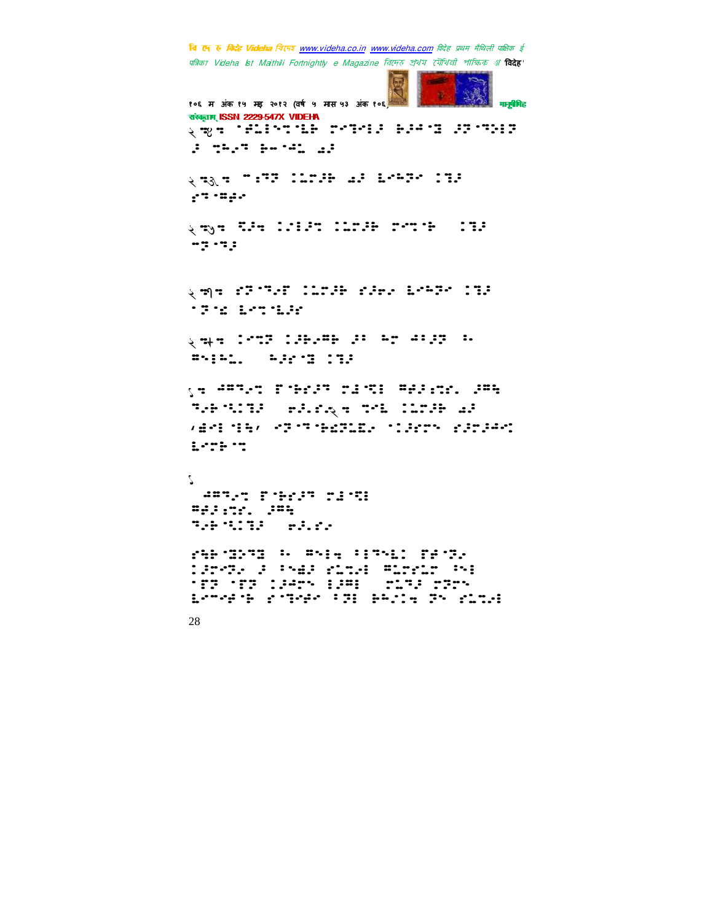२ ⠙⠽⠒ ⠈⠟⠥⠇⠑⠉⠐⠇⠗ ⠏⠊⠑⠊⠇⠕ ⠗⠕⠚⠐⠝ ⠕⠻⠐⠑⠕⠇⠻
⠕ ⠙⠓⠄⠑ ⠗⠤⠐⠩⠇ ⠔⠕

२ ⠙⠳⠒ ⠑⠆⠻⠻ ⠅⠥⠍⠕⠗ ⠔⠕ ⠇⠊⠓⠻⠊ ⠅⠝⠕
⠎⠑⠐⠛⠎⠊

२ ⠙⠷⠒ ⠏⠕⠒ ⠅⠊⠇⠕⠉ ⠅⠥⠍⠕⠗ ⠗⠊⠉⠐⠗ ⠅⠝⠕
⠤⠻⠐⠙⠆

२ ⠙⠾⠒ ⠎⠻⠐⠑⠊⠋ ⠅⠥⠍⠕⠗ ⠎⠕⠗⠄ ⠇⠊⠓⠻⠊ ⠅⠝⠕
⠐⠻⠐⠪ ⠇⠊⠉⠐⠇⠕⠊

२ ⠙⠿⠒ ⠅⠊⠉⠻ ⠅⠕⠗⠄⠩⠗ ⠕⠒ ⠓⠍ ⠹⠒⠕⠻ ⠒⠄
⠛⠑⠇⠓⠥⠄ ⠓⠕⠊⠐⠝ ⠅⠝⠕

१⠒ ⠹⠛⠑⠄⠉ ⠋⠐⠗⠊⠕⠑ ⠍⠕⠐⠙⠇ ⠛⠗⠕⠎⠍⠄ ⠕⠛⠓
⠑⠄⠗⠐⠅⠅⠝⠕ ⠢⠕⠄⠎⠄२⠒ ⠙⠐⠇ ⠅⠥⠍⠕⠗ ⠔⠕
'⠩⠊⠇⠐⠇⠓' ⠊⠻⠐⠑⠐⠗⠪⠻⠥⠮⠄ ⠐⠅⠕⠊⠍⠔ ⠎⠕⠍⠕⠹⠊⠉
⠇⠊⠍⠗⠐⠉

१
⠹⠛⠑⠄⠉ ⠋⠐⠗⠊⠕⠑ ⠍⠕⠐⠙⠇
⠛⠗⠕⠎⠍⠄ ⠕⠛⠓
⠑⠄⠗⠐⠅⠅⠝⠕ ⠢⠕⠄⠎⠄

⠎⠓⠗⠐⠽⠕⠑⠽ ⠒⠄ ⠛⠔⠊⠒ ⠁⠊⠑⠔⠇⠅ ⠋⠗⠐⠻⠄
⠅⠕⠊⠑⠄ ⠕ ⠁⠔⠩⠕ ⠎⠥⠉⠄⠇ ⠛⠥⠍⠎⠥⠍ ⠁⠔⠇
⠐⠋⠻ ⠐⠋⠻ ⠅⠕⠹⠍⠔ ⠇⠕⠛⠇ ⠍⠥⠑⠕ ⠍⠻⠍⠔
⠇⠊⠤⠊⠹⠐⠗ ⠎⠐⠑⠊⠛⠊ ⠁⠻⠇ ⠗⠓⠅⠒ ⠻⠔ ⠎⠥⠉⠄⠇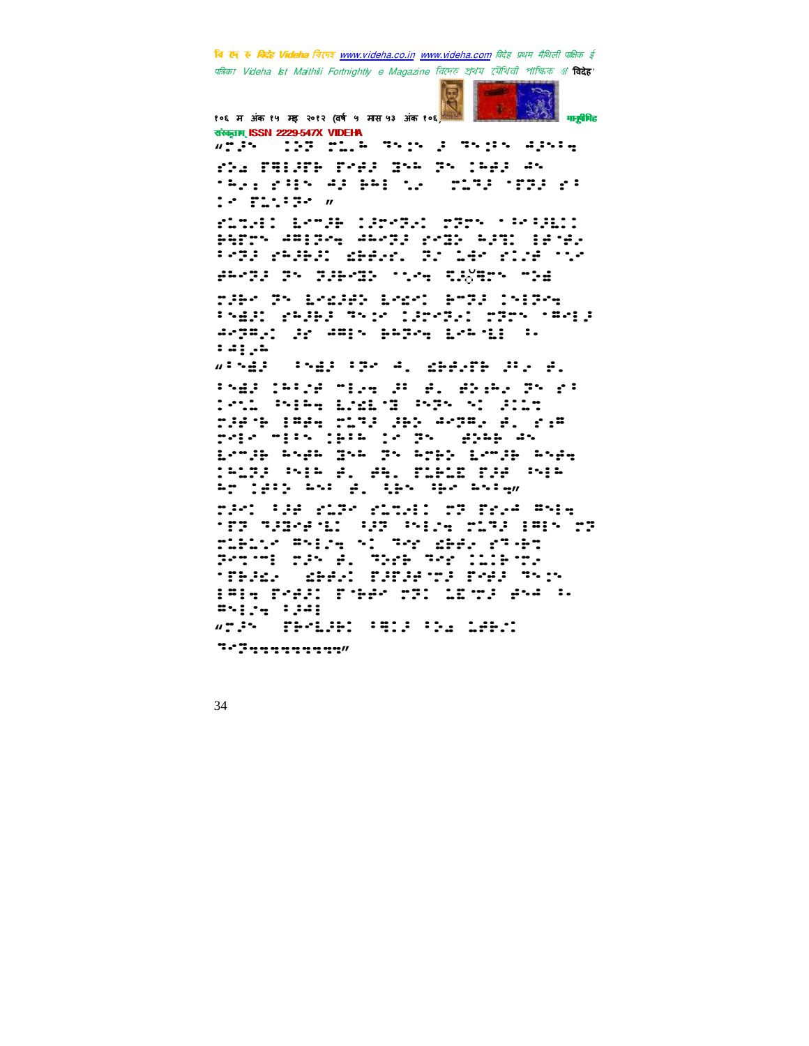"⠙�ai⠀⠀⠀⠀⠀⠀⠀⠀

⠀⠀⠀⠀⠀⠀⠀⠀⠀⠀⠀⠀⠀⠀⠀⠀⠀⠀⠀⠀⠀⠀⠀⠀⠀⠀⠀⠀⠀⠀⠀⠀⠀⠀⠀⠀⠀⠀⠀⠀⠀⠀⠀⠀⠀⠀⠀⠀⠀⠀⠀⠀⠀⠀⠀⠀⠀⠀⠀⠀⠀⠀⠀⠀⠀⠀⠀⠀⠀⠀⠀⠀⠀⠀⠀⠀⠀⠀⠀⠀⠀⠀⠀⠀⠀⠀⠀⠀⠀⠀⠀⠀⠀⠀⠀⠀⠀⠀⠀⠀⠀⠀⠀⠀⠀⠀⠀⠀⠀⠀⠀⠀⠀⠀⠀⠀⠀⠀⠀⠀⠀⠀⠀⠀⠀⠀⠀⠀⠀⠀⠀⠀⠀⠀⠀⠀⠀⠀⠀⠀⠀⠀⠀⠀⠀⠀⠀⠀⠀⠀⠀⠀⠀⠀⠀⠀⠀⠀⠀⠀⠀⠀⠀⠀⠀⠀⠀⠀⠀⠀⠀⠀⠀⠀⠀⠀⠀⠀⠀⠀⠀⠀⠀⠀⠀⠀⠀⠀⠀⠀⠀⠀⠀⠀⠀⠀⠀⠀⠀⠀⠀⠀⠀⠀⠀⠀⠀⠀⠀⠀⠀⠀⠀⠀⠀⠀⠀⠀⠀⠀⠀⠀⠀⠀⠀⠀⠀⠀⠀⠀⠀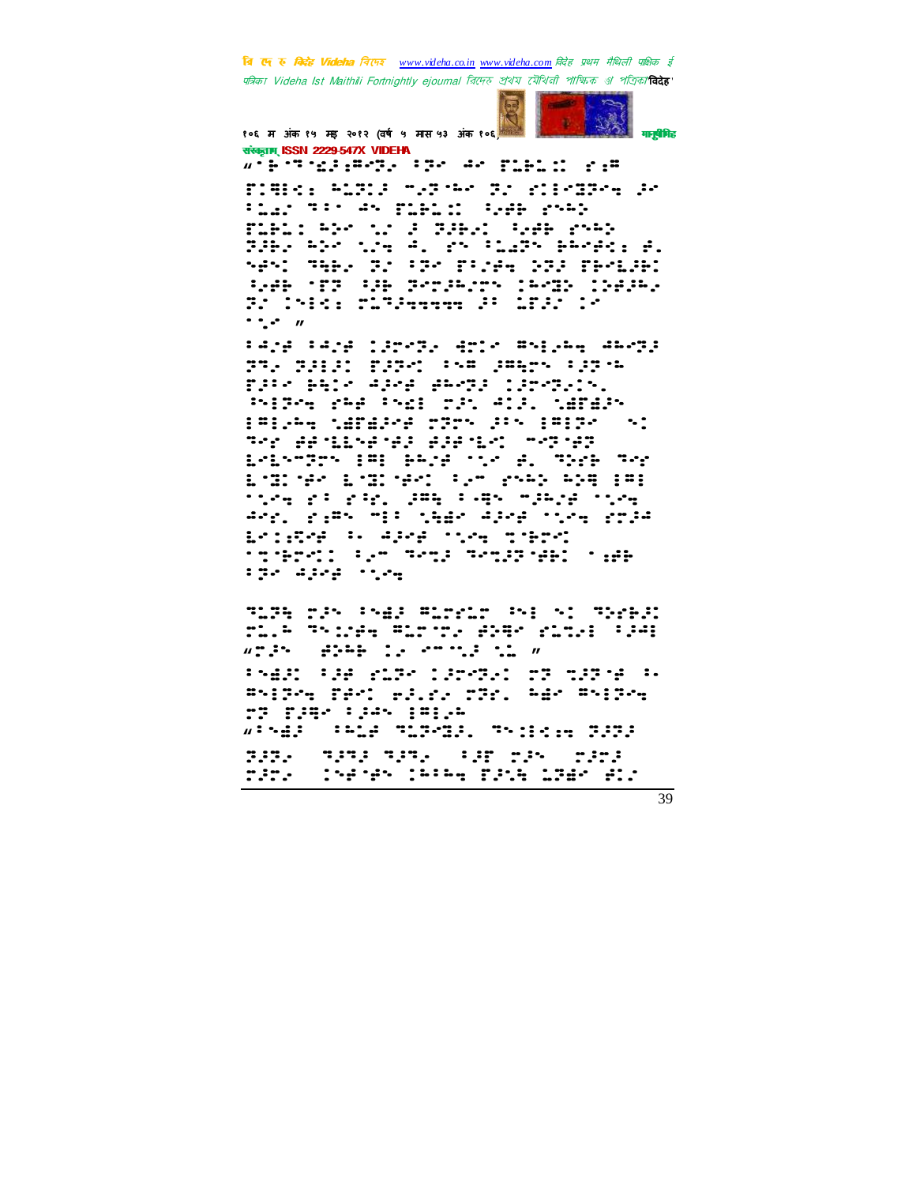संस्कृताम् ISSN 2229-547X VIDEHA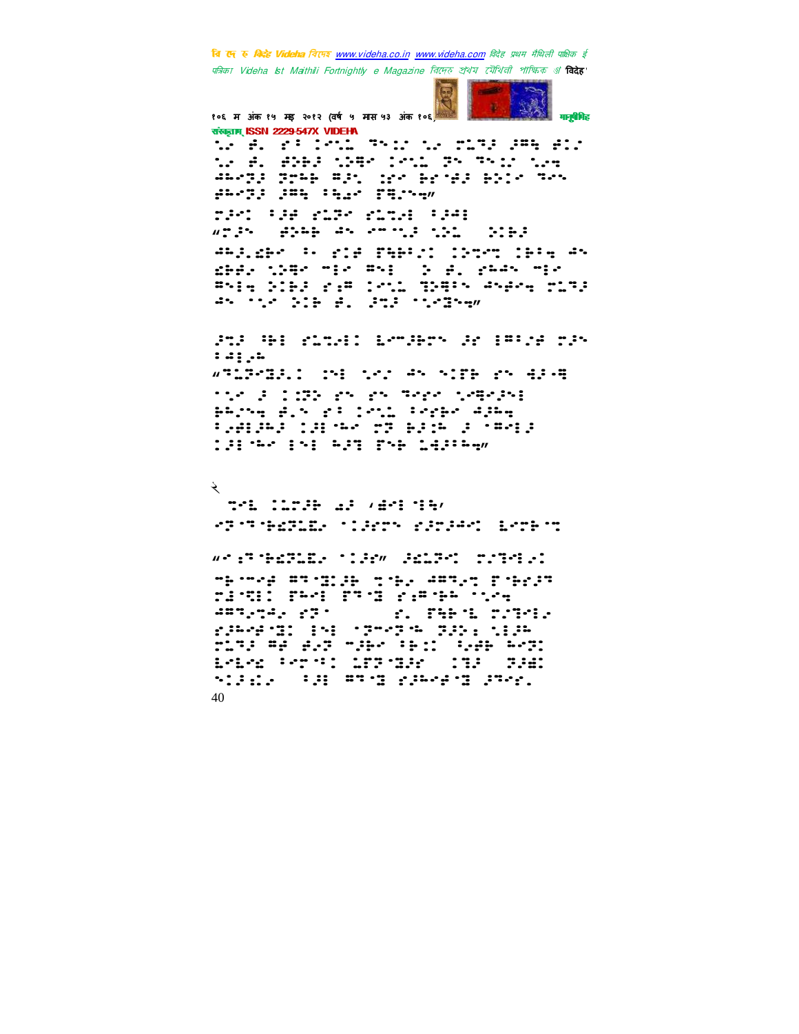२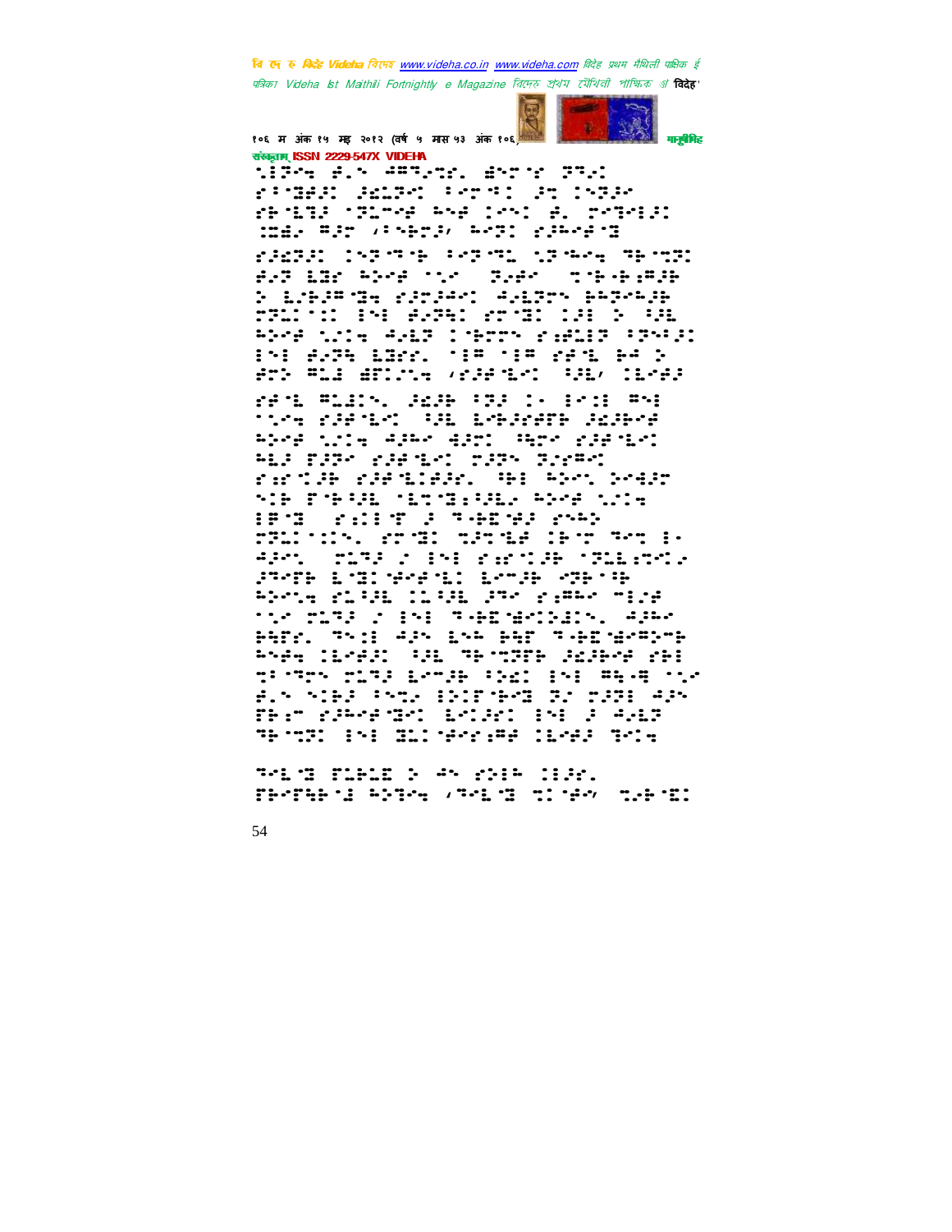संस्कृताम् ISSN 2229-547X VIDEHA

⠑⠇⠝⠑⠺ ⠗⠄⠁ ⠔⠕⠝⠂⠉⠝⠄ ⠛⠅⠝⠑ ⠝⠝⠂⠉
⠗⠁⠑⠛⠗⠉ ⠚⠜⠇⠝⠑ ⠁⠑⠝⠁ ⠚⠝ ⠇⠎⠝⠚⠑
⠗⠓⠑⠇⠞⠚ ⠈⠝⠇⠑⠗ ⠓⠎⠗ ⠇⠑⠉ ⠗⠄ ⠏⠑⠝⠑⠊⠉
⠉⠙⠛⠂ ⠍⠚⠝ ⠰⠁⠎⠓⠝⠚⠴ ⠓⠑⠝⠉ ⠗⠚⠓⠑⠗⠑⠛

⠗⠚⠩⠝⠉ ⠇⠎⠝⠑⠓ ⠁⠑⠝⠑⠇ ⠑⠝⠓⠑⠺ ⠝⠓⠑⠝⠉
⠗⠂⠝ ⠇⠙⠗ ⠓⠕⠑⠗ ⠑⠂⠑ ⠝⠂⠗⠑ ⠉⠑⠓⠑⠓⠗⠍⠚⠓
⠕ ⠇⠎⠓⠚⠍⠑⠛⠺ ⠗⠚⠝⠚⠓⠉ ⠲⠂⠇⠝⠎ ⠓⠓⠝⠑⠓⠚⠓
⠝⠝⠇⠑⠉ ⠊⠎⠊ ⠗⠂⠝⠓⠊ ⠗⠝⠑⠛ ⠇⠚ ⠕ ⠁⠚⠇
⠓⠕⠑⠗ ⠑⠇⠊⠺ ⠲⠂⠇⠝ ⠇⠑⠓⠝⠝ ⠗⠗⠙⠇⠝ ⠁⠝⠎⠚⠉
⠊⠎⠊ ⠗⠂⠝⠓ ⠇⠛⠗⠗⠄ ⠁⠊⠍ ⠁⠊⠍ ⠗⠗⠑⠇ ⠓⠲ ⠕
⠗⠝⠕ ⠍⠇⠚ ⠙⠝⠇⠑⠺ ⠰⠗⠚⠗⠑⠇⠉ ⠁⠚⠇⠴ ⠇⠇⠗⠚⠚

⠗⠗⠑⠇ ⠍⠇⠙⠇⠎⠄ ⠚⠩⠚⠓ ⠁⠝⠚ ⠇⠂ ⠊⠗⠉⠊ ⠍⠎⠊
⠁⠑⠗⠺ ⠗⠚⠗⠑⠇⠉ ⠁⠚⠇ ⠇⠗⠓⠚⠗⠗⠝⠓ ⠚⠩⠚⠓⠗⠗
⠓⠕⠑⠗ ⠑⠇⠊⠺ ⠲⠚⠓⠑ ⠹⠚⠝⠉ ⠓⠹⠝⠑ ⠗⠚⠗⠑⠇⠉
⠓⠇⠚ ⠝⠚⠝⠑ ⠗⠚⠗⠑⠇⠉ ⠝⠚⠝⠎ ⠝⠂⠗⠍⠉
⠗⠗⠑⠇⠚⠓ ⠗⠚⠗⠑⠇⠊⠚⠚⠄ ⠓⠊ ⠓⠕⠑⠄ ⠕⠑⠲⠚⠝
⠎⠊⠓ ⠝⠑⠓⠁⠚⠇ ⠑⠇⠝⠑⠛⠗⠁⠚⠇⠂ ⠓⠕⠑⠗ ⠑⠇⠊⠺
⠊⠍⠑⠛ ⠗⠇⠊⠊⠑⠝ ⠚ ⠝⠂⠓⠙⠑⠓⠚ ⠗⠎⠓⠕
⠝⠝⠇⠑⠉⠊⠎⠄ ⠗⠝⠑⠛⠉ ⠝⠚⠝⠑⠇⠗ ⠇⠓⠑⠝ ⠝⠑⠝ ⠊⠂
⠲⠚⠑⠄ ⠝⠇⠝⠚ ⠂ ⠊⠎⠊ ⠗⠗⠑⠇⠚⠓ ⠁⠝⠇⠇⠗⠝⠑⠇⠂
⠚⠍⠝⠓ ⠇⠑⠛⠉⠑⠗⠗⠑⠇⠉ ⠇⠑⠍⠚⠓ ⠗⠝⠓⠑⠁⠓
⠓⠕⠑⠝⠺ ⠗⠇⠁⠚⠇ ⠉⠇⠁⠚⠇ ⠚⠝⠑ ⠗⠗⠍⠓⠑ ⠍⠊⠇⠗
⠑⠂⠑ ⠝⠇⠝⠚ ⠂ ⠊⠎⠊ ⠝⠂⠓⠙⠑⠓⠗⠉⠇⠕⠙⠉⠎⠄ ⠲⠚⠓⠑
⠓⠹⠝⠗⠄ ⠝⠎⠉⠊ ⠲⠚⠎ ⠇⠎⠓ ⠓⠹⠝ ⠝⠂⠓⠙⠑⠓⠗⠍⠕⠑⠓
⠓⠎⠗⠺ ⠇⠇⠗⠚⠚ ⠁⠚⠇ ⠝⠓⠑⠝⠝⠝⠓ ⠚⠩⠚⠓⠑⠗ ⠗⠓⠊
⠝⠊⠑⠝⠑⠎ ⠝⠇⠝⠚ ⠇⠑⠍⠚⠓ ⠁⠕⠩⠉ ⠊⠎⠊ ⠍⠓⠂⠻ ⠑⠂⠑
⠗⠄⠁ ⠎⠊⠓⠚ ⠁⠎⠝⠂ ⠊⠕⠊⠝⠑⠓⠛ ⠝⠂ ⠝⠚⠝⠊ ⠲⠚⠎
⠝⠓⠗⠍ ⠗⠚⠓⠑⠗⠑⠛⠉ ⠇⠑⠇⠚⠉ ⠊⠎⠊ ⠚ ⠲⠂⠇⠝
⠝⠓⠑⠝⠝⠉ ⠊⠎⠊ ⠙⠇⠉⠑⠗⠗⠗⠍⠗ ⠇⠇⠗⠚⠚ ⠝⠉⠇⠺

⠝⠑⠇⠑⠛ ⠝⠇⠓⠇⠙ ⠕ ⠲⠎ ⠗⠕⠊⠓ ⠇⠊⠚⠗⠄
⠝⠓⠑⠝⠹⠓⠑⠚ ⠓⠕⠝⠑⠺ ⠰⠝⠑⠇⠑⠛ ⠝⠉⠑⠓⠑⠴ ⠝⠂⠓⠑⠙⠉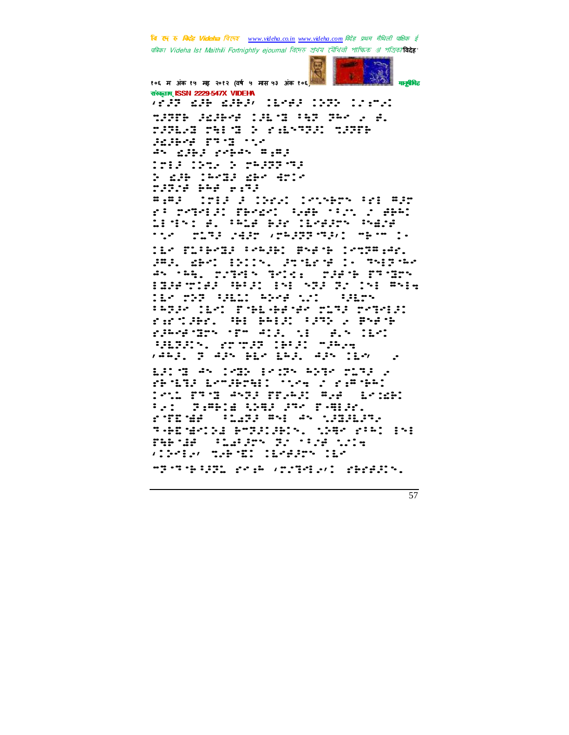'ब्रेल मैथिली' (Braille text – not legible as standard script)

संस्कृताम् ISSN 2229-547X VIDEHA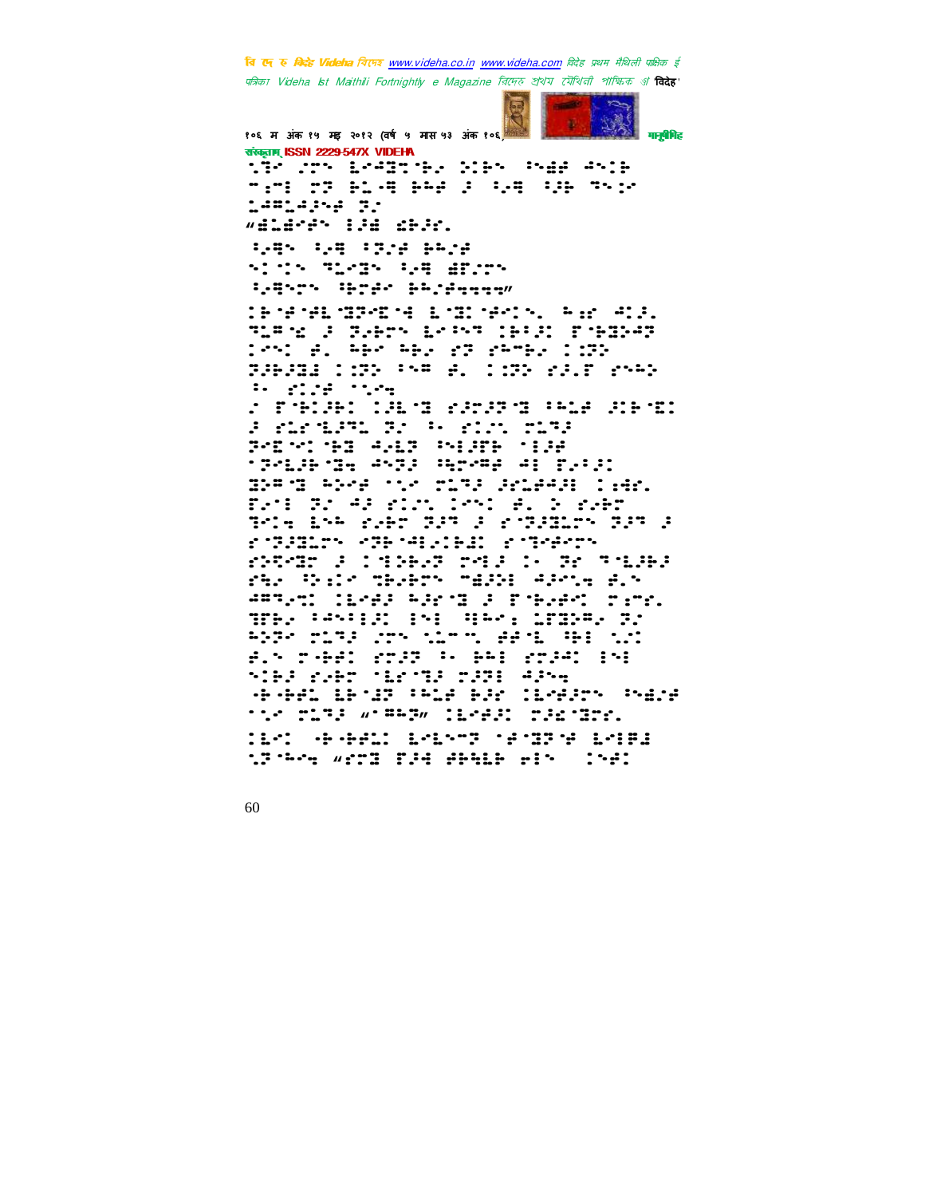बि दे व विदेह Videha विएह www.videha.co.in www.videha.com विदेह प्रथम मैथिली पाक्षिक ई पत्रिका Videha Ist Maithili Fortnightly e Magazine विदेह प्रथम मैथिली पाक्षिक ई विदेह

१०६ म अंक १५ मइ २०१२ (वर्ष ५ मास ५३ अंक १०६) मानुषीमिह संस्कृताम् ISSN 2229-547X VIDEHA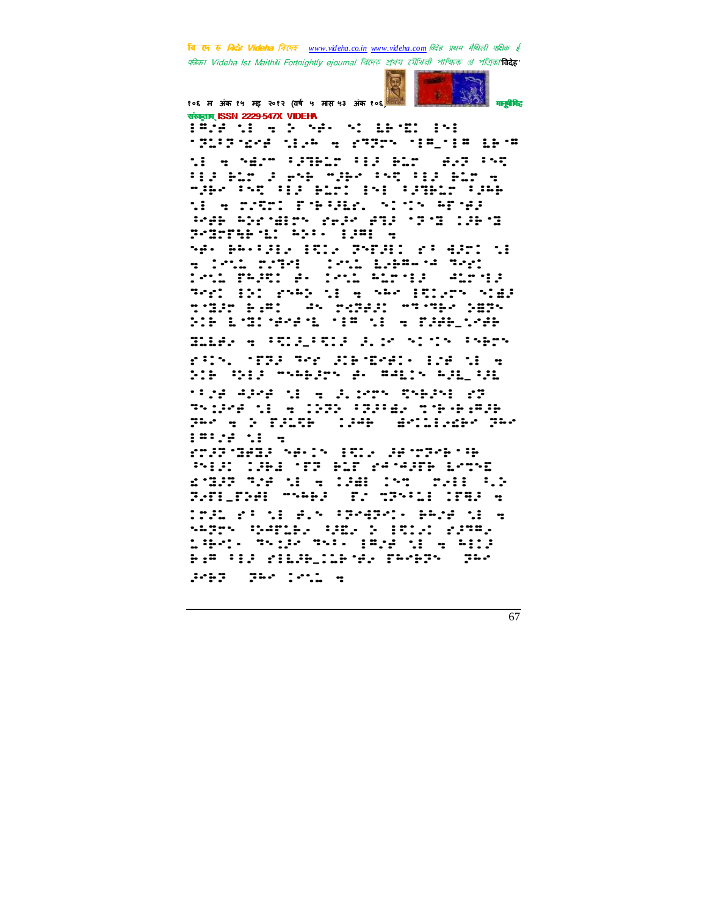संस्कृताम् ISSN 2229-547X VIDEHA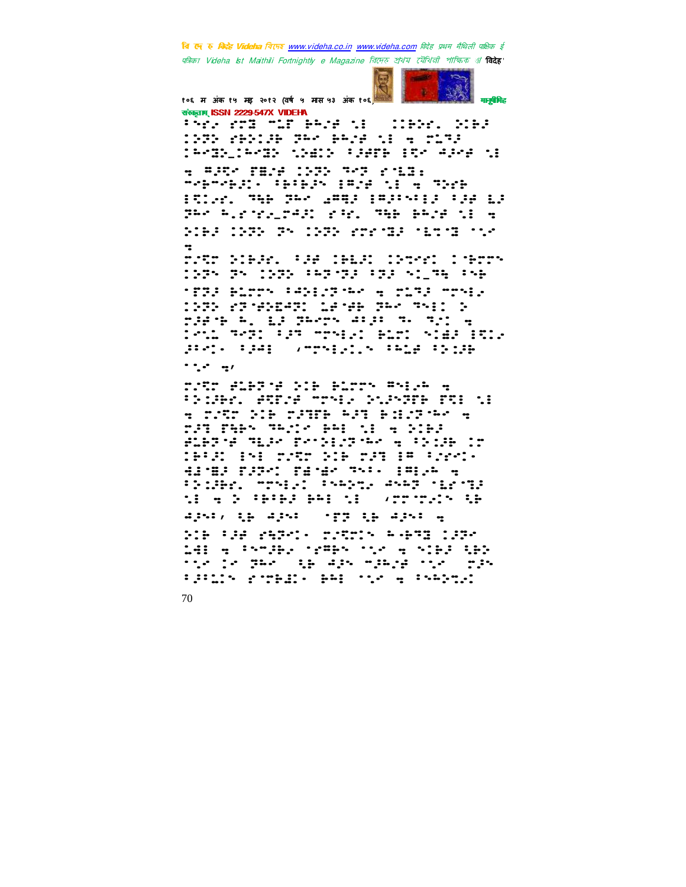संस्कृताम् ISSN 2229-547X VIDEHA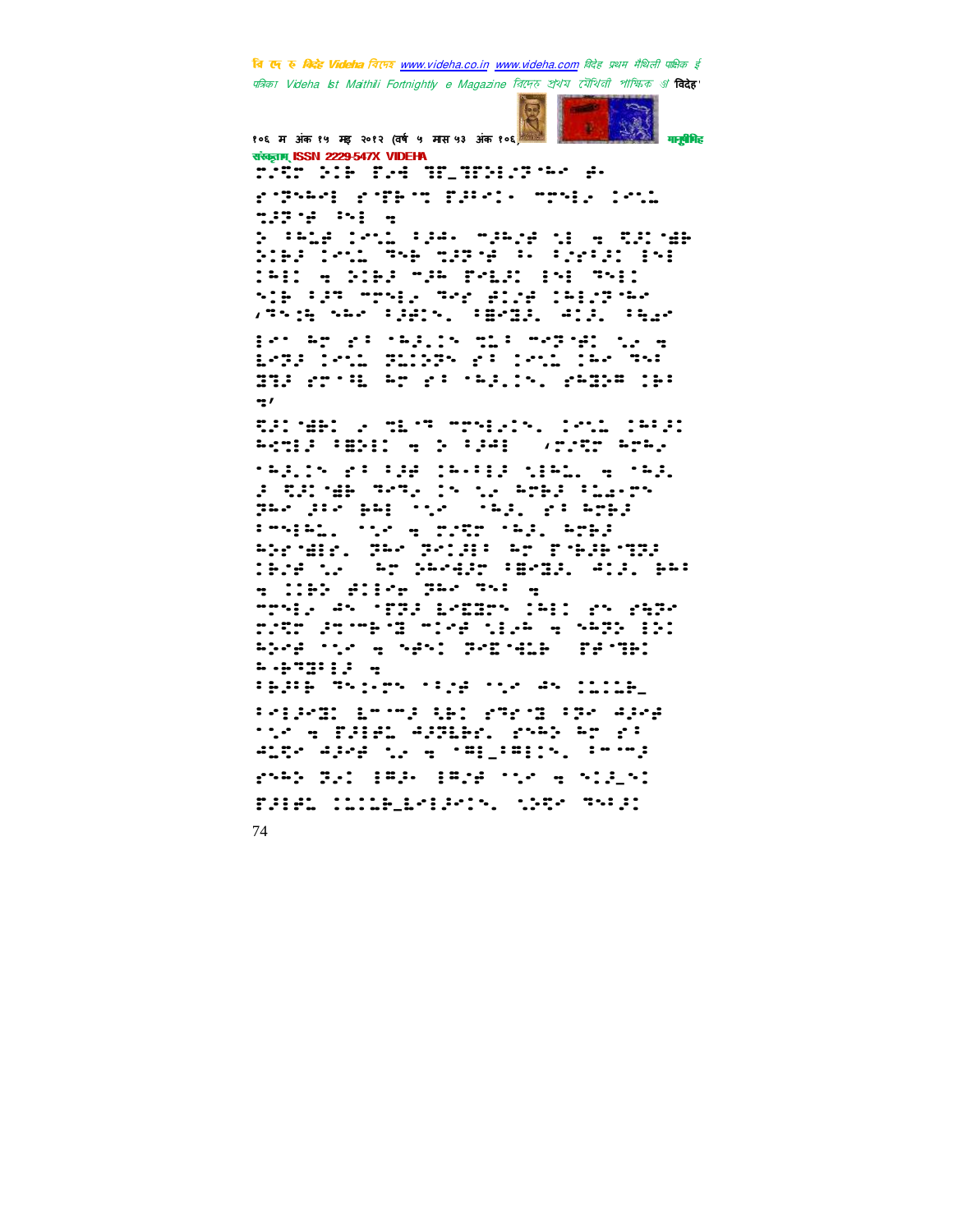⠐⠚⠻⠀⠕⠃⠀⠎⠢⠀⠛⠂⠛⠂⠗⠐⠑⠀⠗⠂

⠎⠐⠚⠁⠀⠎⠐⠚⠀⠎⠀⠐⠋⠀⠐⠍⠂⠀⠇⠂⠇⠂

⠚⠐⠀⠁⠀⠱

⠂⠀⠂⠇⠀⠇⠂⠇⠂⠀⠂⠐⠁⠀⠂⠇⠀⠂⠀⠱⠀⠎⠀⠃

⠕⠃⠀⠇⠂⠇⠂⠀⠂⠀⠂⠀⠂⠀⠁⠂⠁⠀⠂

⠇⠀⠱⠀⠕⠃⠀⠐⠀⠎⠀⠂⠀⠂

⠂⠀⠂⠀⠐⠂⠀⠂⠀⠇⠂⠐⠂

⠴⠂⠀⠂⠀⠂⠀⠂⠀⠂⠀⠂

⠂⠀⠂⠀⠎⠂⠀⠂⠀⠂⠀⠐⠂⠀⠂⠀⠱

⠇⠂⠀⠇⠂⠇⠂⠀⠂⠀⠎⠂⠀⠇⠂⠀⠂

⠂⠀⠎⠂⠀⠂⠀⠎⠂⠀⠂⠀⠂⠀⠂

⠱⠄

74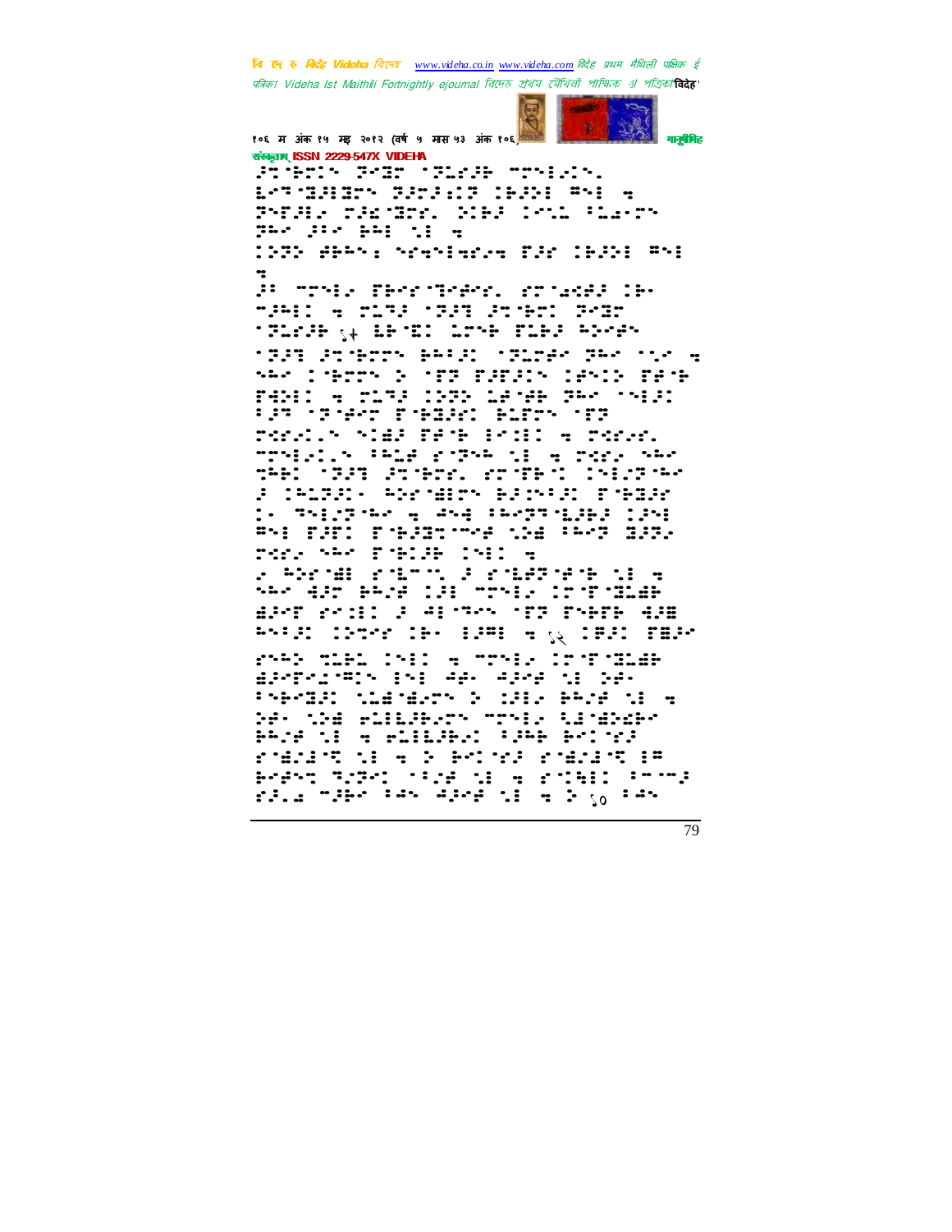संस्कृताम् ISSN 2229-547X VIDEHA

⠼⠅⠊⠃⠗⠁⠝ ⠏⠑⠙⠗ ⠁⠏⠥⠗⠼⠓ ⠍⠅⠝⠊⠐⠊⠝⠲ ⠇⠐⠅⠈⠝⠼⠊⠝⠗⠝ ⠝⠼⠅⠼⠆⠁⠏ ⠉⠓⠼⠆⠊ ⠓⠝⠊ ⠒ ⠏⠝⠋⠼⠊⠐ ⠏⠼⠖⠈⠝⠗⠲ ⠆⠊⠓⠼ ⠉⠐⠅⠤ ⠁⠤⠢⠐⠝ ⠝⠓⠐ ⠼⠁⠐ ⠃⠓⠊ ⠈⠊ ⠒ ⠉⠝⠏ ⠙⠃⠓⠢⠂ ⠎⠑⠒⠝⠊⠒⠗⠐⠒ ⠋⠼⠗ ⠉⠓⠼⠆⠊ ⠓⠝⠊ ⠒

⠼⠁ ⠍⠅⠝⠊⠐ ⠋⠓⠐⠗⠈⠝⠐⠙⠗⠲ ⠑⠅⠈⠖⠙⠼ ⠉⠓⠐ ⠍⠼⠓⠊⠉ ⠒ ⠅⠥⠝⠼ ⠈⠏⠼⠝ ⠼⠅⠈⠃⠗⠉ ⠏⠑⠙⠗ ⠈⠏⠥⠗⠼⠓ ⠁⠃⠈⠙⠉ ⠥⠗⠊⠃ ⠋⠥⠃⠼ ⠓⠕⠗⠙⠝ ⠈⠏⠼⠝ ⠼⠅⠈⠃⠗⠗⠝ ⠃⠓⠊⠼⠁ ⠈⠏⠥⠗⠙⠐ ⠏⠓⠐ ⠈⠉⠐ ⠒ ⠎⠓⠐ ⠉⠈⠃⠗⠗⠝ ⠆ ⠈⠏⠏ ⠋⠼⠋⠼⠝ ⠉⠙⠝⠊⠆ ⠋⠙⠈⠃ ⠋⠙⠆⠊⠉ ⠒ ⠍⠥⠝⠼ ⠉⠝⠏ ⠥⠙⠈⠙⠃ ⠏⠓⠐ ⠎⠊⠼⠁ ⠁⠼⠍ ⠈⠏⠈⠙⠗ ⠋⠈⠃⠼⠙⠉ ⠃⠥⠋⠗⠝ ⠈⠏⠏ ⠏⠗⠗⠐⠉⠝ ⠎⠊⠙⠼ ⠋⠙⠈⠃ ⠊⠐⠊⠉⠉ ⠒ ⠏⠗⠗⠐⠲ ⠍⠅⠝⠊⠐⠉⠝ ⠁⠓⠥⠙ ⠗⠈⠏⠓⠓ ⠈⠊ ⠒ ⠏⠗⠗⠐ ⠎⠓⠐ ⠞⠓⠃⠉ ⠈⠏⠼⠍ ⠼⠅⠈⠃⠗⠗⠲ ⠗⠅⠈⠋⠃⠈⠉ ⠉⠝⠊⠉⠏⠈⠓⠐ ⠼ ⠉⠓⠥⠏⠼⠉⠐ ⠓⠕⠗⠈⠙⠊⠗⠝ ⠃⠼⠅⠝⠊⠼⠉ ⠋⠈⠃⠼⠙⠗ ⠉⠐ ⠏⠝⠊⠉⠏⠈⠓⠐ ⠒ ⠙⠝⠑ ⠁⠓⠐⠏⠏⠈⠥⠼⠃⠼ ⠉⠼⠝⠊ ⠓⠝⠊ ⠋⠼⠋⠉ ⠋⠈⠃⠼⠏⠼⠍⠗ ⠈⠥⠙⠑ ⠁⠓⠐⠏ ⠙⠼⠏⠐ ⠏⠗⠗⠐ ⠎⠓⠐ ⠋⠈⠃⠊⠼⠃ ⠉⠝⠊⠉ ⠒

⠐ ⠓⠕⠗⠈⠙⠊ ⠗⠈⠃⠍⠉ ⠼ ⠗⠈⠃⠙⠏⠈⠙⠈⠃ ⠈⠊ ⠒ ⠎⠓⠐ ⠙⠼⠗ ⠃⠓⠐⠙ ⠉⠼⠊ ⠍⠅⠝⠊⠐ ⠉⠅⠈⠋⠈⠙⠥⠙⠃ ⠙⠼⠐⠋ ⠗⠐⠉⠊⠉ ⠼ ⠙⠊⠈⠝⠐⠝ ⠈⠏⠏ ⠋⠝⠃⠋⠃ ⠙⠼⠝ ⠓⠝⠊⠼⠉ ⠉⠏⠅⠐⠗ ⠉⠃⠐ ⠊⠼⠍⠊ ⠒ ⠼⠁⠃ ⠉⠋⠼⠉ ⠋⠙⠼⠐ ⠗⠓⠃ ⠍⠥⠃⠥ ⠉⠝⠊⠉ ⠒ ⠍⠅⠝⠊⠐ ⠉⠅⠈⠋⠈⠙⠥⠙⠃ ⠙⠼⠐⠋⠐⠥⠐⠍⠉⠝ ⠊⠝⠊ ⠙⠙⠐ ⠙⠼⠐⠙ ⠈⠊ ⠆⠙⠐ ⠁⠝⠃⠐⠙⠼⠉ ⠈⠥⠙⠈⠙⠐⠗⠝ ⠆ ⠉⠊⠊⠐ ⠃⠓⠐⠙ ⠈⠊ ⠒ ⠆⠙⠐ ⠈⠥⠙ ⠗⠥⠊⠊⠥⠼⠃⠐⠗⠝ ⠍⠅⠝⠊⠐ ⠈⠥⠈⠙⠗⠃⠗⠃⠐ ⠃⠓⠐⠙ ⠈⠊ ⠒ ⠗⠥⠊⠊⠥⠼⠃⠐⠉ ⠁⠼⠓⠃ ⠃⠐⠉⠈⠗⠼ ⠗⠈⠙⠐⠉⠈⠏ ⠈⠊ ⠒ ⠆ ⠃⠐⠉⠈⠗⠼ ⠗⠈⠙⠐⠉⠈⠏ ⠊⠍ ⠃⠐⠙⠝⠏ ⠏⠈⠏⠃⠉ ⠈⠉⠙ ⠈⠊ ⠒ ⠗⠉⠓⠊⠉ ⠁⠍⠍⠼ ⠗⠼⠲⠤ ⠍⠼⠃⠐ ⠁⠙⠝ ⠙⠼⠐⠙ ⠈⠊ ⠒ ⠆ ⠼⠁⠚ ⠁⠙⠝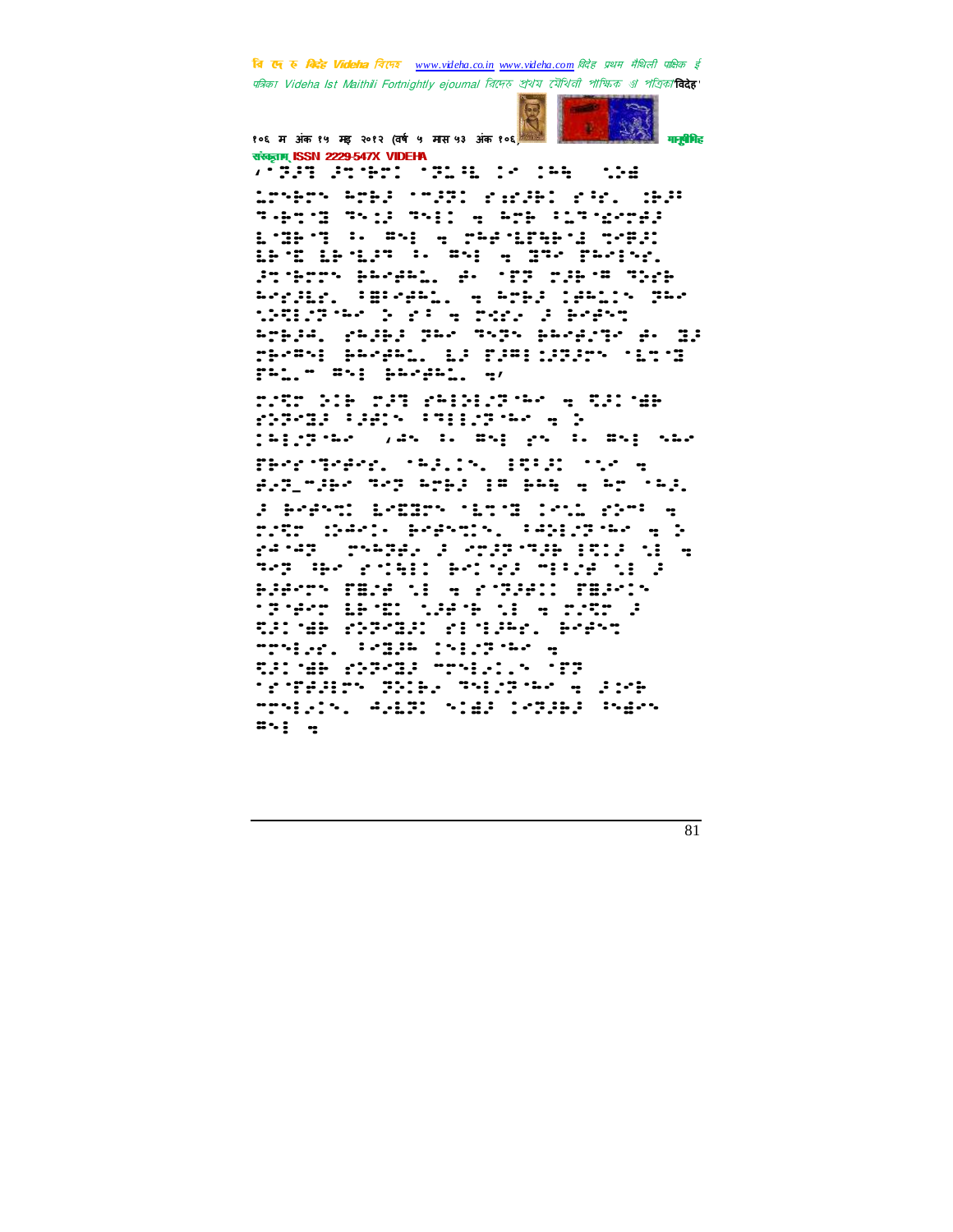संस्कृताम् ISSN 2229-547X VIDEHA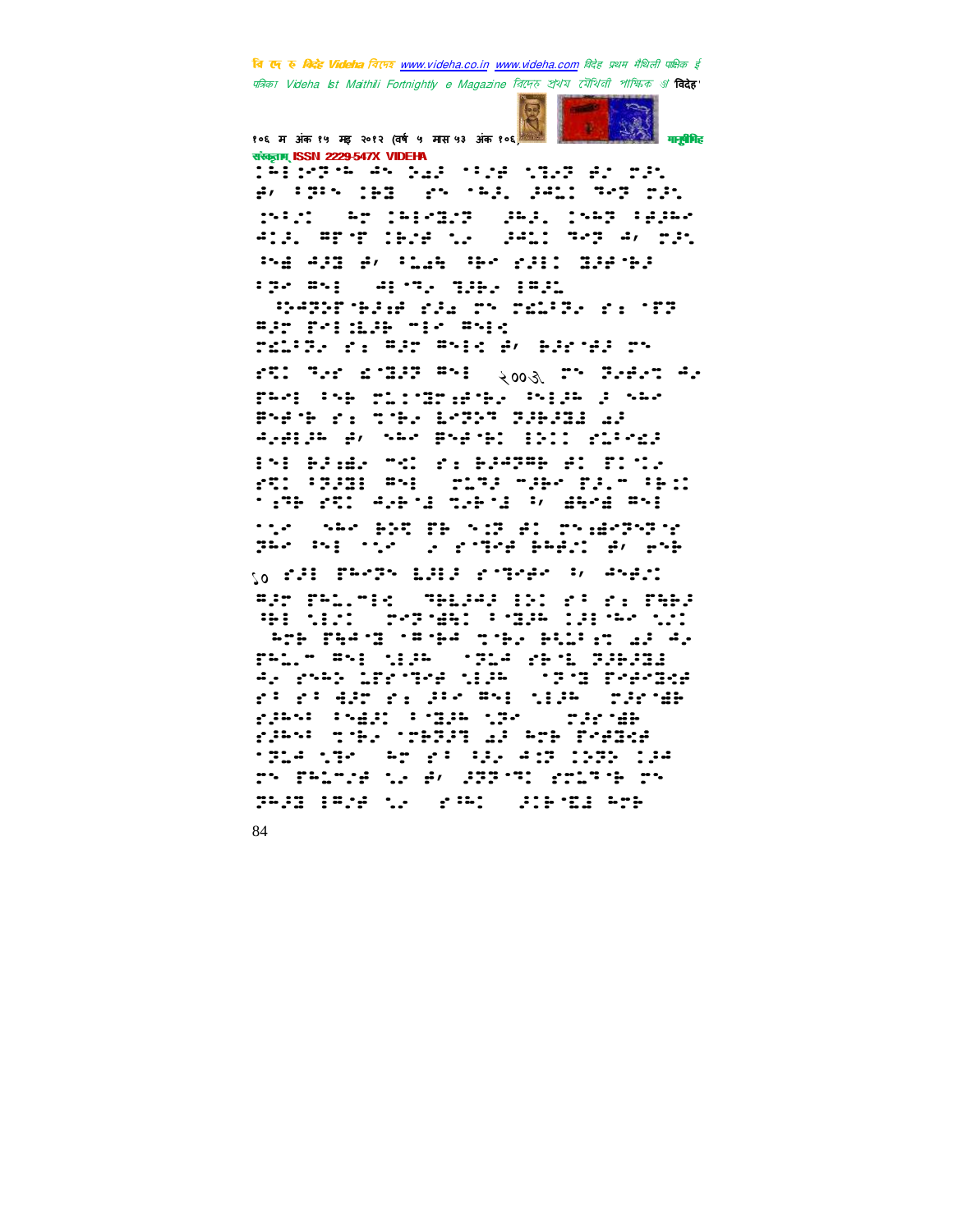​⠫⠒⠇⠈⠀⠙⠣⠅⠿⠣⠦⠏⠇⠄⠀⠞⠅⠇⠓⠆⠏⠀⠃⠊⠥⠎⠀⠗⠀⠅⠁⠙⠽⠀⠝⠓⠣⠃⠁⠉⠓⠀⠁⠻⠎⠞⠑⠍⠁⠞⠊⠉⠭⠇⠽⠀⠊⠝⠀⠁⠝⠽⠀⠋⠕⠗⠍⠀⠃⠽⠀⠁⠝⠽⠀⠍⠑⠁⠝⠎⠲

​⠠⠞⠓⠊⠎⠀⠏⠁⠛⠑⠀⠉⠕⠝⠞⠁⠊⠝⠎⠀⠃⠗⠁⠊⠇⠇⠑⠀⠞⠑⠭⠞⠀⠞⠓⠁⠞⠀⠊⠎⠀⠝⠕⠞⠀⠗⠑⠁⠙⠁⠃⠇⠑⠀⠁⠎⠀⠏⠇⠁⠊⠝⠀⠞⠑⠭⠞⠲

२००३

१०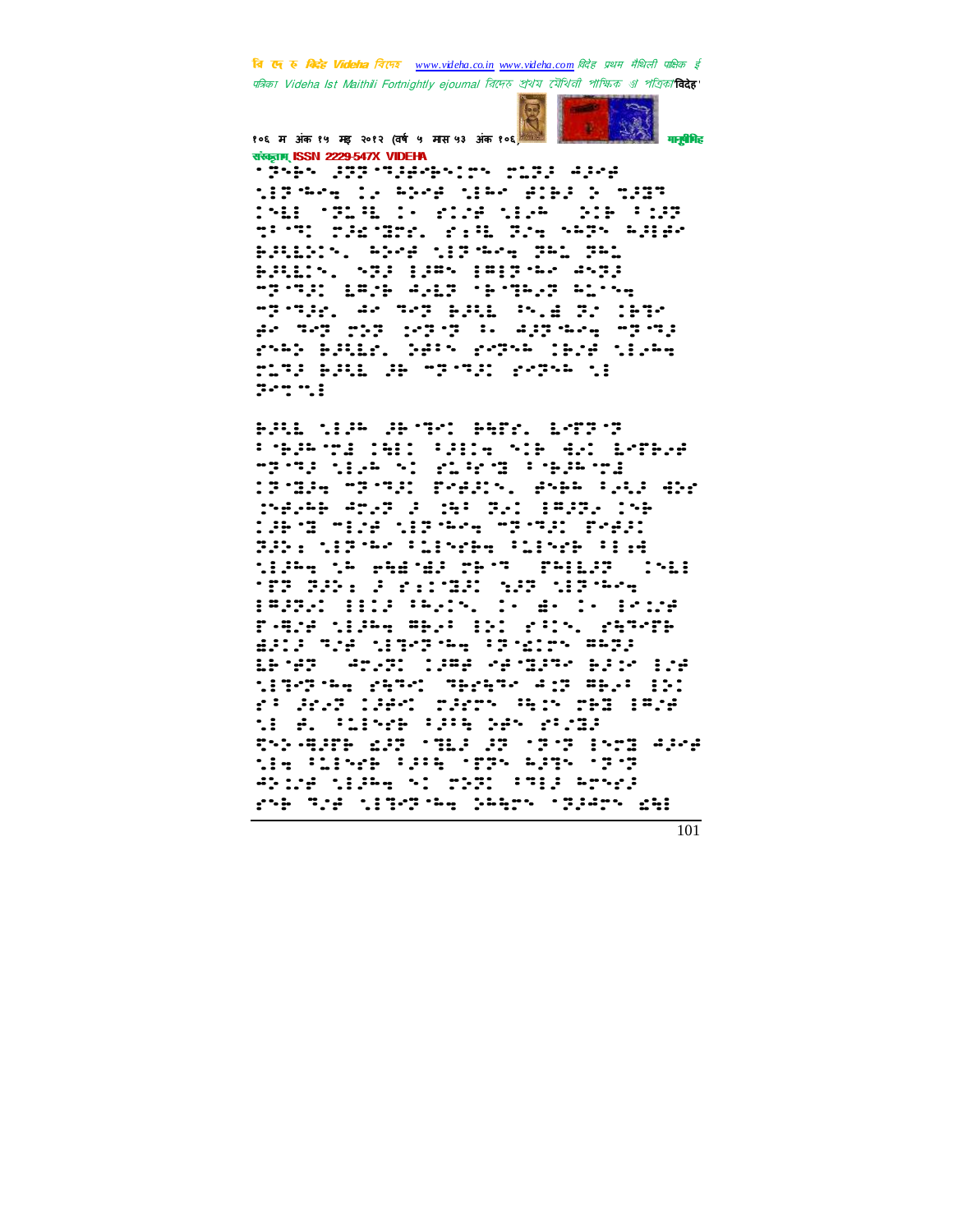संस्कृताम् ISSN 2229-547X VIDEHA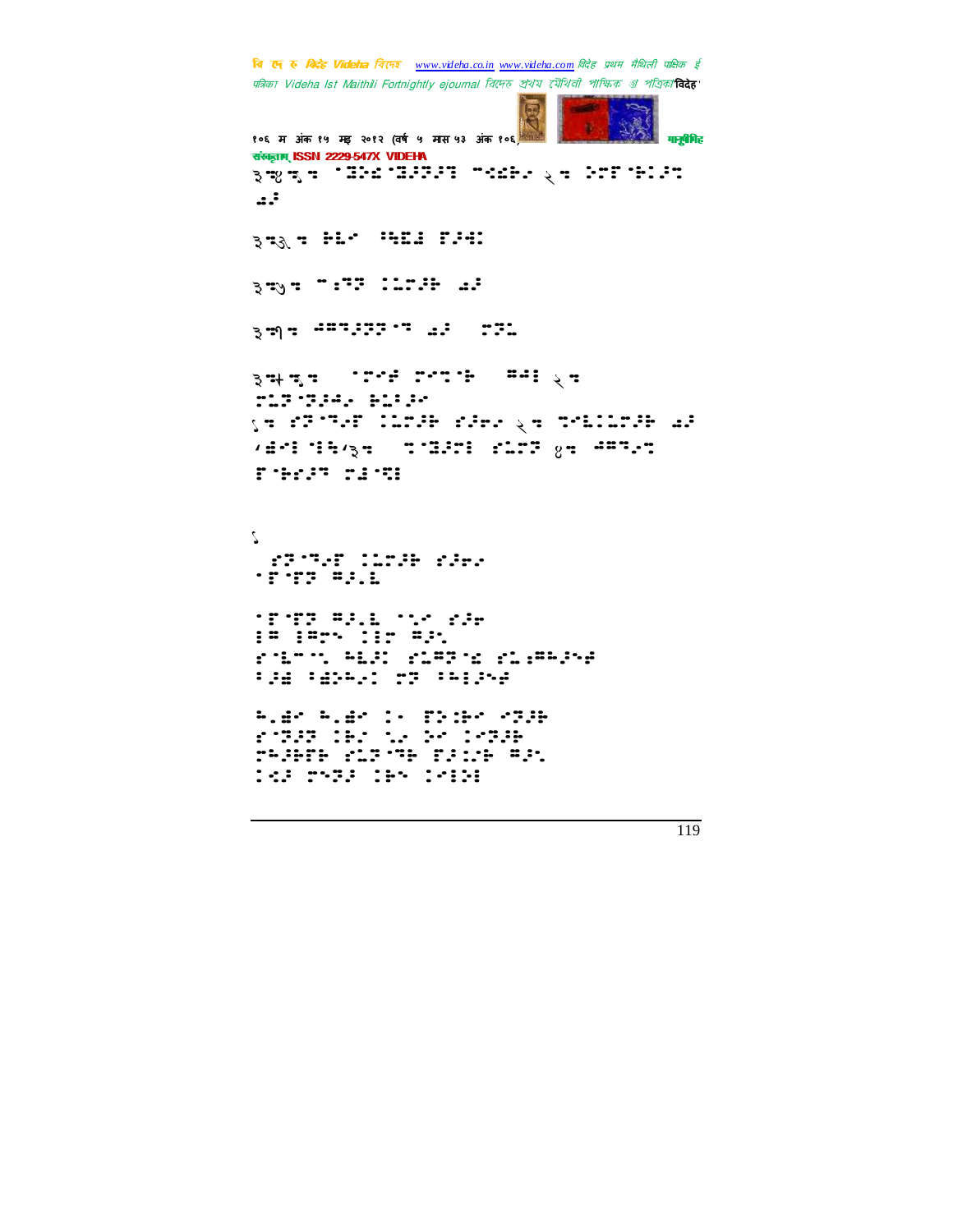३⁚४⁚: ⁚⁚⁚⁚⁚⁚⁚⁚⁚ ⁚⁚⁚⁚⁚ २⁚ ⁚⁚⁚⁚⁚⁚⁚ ⁚⁚

३⁚३⁚ ⁚⁚⁚ ⁚⁚⁚⁚ ⁚⁚⁚

३⁚५⁚ ⁚⁚⁚ ⁚⁚⁚⁚ ⁚⁚

३⁚१⁚ ⁚⁚⁚⁚⁚⁚ ⁚⁚ ⁚⁚⁚

३⁚+⁚: ⁚⁚⁚ ⁚⁚⁚⁚ ⁚⁚⁚ २⁚
⁚⁚⁚⁚⁚⁚ ⁚⁚⁚⁚
१⁚ ⁚⁚⁚⁚ ⁚⁚⁚⁚ ⁚⁚⁚⁚ २⁚ ⁚⁚⁚⁚⁚⁚ ⁚⁚
'⁚⁚ ⁚⁚'३⁚ ⁚⁚⁚⁚ ⁚⁚⁚ ४⁚ ⁚⁚⁚⁚
⁚⁚⁚⁚ ⁚⁚⁚

१

⁚⁚⁚⁚ ⁚⁚⁚⁚ ⁚⁚⁚
⁚⁚⁚⁚ ⁚⁚⁚

⁚⁚⁚⁚ ⁚⁚⁚ ⁚⁚ ⁚⁚
⁚⁚ ⁚⁚⁚ ⁚⁚ ⁚⁚
⁚⁚⁚ ⁚⁚⁚ ⁚⁚⁚⁚ ⁚⁚⁚⁚⁚⁚
⁚⁚ ⁚⁚⁚⁚ ⁚⁚ ⁚⁚⁚⁚

⁚⁚⁚ ⁚⁚⁚ ⁚⁚ ⁚⁚⁚⁚ ⁚⁚⁚
⁚⁚⁚⁚ ⁚⁚ ⁚⁚ ⁚⁚ ⁚⁚⁚⁚
⁚⁚⁚⁚ ⁚⁚⁚⁚ ⁚⁚⁚⁚ ⁚⁚
⁚⁚ ⁚⁚⁚ ⁚⁚ ⁚⁚⁚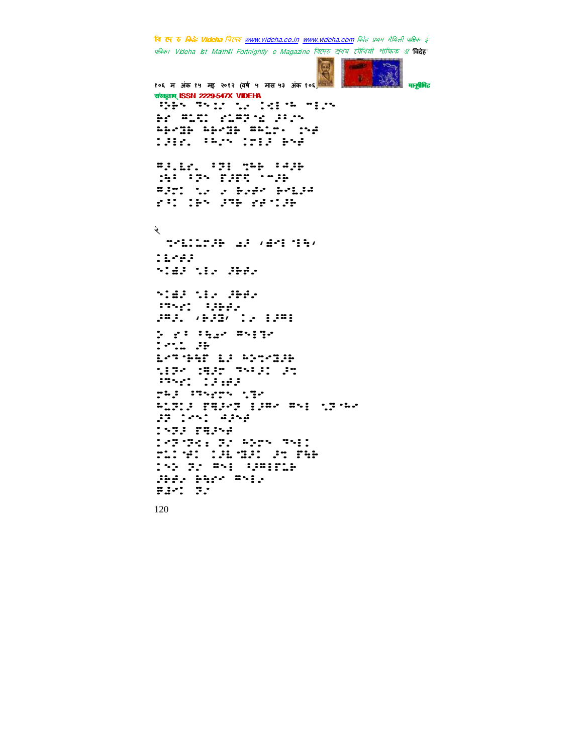⠎⠽⠗⠕⠀⠙⠕⠉⠎⠀⠁⠂⠀⠇⠊⠪⠀⠐⠊⠷⠀⠑⠊⠷⠕
⠗⠢⠀⠍⠥⠝⠀⠢⠥⠍⠙⠈⠜⠀⠚⠆⠊⠕
⠓⠗⠊⠻⠗⠀⠓⠗⠊⠻⠗⠀⠍⠓⠥⠝⠄⠀⠨⠕⠋
⠇⠚⠆⠢⠄⠀⠆⠓⠥⠕⠀⠇⠝⠆⠚⠀⠗⠕⠋

⠍⠚⠄⠇⠢⠄⠀⠆⠙⠆⠀⠙⠓⠗⠀⠆⠓⠚⠗
⠨⠻⠆⠀⠆⠙⠕⠀⠏⠚⠏⠝⠀⠈⠑⠚⠗
⠍⠚⠏⠝⠀⠡⠂⠀⠂⠀⠗⠂⠋⠊⠀⠗⠊⠇⠚⠋
⠢⠆⠀⠇⠗⠕⠀⠚⠙⠗⠀⠢⠋⠈⠇⠚⠗

२

⠀⠙⠊⠇⠇⠥⠏⠚⠗⠀⠌⠚⠀⠌⠫⠊⠆⠈⠇⠹⠌
⠇⠇⠊⠋⠚
⠕⠈⠫⠚⠀⠡⠆⠂⠀⠚⠗⠋⠂

⠕⠈⠫⠚⠀⠡⠆⠂⠀⠚⠗⠋⠂
⠆⠙⠕⠢⠀⠆⠚⠗⠋⠂
⠚⠍⠚⠄⠀⠌⠗⠚⠙⠌⠀⠇⠂⠀⠆⠚⠍⠆
⠕⠀⠢⠆⠀⠆⠹⠌⠊⠀⠍⠕⠆⠙⠊
⠇⠊⠕⠥⠀⠚⠗
⠇⠊⠙⠈⠗⠓⠏⠀⠇⠚⠀⠓⠕⠙⠊⠻⠚⠗
⠈⠆⠙⠊⠀⠨⠻⠚⠊⠀⠙⠕⠆⠚⠇⠀⠚⠙
⠆⠙⠕⠢⠀⠇⠚⠫⠚
⠏⠓⠚⠀⠆⠙⠕⠢⠏⠕⠀⠡⠙⠊
⠓⠥⠙⠇⠚⠀⠏⠻⠚⠊⠙⠀⠆⠚⠍⠊⠀⠍⠕⠆⠀⠡⠙⠈⠓⠊
⠚⠙⠀⠇⠊⠕⠇⠀⠋⠚⠕⠋
⠇⠕⠙⠚⠀⠏⠻⠚⠕⠋
⠇⠊⠙⠈⠙⠢⠆⠀⠙⠂⠀⠓⠕⠏⠕⠀⠙⠕⠆⠇
⠏⠥⠇⠈⠋⠇⠀⠇⠚⠇⠈⠻⠚⠇⠀⠚⠙⠀⠏⠹⠗
⠇⠕⠕⠀⠙⠂⠀⠍⠕⠆⠀⠆⠚⠍⠆⠏⠥⠗
⠚⠗⠋⠂⠀⠗⠗⠢⠊⠀⠍⠕⠆⠂
⠿⠆⠊⠇⠀⠙⠂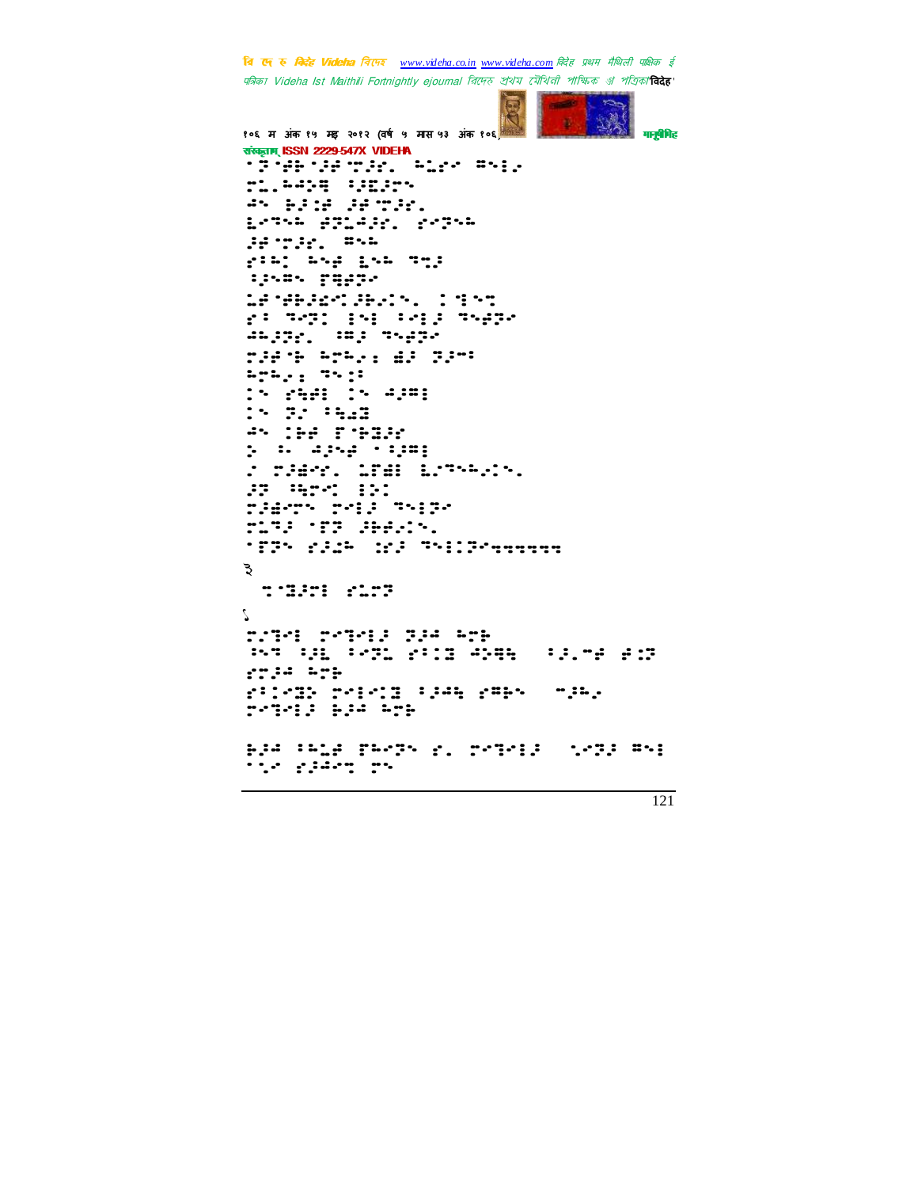३

१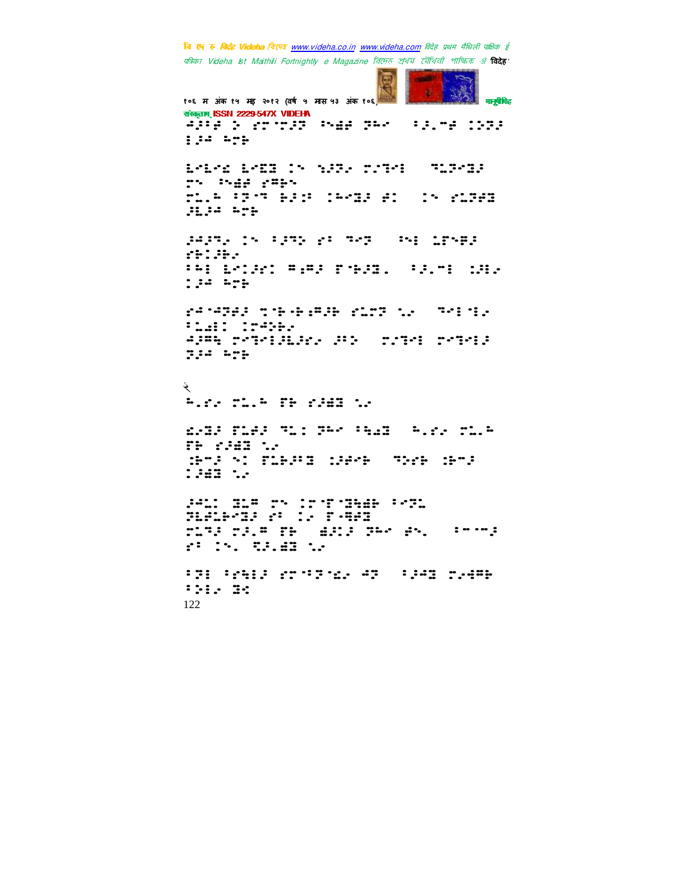⠫⠕⠦⠋⠀⠕⠀⠎⠉⠊⠉⠕⠝⠀⠣⠷⠋⠀⠝⠓⠀⠀⠦⠕⠠⠉⠋⠀⠇⠕⠝⠕
⠇⠕⠢⠀⠓⠉⠗

⠇⠊⠇⠊⠩⠀⠇⠊⠿⠀⠇⠕⠀⠔⠕⠝⠂⠀⠉⠎⠝⠊⠇⠀⠀⠹⠥⠝⠊⠻⠕
⠉⠕⠀⠣⠕⠫⠋⠀⠎⠯⠗⠕

⠉⠥⠄⠓⠀⠦⠝⠈⠉⠀⠗⠕⠎⠀⠇⠓⠊⠻⠕⠀⠋⠇⠀⠀⠇⠕⠀⠎⠥⠝⠋⠿
⠕⠥⠕⠢⠀⠓⠉⠗

⠕⠢⠕⠉⠂⠀⠇⠕⠀⠦⠕⠹⠕⠀⠎⠦⠀⠹⠊⠝⠀⠀⠣⠃⠀⠥⠏⠕⠯⠕
⠎⠗⠇⠕⠗⠂
⠦⠓⠃⠀⠇⠊⠇⠕⠎⠇⠀⠯⠕⠯⠕⠀⠏⠈⠗⠕⠿⠄⠀⠀⠦⠕⠄⠉⠃⠀⠇⠕⠃⠂
⠇⠕⠢⠀⠓⠉⠗

⠎⠢⠈⠢⠝⠋⠕⠀⠹⠈⠗⠈⠗⠕⠯⠕⠗⠀⠎⠥⠉⠝⠀⠌⠂⠀⠀⠹⠊⠃⠈⠃⠂
⠦⠥⠫⠇⠀⠇⠏⠢⠕⠗⠂
⠢⠕⠯⠱⠀⠉⠊⠹⠊⠃⠕⠥⠕⠎⠂⠀⠕⠦⠕⠀⠀⠉⠎⠹⠊⠃⠀⠉⠊⠹⠊⠃⠕
⠝⠕⠢⠀⠓⠉⠗

२

⠓⠄⠎⠂⠀⠉⠥⠄⠓⠀⠏⠗⠀⠎⠕⠫⠿⠀⠌⠂

⠩⠂⠻⠕⠀⠏⠥⠋⠕⠀⠹⠥⠃⠀⠝⠓⠊⠀⠦⠱⠩⠿⠀⠀⠓⠄⠎⠂⠀⠉⠥⠄⠓
⠏⠗⠀⠎⠕⠫⠿⠀⠌⠂
⠇⠗⠉⠕⠀⠔⠃⠀⠏⠥⠗⠕⠻⠀⠇⠕⠋⠊⠗⠀⠀⠹⠕⠎⠗⠀⠇⠗⠉⠕
⠇⠕⠫⠿⠀⠌⠂

⠕⠢⠥⠃⠀⠿⠥⠯⠀⠉⠕⠀⠇⠉⠈⠏⠈⠿⠱⠫⠗⠀⠦⠊⠹⠥
⠹⠥⠋⠥⠗⠊⠻⠕⠀⠎⠦⠀⠇⠂⠀⠏⠈⠯⠋⠿
⠉⠥⠹⠕⠀⠉⠕⠄⠯⠀⠏⠗⠀⠀⠫⠕⠃⠕⠀⠝⠓⠊⠀⠋⠕⠄⠀⠀⠦⠉⠈⠉⠕
⠎⠦⠀⠇⠕⠄⠀⠻⠕⠄⠫⠿⠀⠌⠂

⠦⠝⠃⠀⠦⠎⠱⠃⠕⠀⠎⠉⠈⠦⠝⠈⠩⠂⠀⠢⠝⠀⠀⠦⠕⠢⠿⠀⠉⠂⠫⠯⠗
⠦⠕⠃⠂⠀⠿⠩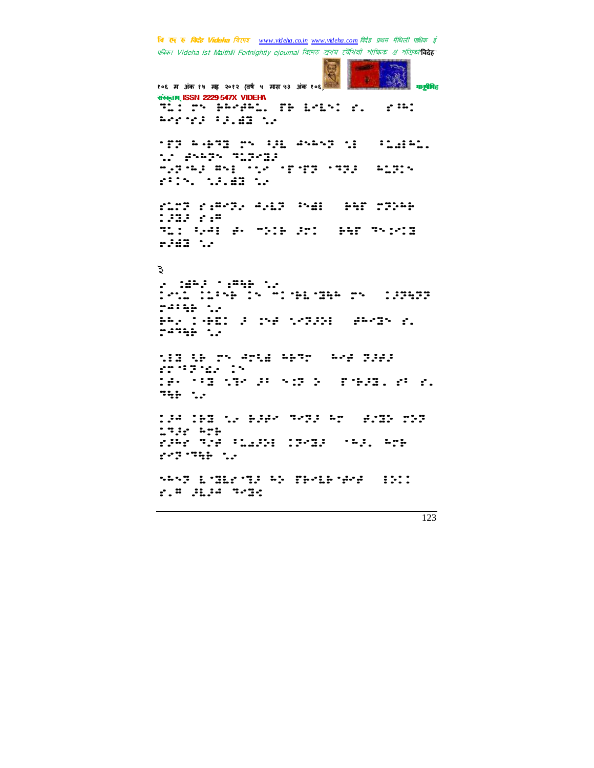३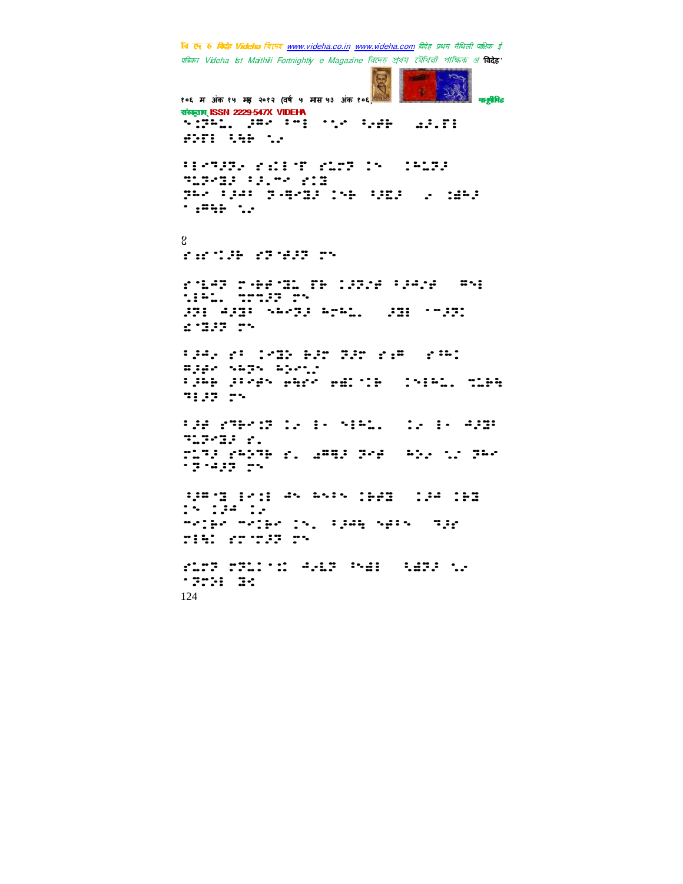⠢⠾⠗⠓⠤⠄ ⠠⠿⠢ ⠐⠉⠇ ⠈⠂⠢ ⠐⠢⠿⠗ ⠀⠤⠐⠂⠋⠇ ⠿⠕⠋⠇ ⠐⠻⠗ ⠐⠢

⠐⠇⠢⠙⠠⠟⠢ ⠎⠪⠇⠈⠋ ⠎⠥⠉⠟ ⠾⠢ ⠀⠾⠓⠥⠟⠠ ⠙⠥⠟⠢⠽⠠ ⠐⠠⠂⠉⠢ ⠎⠾⠽ ⠟⠓⠢ ⠐⠠⠂⠔ ⠟⠤⠻⠢⠽⠠ ⠾⠢⠗ ⠐⠠⠽⠡ ⠀⠢ ⠾⠿⠓⠠ ⠈⠱⠻⠗ ⠐⠢

४

⠎⠪⠈⠇⠠⠗ ⠎⠟⠈⠖⠠⠟ ⠉⠢

⠎⠈⠥⠔⠟ ⠉⠤⠗⠖⠈⠽⠄ ⠋⠗ ⠾⠠⠟⠢⠖ ⠐⠠⠔⠢⠖ ⠀⠿⠢⠇ ⠐⠇⠓⠄ ⠙⠉⠈⠠⠟ ⠉⠢ ⠠⠟⠇ ⠔⠠⠽⠂ ⠢⠓⠢⠟⠠ ⠓⠉⠓⠥⠄ ⠀⠠⠽⠇ ⠈⠉⠠⠟⠇ ⠪⠈⠽⠠⠟ ⠉⠢

⠐⠠⠔⠢ ⠎⠂ ⠾⠢⠽⠕ ⠗⠠⠉ ⠟⠠⠉ ⠎⠪⠿ ⠀⠎⠐⠓⠇ ⠿⠠⠖⠢ ⠢⠓⠟⠢ ⠓⠕⠢⠥⠢ ⠐⠠⠓⠗ ⠠⠂⠢⠖⠢ ⠖⠻⠕⠢ ⠖⠫⠇⠈⠗ ⠀⠾⠢⠇⠓⠄ ⠙⠥⠗⠻ ⠙⠇⠠⠟ ⠉⠢

⠐⠠⠖ ⠎⠙⠗⠢⠾⠟ ⠾⠢ ⠇⠂ ⠢⠇⠓⠄ ⠀⠾⠢ ⠇⠂ ⠔⠠⠽⠂ ⠙⠥⠟⠢⠽⠠ ⠎⠄ ⠉⠥⠙⠠ ⠎⠓⠕⠙⠗ ⠎⠄ ⠤⠿⠻⠠ ⠟⠢⠖ ⠀⠓⠕⠢ ⠈⠢ ⠟⠓⠢ ⠈⠟⠈⠔⠠⠟ ⠉⠢

⠐⠠⠿⠈⠽ ⠇⠢⠪⠇ ⠔⠢ ⠓⠢⠂⠢ ⠾⠗⠖⠽ ⠀⠾⠠⠔ ⠾⠗⠽ ⠾⠢ ⠾⠠⠔ ⠾⠢ ⠤⠢⠪⠗⠢ ⠤⠢⠪⠗⠢ ⠾⠢⠄ ⠐⠠⠔⠻ ⠢⠖⠂⠢ ⠀⠙⠠⠖ ⠉⠇⠻⠇ ⠎⠉⠈⠉⠠⠟ ⠉⠢

⠎⠥⠉⠟ ⠉⠟⠥⠇⠈⠪ ⠔⠢⠥⠟ ⠐⠢⠫⠇ ⠀⠐⠫⠟⠠ ⠈⠢ ⠈⠟⠉⠕⠇ ⠽⠪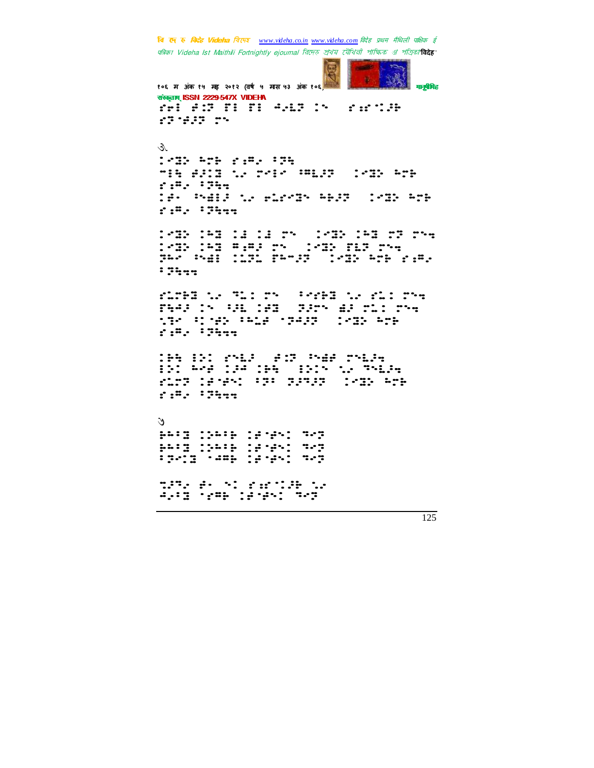३.

७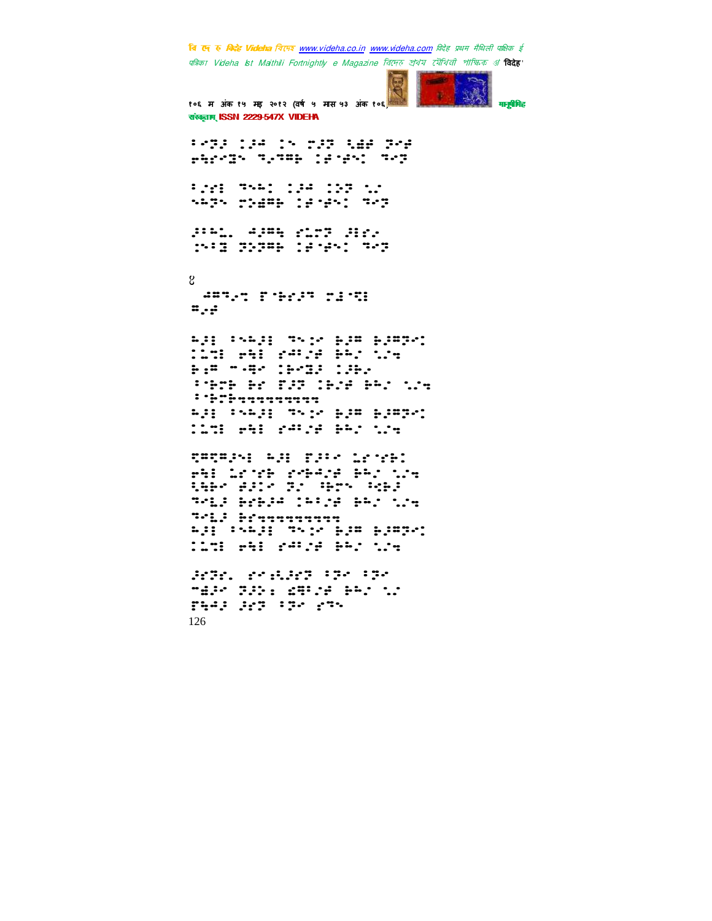८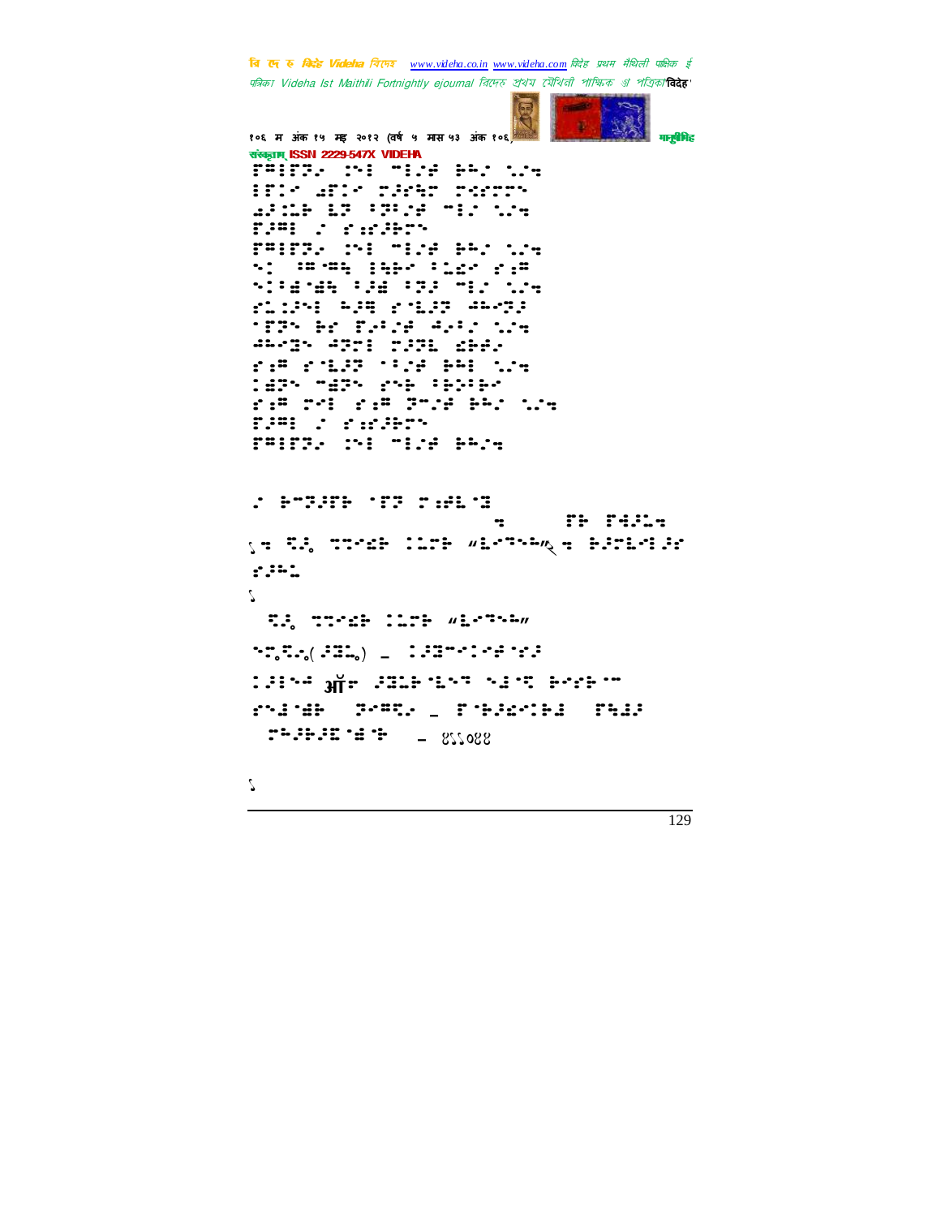⠋⠛⠊⠋⠝⠄ ⠔⠊ ⠍⠊⠒⠞ ⠓⠥⠂ ⠒⠔

⠊⠋⠒ ⠡⠋⠒ ⠝⠗⠳⠗ ⠝⠑⠋⠝⠕

⠡⠗⠒⠓ ⠇⠝ ⠅⠝⠊⠒⠞ ⠍⠊⠂ ⠒⠔

⠋⠗⠛⠊ ⠂ ⠋⠎⠗⠓⠝⠕

⠋⠛⠊⠋⠝⠄ ⠔⠊ ⠍⠊⠒⠞ ⠓⠥⠂ ⠒⠔

⠕⠂ ⠛⠍⠛⠹ ⠊⠓⠃⠂ ⠅⠇⠎⠂ ⠋⠛

⠕⠒⠅⠎⠎⠹ ⠅⠗⠎ ⠅⠝⠗ ⠍⠊⠂ ⠒⠔

⠋⠇⠒⠗⠊ ⠓⠗⠻ ⠋⠇⠗⠝ ⠙⠓⠂⠝⠗

⠅⠝⠕ ⠓⠎ ⠋⠗⠒⠞ ⠙⠂⠅⠂ ⠒⠔

⠙⠓⠂⠝⠕ ⠙⠝⠊ ⠝⠗⠝⠇ ⠎⠓⠙⠂

⠋⠛ ⠋⠇⠗⠝ ⠅⠒⠞ ⠓⠥⠊ ⠒⠔

⠊⠎⠝⠕ ⠍⠎⠝⠕ ⠋⠕⠓ ⠅⠓⠝⠅⠓⠂

⠋⠛ ⠝⠊ ⠋⠛ ⠝⠍⠒⠞ ⠓⠥⠂ ⠒⠔

⠋⠗⠛⠊ ⠂ ⠋⠎⠗⠓⠝⠕

⠋⠛⠊⠋⠝⠄ ⠔⠊ ⠍⠊⠒⠞ ⠓⠥⠔

⠂ ⠓⠍⠝⠗⠋⠓ ⠅⠋⠝ ⠝⠎⠗⠇⠅⠝

⠔ ⠋⠓ ⠋⠙⠗⠇⠔

⠎⠔ ⠝⠗⠂ ⠝⠝⠂⠎⠓ ⠊⠇⠝⠓ "⠇⠂⠝⠕⠓" ⠔ ⠓⠗⠝⠇⠂⠊⠗⠂

⠋⠗⠓⠇

⠎

⠝⠗⠂ ⠝⠝⠂⠎⠓ ⠊⠇⠝⠓ "⠇⠂⠝⠕⠓"

⠕⠝⠂⠝⠂⠂(⠗⠝⠇⠂) – ⠊⠗⠝⠍⠂⠊⠂⠞⠅⠎⠗

⠊⠗⠊⠕⠞ ऑ⠔ ⠗⠝⠇⠓⠅⠇⠕⠝ ⠕⠇⠅⠝ ⠓⠂⠎⠓⠅⠍

⠎⠕⠇⠅⠎⠓ ⠝⠂⠍⠝⠂ – ⠋⠅⠓⠗⠎⠂⠊⠓⠇ ⠋⠹⠇⠗

⠝⠓⠗⠓⠗⠝⠅⠎⠅⠓ – ४१९०४४

⠎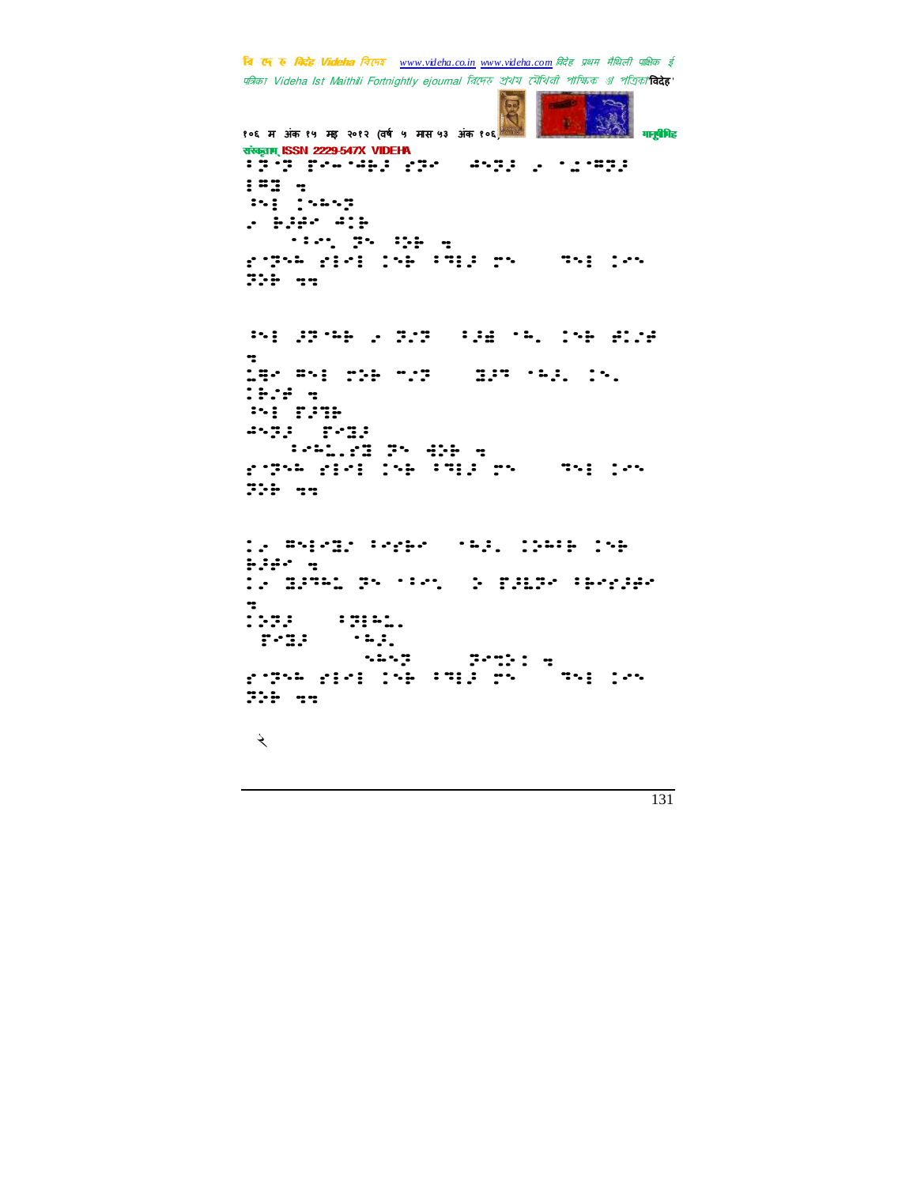२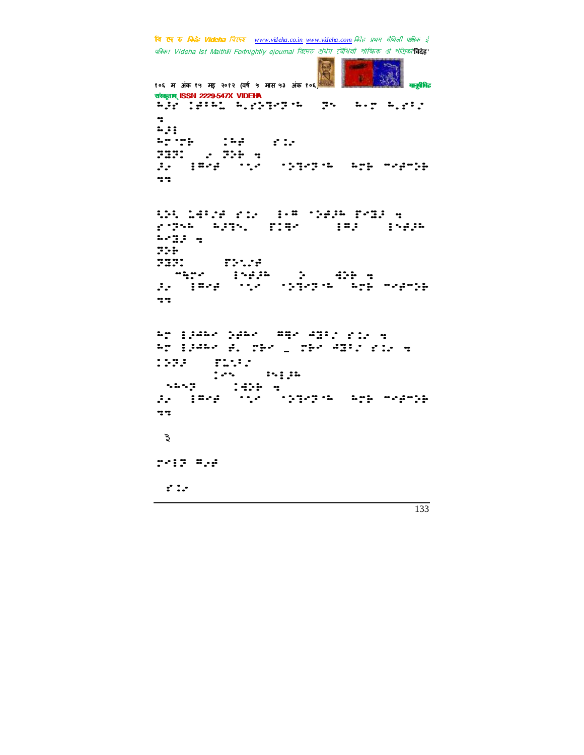३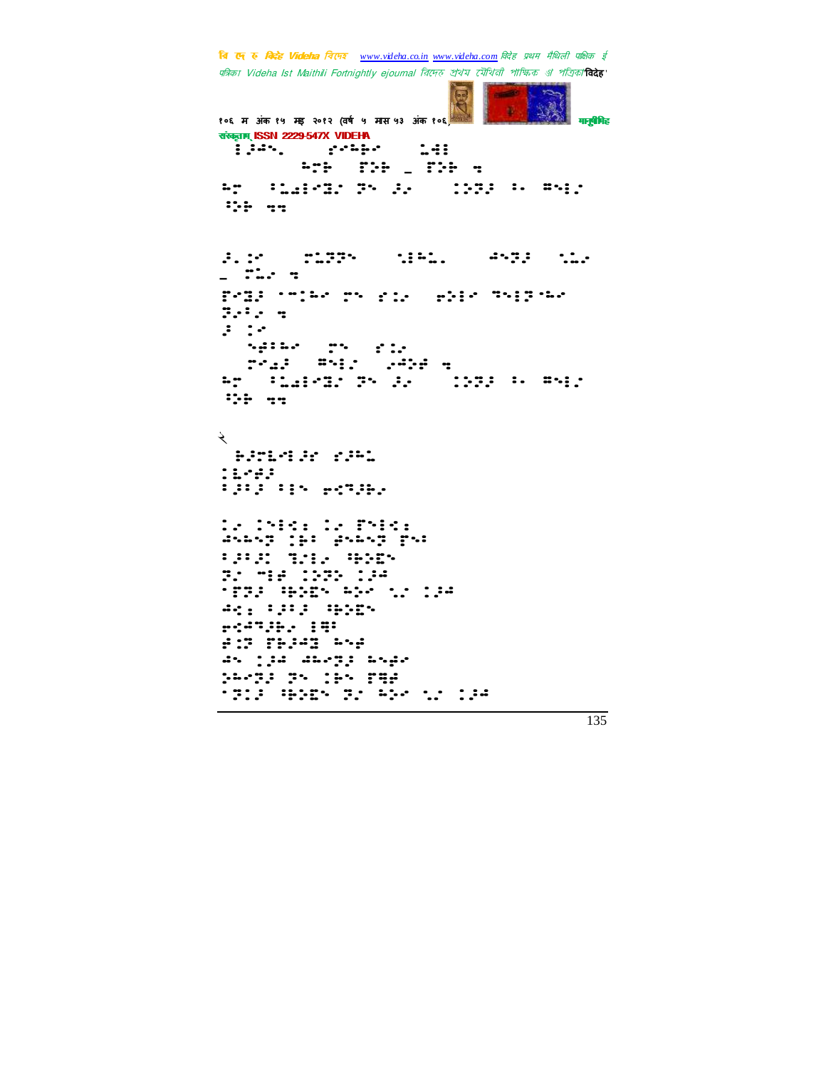२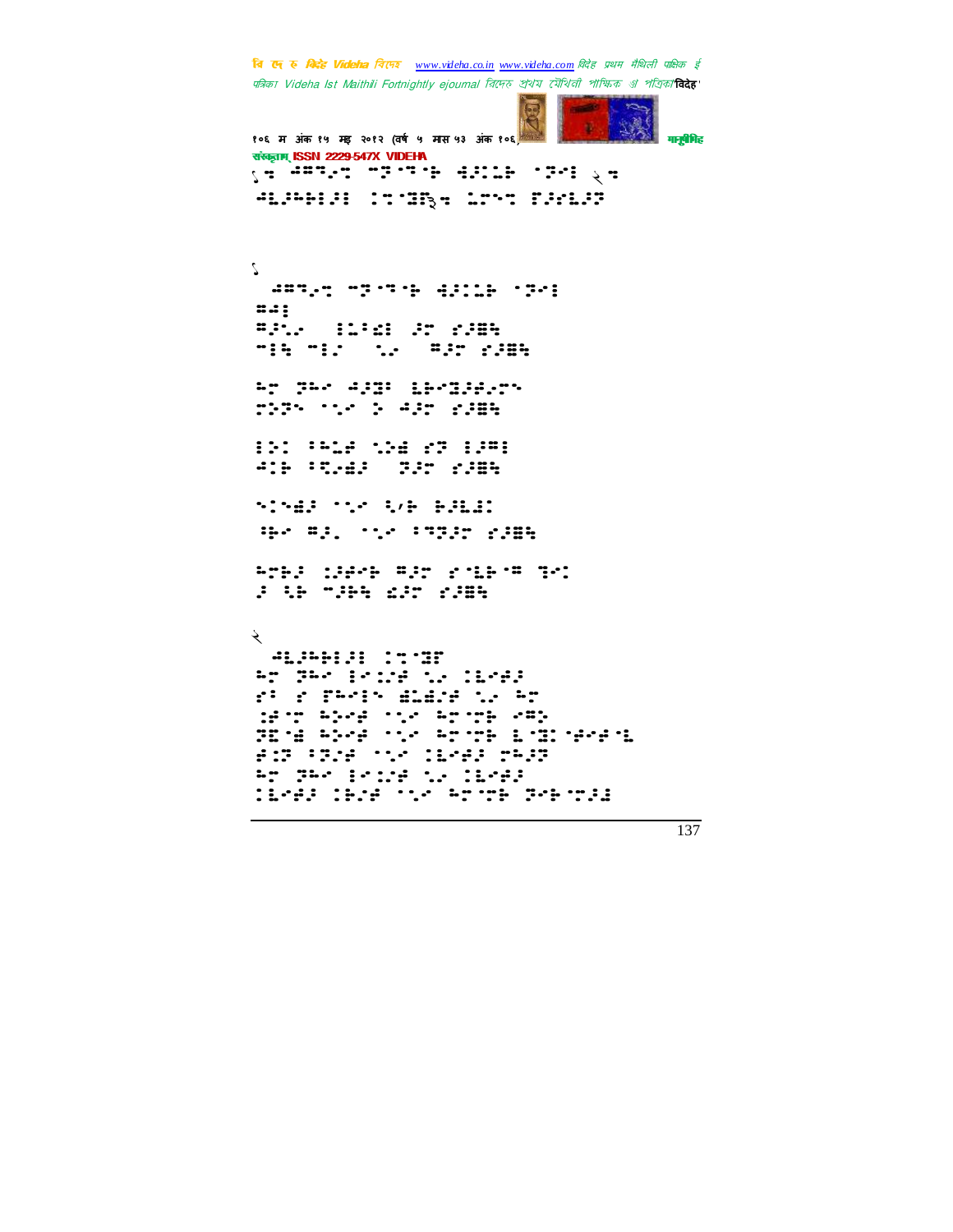१ ⠒⠉⠝⠕⠊⠑ ⠀⠝⠞⠁⠝⠁⠗ ⠺⠚⠅⠇⠗ ⠈⠞⠊⠇ २ ⠒⠉⠧⠚⠓⠗⠇⠚⠇ ⠇⠉⠈⠹⠿⠒ ⠧⠍⠑⠉ ⠟⠚⠊⠧⠚⠞

१

⠒⠉⠝⠕⠊⠑ ⠀⠝⠞⠁⠝⠁⠗ ⠺⠚⠅⠇⠗ ⠈⠞⠊⠇
⠉⠒⠇
⠉⠚⠢⠔ ⠇⠥⠈⠫⠇ ⠚⠍ ⠊⠚⠿⠓
⠁⠇⠓ ⠁⠇⠊ ⠀⠢⠔ ⠀⠉⠚⠍ ⠊⠚⠿⠓

⠓⠍ ⠟⠓⠊ ⠒⠚⠽⠁ ⠧⠗⠊⠽⠚⠋⠢⠍⠑
⠍⠕⠟⠑ ⠈⠢⠔ ⠕ ⠒⠚⠍ ⠊⠚⠿⠓

⠇⠕⠅ ⠁⠓⠧⠫ ⠢⠕⠫ ⠊⠟ ⠇⠚⠉⠇
⠒⠇⠗ ⠁⠝⠢⠫⠚ ⠀⠟⠚⠍ ⠊⠚⠿⠓

⠑⠇⠑⠫⠚ ⠈⠢⠔ ⠓⠌⠗ ⠗⠚⠧⠫⠇
⠁⠗⠊ ⠉⠚⠂ ⠈⠢⠔ ⠁⠝⠟⠚⠍ ⠊⠚⠿⠓

⠓⠍⠗⠚ ⠥⠚⠋⠗ ⠉⠚⠍ ⠊⠈⠧⠗⠈⠉ ⠙⠊⠇
⠚ ⠓⠗ ⠁⠚⠗⠓ ⠫⠚⠍ ⠊⠚⠿⠓

२

⠒⠉⠧⠚⠓⠗⠇⠚⠇ ⠇⠉⠈⠹⠿
⠓⠍ ⠟⠓⠊ ⠇⠊⠥⠚⠋ ⠢⠔ ⠇⠧⠊⠋⠚
⠊⠁ ⠊ ⠟⠓⠊⠇⠑ ⠫⠧⠫⠚⠋ ⠢⠔ ⠓⠍
⠥⠋⠈⠍ ⠓⠕⠊⠋ ⠈⠢⠔ ⠓⠍⠈⠍⠗ ⠊⠉⠕
⠟⠿⠈⠫ ⠓⠕⠊⠋ ⠈⠢⠔ ⠓⠍⠈⠍⠗ ⠧⠈⠹⠇⠈⠋⠊⠋⠈⠧
⠋⠇⠟ ⠁⠟⠚⠋ ⠈⠢⠔ ⠇⠧⠊⠋⠚ ⠍⠓⠚⠟
⠓⠍ ⠟⠓⠊ ⠇⠊⠥⠚⠋ ⠢⠔ ⠇⠧⠊⠋⠚
⠇⠧⠊⠋⠚ ⠇⠗⠚⠋ ⠈⠢⠔ ⠓⠍⠈⠍⠗ ⠟⠊⠗⠈⠍⠚⠫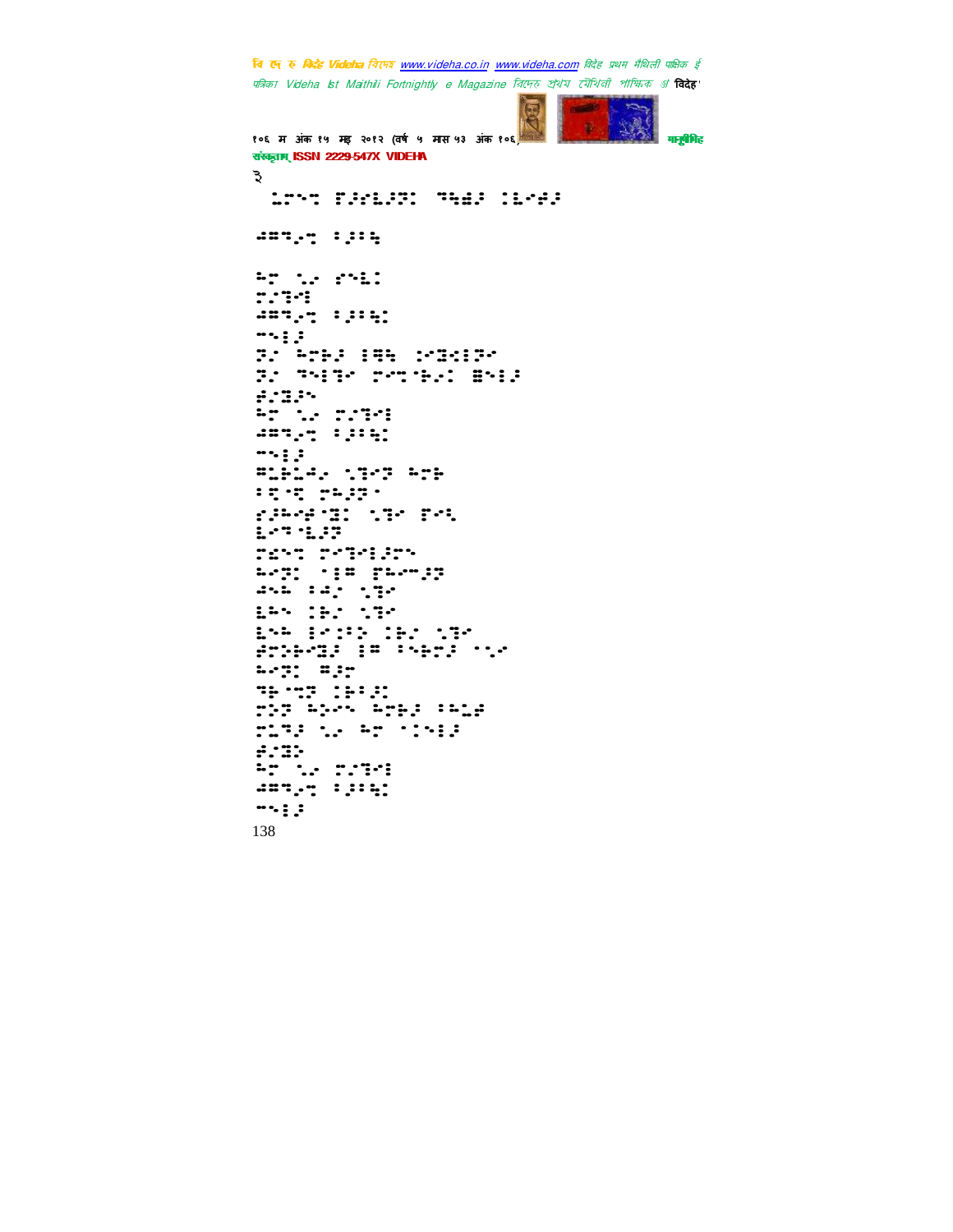३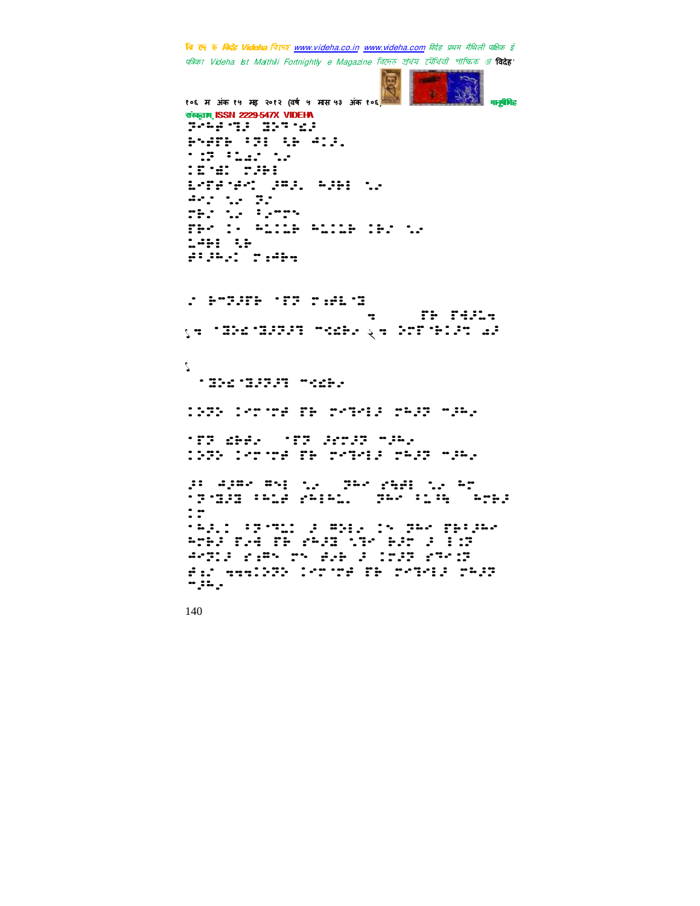⠝⠊⠓⠂⠊⠛⠆ ⠽⠕⠙⠀⠩⠂
⠗⠪⠂⠟⠗ ⠅⠝⠕ ⠉⠗ ⠲⠅⠂⠄
⠈⠅⠝ ⠅⠥⠂ ⠡⠄
⠅⠿⠄⠌⠅ ⠍⠂⠗⠅
⠇⠋⠟⠊⠅⠊⠍ ⠂⠛⠂⠄ ⠓⠂⠗⠅ ⠡⠄
⠲⠊⠄ ⠡⠄ ⠝⠂
⠍⠗⠂ ⠡⠄ ⠅⠂⠍⠝⠕
⠟⠗⠂ ⠅⠄ ⠓⠥⠅⠅⠗ ⠓⠥⠅⠅⠗ ⠅⠗⠂ ⠡⠄
⠥⠲⠗⠅ ⠉⠗
⠱⠅⠂⠓⠂⠅ ⠍⠅⠲⠗⠹

⠂ ⠗⠍⠝⠂⠟⠗ ⠈⠟⠝ ⠍⠅⠱⠥⠈⠽

⠹ ⠟⠗ ⠟⠹⠂⠥⠹

१⠹ ⠈⠽⠕⠣⠈⠽⠂⠝⠂⠝ ⠍⠪⠩⠗⠄ २⠹ ⠕⠍⠟⠈⠗⠅⠂⠝ ⠩⠂

१

⠈⠽⠕⠣⠈⠽⠂⠝⠂⠝ ⠍⠪⠩⠗⠄

⠅⠕⠝⠕ ⠅⠊⠍⠈⠍⠱ ⠟⠗ ⠍⠊⠝⠊⠅⠂ ⠍⠓⠂⠝ ⠍⠂⠓⠄

⠈⠟⠝ ⠩⠗⠱⠄ ⠈⠟⠝ ⠂⠎⠍⠂⠝ ⠍⠂⠓⠄
⠅⠕⠝⠕ ⠅⠊⠍⠈⠍⠱ ⠟⠗ ⠍⠊⠝⠊⠅⠂ ⠍⠓⠂⠝ ⠍⠂⠓⠄

⠂⠅ ⠲⠂⠛⠊ ⠛⠪⠅ ⠡⠄ ⠝⠓⠊ ⠎⠹⠱⠅ ⠡⠄ ⠓⠍
⠈⠝⠈⠽⠂⠽ ⠅⠓⠥⠱ ⠎⠓⠅⠓⠥⠄ ⠝⠓⠊ ⠅⠥⠹ ⠓⠍⠗⠂
⠅⠍
⠈⠓⠂⠄⠅ ⠅⠝⠈⠍⠥⠅ ⠂ ⠛⠕⠅⠄ ⠅⠪ ⠝⠓⠊ ⠟⠗⠅⠂⠓⠊
⠓⠍⠗⠂ ⠟⠄⠹ ⠟⠗ ⠎⠓⠂⠽ ⠡⠝⠊ ⠗⠂⠍ ⠂ ⠅⠅⠝
⠲⠊⠝⠅⠂ ⠎⠅⠛⠪ ⠍⠪ ⠱⠄⠗ ⠂ ⠅⠍⠂⠝ ⠎⠍⠊⠅⠝
⠱⠅⠄ ⠹⠹⠹⠅⠕⠝⠕ ⠅⠊⠍⠈⠍⠱ ⠟⠗ ⠍⠊⠝⠊⠅⠂ ⠍⠓⠂⠝
⠍⠂⠓⠄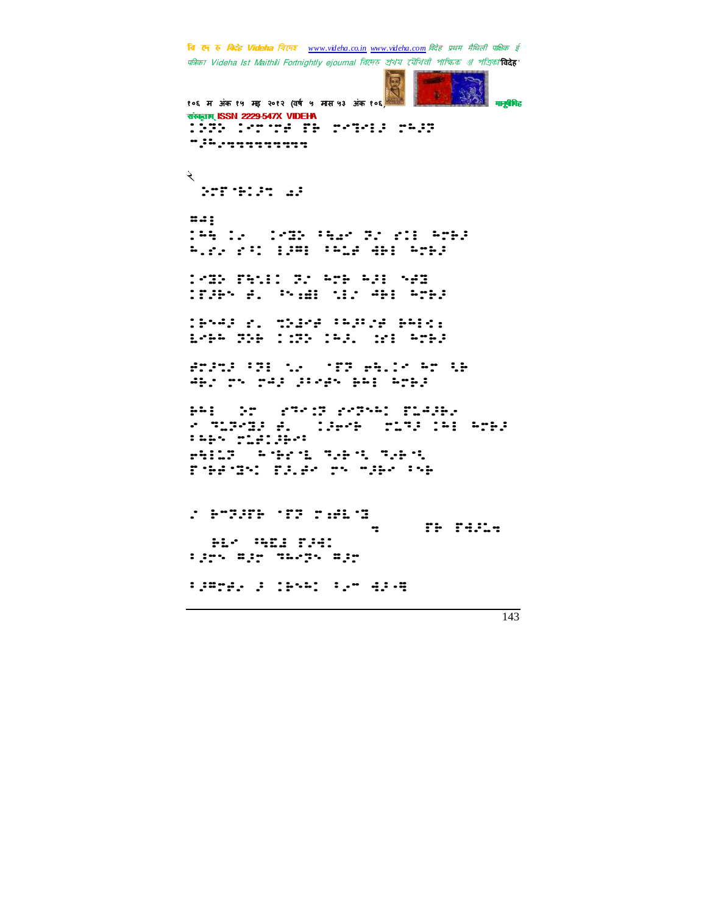⠅⠄⠏⠝⠄⠀⠅⠊⠍⠐⠍⠋⠀⠏⠗⠀⠍⠊⠝⠊⠅⠃⠀⠍⠓⠃⠝
⠒⠃⠓⠔⠒⠒⠒⠒⠒⠒⠒⠒⠒⠒

२

⠀⠕⠍⠏⠐⠗⠅⠃⠝⠀⠡⠃

⠿⠫⠇
⠅⠓⠱⠀⠅⠔⠀⠀⠅⠊⠿⠕⠀⠁⠱⠡⠊⠀⠝⠔⠀⠑⠅⠇⠀⠓⠍⠗⠃
⠓⠔⠑⠔⠀⠑⠁⠅⠀⠇⠃⠿⠇⠀⠁⠓⠩⠋⠀⠫⠗⠇⠀⠓⠍⠗⠃

⠅⠊⠿⠕⠀⠏⠱⠔⠇⠅⠀⠝⠔⠀⠓⠍⠗⠀⠓⠃⠇⠀⠐⠱⠋⠿
⠅⠏⠃⠗⠌⠀⠋⠄⠀⠁⠌⠡⠿⠇⠀⠐⠇⠅⠀⠫⠗⠇⠀⠓⠍⠗⠃

⠅⠗⠌⠫⠃⠀⠑⠄⠀⠹⠕⠇⠊⠋⠀⠁⠓⠃⠔⠋⠀⠗⠓⠇⠅⠆
⠇⠊⠗⠓⠀⠝⠕⠗⠀⠅⠅⠝⠕⠀⠅⠓⠃⠄⠀⠀⠕⠑⠇⠀⠓⠍⠗⠃

⠋⠍⠃⠹⠔⠃⠀⠁⠝⠇⠀⠌⠔⠀⠀⠐⠏⠝⠀⠗⠱⠄⠅⠊⠀⠓⠍⠀⠇⠗
⠫⠗⠔⠀⠍⠌⠀⠍⠊⠫⠃⠀⠃⠁⠊⠋⠌⠀⠗⠓⠇⠀⠓⠍⠗⠃

⠗⠓⠇⠀⠀⠕⠍⠀⠀⠑⠹⠊⠅⠝⠀⠑⠊⠝⠌⠓⠅⠀⠏⠇⠫⠃⠗⠔
⠊⠀⠹⠇⠝⠊⠿⠃⠀⠋⠄⠀⠀⠅⠃⠗⠊⠗⠀⠀⠍⠇⠹⠃⠀⠅⠓⠇⠀⠓⠍⠗⠃
⠁⠓⠗⠌⠀⠍⠇⠋⠅⠃⠗⠊⠁
⠗⠱⠇⠇⠝⠀⠀⠓⠐⠗⠊⠐⠇⠀⠹⠔⠗⠐⠌⠀⠹⠔⠗⠐⠌
⠏⠐⠗⠋⠐⠿⠌⠅⠀⠏⠃⠄⠋⠊⠀⠍⠌⠀⠒⠃⠗⠊⠀⠁⠌⠗

⠔⠀⠗⠒⠝⠃⠏⠗⠀⠐⠏⠝⠀⠍⠡⠋⠇⠐⠿
⠒⠀⠀⠀⠀⠀⠏⠗⠀⠏⠫⠃⠇⠒
⠀⠀⠃⠇⠊⠀⠁⠱⠿⠇⠀⠏⠃⠫⠅
⠁⠃⠍⠌⠀⠿⠃⠍⠀⠹⠓⠊⠝⠌⠀⠿⠃⠍

⠁⠃⠿⠍⠋⠄⠀⠃⠀⠅⠗⠌⠓⠅⠀⠁⠔⠒⠀⠫⠃⠊⠿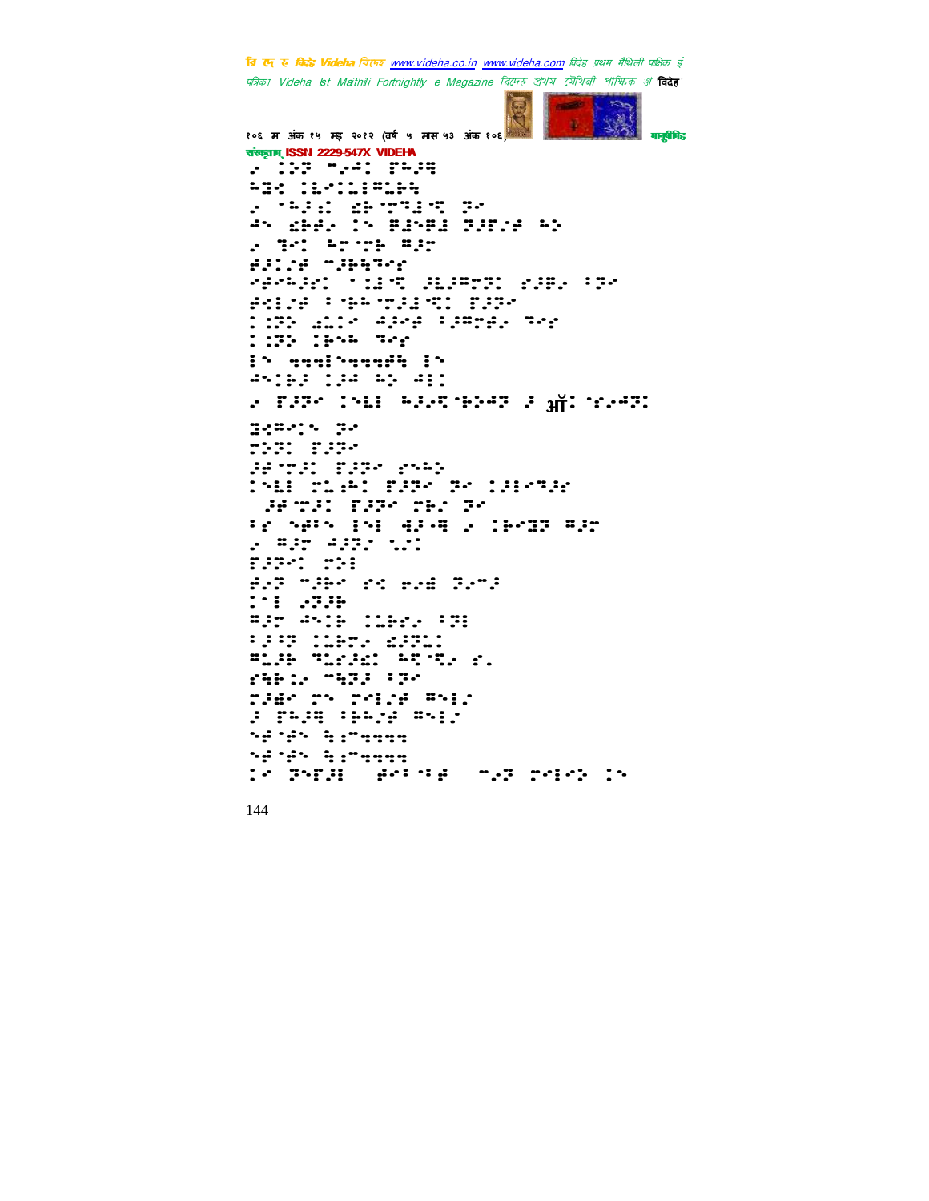ॅ ⠼⠽⠟⠀⠊⠴⠲⠅⠀⠏⠓⠼⠻
⠓⠻⠎⠀⠅⠥⠊⠅⠥⠃⠍⠥⠗⠓
⠴⠀⠈⠓⠜⠡⠀⠎⠗⠉⠝⠹⠥⠩⠀⠝⠊
⠲⠉⠀⠎⠗⠋⠴⠀⠅⠉⠀⠟⠥⠉⠟⠥⠀⠝⠼⠏⠔⠋⠀⠓⠕
⠴⠀⠹⠊⠅⠀⠓⠉⠉⠗⠀⠍⠜⠉
⠋⠜⠅⠔⠋⠀⠉⠜⠗⠓⠹⠊⠎
⠊⠋⠊⠓⠜⠎⠅⠀⠈⠅⠥⠩⠀⠼⠥⠼⠍⠉⠝⠅⠀⠎⠼⠟⠴⠀⠃⠝⠊
⠋⠊⠃⠔⠋⠀⠃⠈⠗⠓⠉⠜⠥⠩⠅⠀⠏⠜⠝⠊
⠅⠼⠝⠕⠀⠱⠥⠅⠊⠀⠲⠜⠊⠋⠀⠃⠼⠍⠉⠋⠴⠀⠹⠊⠎
⠅⠼⠝⠕⠀⠅⠗⠉⠓⠀⠹⠊⠎
⠃⠉⠀⠱⠱⠱⠃⠉⠱⠱⠱⠋⠹⠀⠃⠉
⠲⠉⠅⠗⠜⠀⠅⠼⠲⠀⠓⠕⠀⠲⠃⠅
⠴⠀⠏⠜⠝⠊⠀⠅⠉⠥⠃⠀⠓⠜⠴⠩⠈⠗⠕⠲⠝⠀⠜⠀ऑ⠅⠀⠈⠎⠴⠲⠝⠅
⠻⠎⠍⠊⠅⠉⠀⠝⠊
⠉⠕⠝⠅⠀⠏⠜⠝⠊
⠼⠋⠉⠜⠅⠀⠏⠜⠝⠊⠀⠎⠉⠓⠕
⠅⠉⠥⠃⠀⠉⠥⠱⠅⠀⠏⠜⠝⠊⠀⠝⠊⠀⠅⠼⠃⠊⠹⠜⠎
⠼⠋⠉⠜⠅⠀⠏⠜⠝⠊⠀⠉⠗⠅⠀⠝⠊
⠃⠎⠀⠉⠋⠃⠉⠀⠃⠉⠃⠀⠙⠜⠊⠻⠀⠴⠀⠅⠗⠊⠻⠝⠀⠍⠜⠉
⠴⠀⠍⠜⠉⠀⠲⠜⠝⠊⠀⠡⠴⠅
⠏⠜⠝⠊⠅⠀⠉⠕⠃
⠋⠴⠝⠀⠉⠜⠗⠊⠀⠎⠩⠀⠱⠴⠻⠀⠝⠴⠉⠜
⠅⠉⠃⠀⠴⠝⠜⠗
⠍⠜⠉⠀⠲⠉⠅⠗⠀⠅⠥⠗⠎⠴⠀⠃⠝⠃
⠃⠜⠩⠝⠀⠅⠥⠗⠎⠴⠀⠱⠜⠝⠥⠅
⠍⠥⠜⠗⠀⠹⠥⠎⠜⠱⠅⠀⠓⠩⠈⠹⠴⠀⠎⠲
⠎⠹⠗⠅⠔⠀⠉⠹⠝⠜⠀⠃⠝⠊
⠉⠜⠱⠊⠀⠉⠉⠀⠉⠊⠃⠔⠋⠀⠍⠉⠃⠔
⠜⠀⠏⠓⠜⠻⠀⠃⠗⠓⠔⠋⠀⠍⠉⠃⠔
⠉⠋⠈⠋⠉⠀⠹⠃⠉⠱⠱⠱⠱
⠉⠋⠈⠋⠉⠀⠹⠃⠉⠱⠱⠱⠱
⠅⠊⠀⠝⠉⠏⠜⠃⠀⠀⠋⠊⠃⠈⠃⠋⠀⠀⠉⠴⠝⠀⠉⠊⠃⠊⠕⠀⠅⠉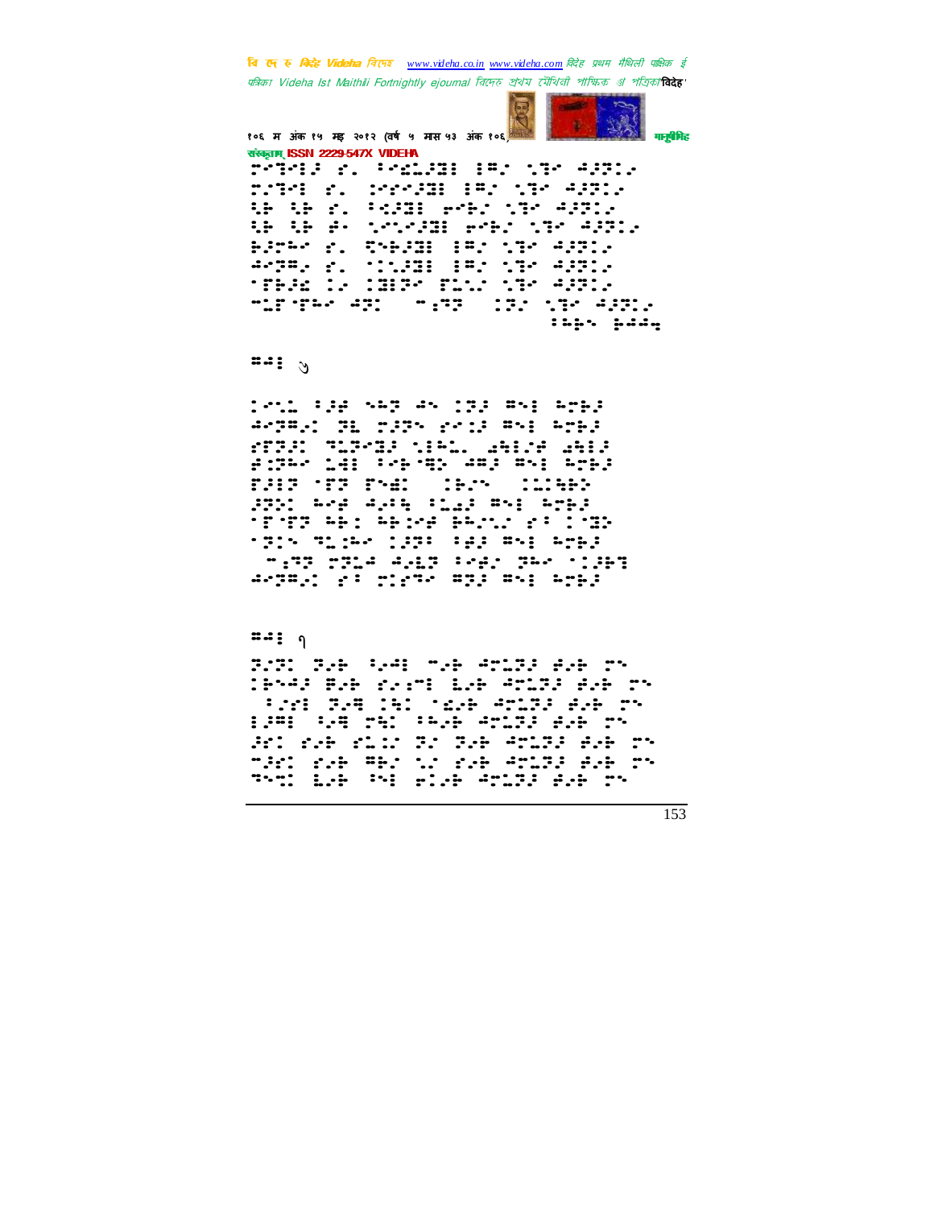⠏⠊⠝⠊⠇⠼⠀⠎⠄⠀⠁⠊⠎⠥⠼⠝⠇⠀⠇⠍⠂⠀⠑⠝⠊⠀⠙⠼⠝⠇⠄
⠏⠅⠝⠊⠇⠀⠎⠄⠀⠅⠊⠎⠊⠼⠝⠇⠀⠇⠍⠂⠀⠑⠝⠊⠀⠙⠼⠝⠇⠄
⠓⠗⠀⠓⠗⠀⠎⠄⠀⠁⠊⠼⠝⠇⠀⠗⠊⠗⠂⠀⠑⠝⠊⠀⠙⠼⠝⠇⠄
⠓⠗⠀⠓⠗⠀⠗⠂⠀⠑⠊⠑⠊⠼⠝⠇⠀⠗⠊⠗⠂⠀⠑⠝⠊⠀⠙⠼⠝⠇⠄
⠗⠼⠝⠓⠊⠀⠎⠄⠀⠝⠑⠗⠼⠝⠇⠀⠇⠍⠂⠀⠑⠝⠊⠀⠙⠼⠝⠇⠄
⠙⠊⠝⠍⠄⠀⠎⠄⠀⠁⠑⠥⠼⠝⠇⠀⠇⠍⠂⠀⠑⠝⠊⠀⠙⠼⠝⠇⠄
⠁⠟⠗⠼⠫⠀⠇⠄⠀⠇⠝⠇⠝⠊⠀⠟⠥⠑⠄⠀⠑⠝⠊⠀⠙⠼⠝⠇⠄
⠉⠥⠟⠁⠟⠗⠓⠊⠀⠙⠝⠂⠀⠀⠉⠎⠝⠝⠀⠀⠇⠝⠂⠀⠑⠝⠊⠀⠙⠼⠝⠇⠄
⠁⠓⠗⠑⠀⠗⠼⠙⠙⠬

⠍⠙⠇ ৩

⠇⠊⠑⠥⠀⠁⠼⠗⠀⠑⠓⠝⠀⠙⠑⠀⠇⠝⠼⠀⠍⠑⠇⠀⠓⠝⠗⠼
⠙⠊⠝⠍⠄⠂⠀⠝⠥⠀⠏⠼⠝⠑⠀⠎⠊⠥⠼⠀⠍⠑⠇⠀⠓⠝⠗⠼
⠎⠟⠝⠼⠂⠀⠝⠥⠼⠊⠝⠼⠀⠑⠼⠓⠥⠄⠀⠡⠓⠇⠊⠗⠀⠡⠓⠇⠼
⠗⠼⠝⠓⠊⠀⠥⠙⠇⠀⠁⠊⠗⠁⠝⠂⠀⠙⠍⠼⠀⠍⠑⠇⠀⠓⠝⠗⠼
⠟⠼⠇⠝⠀⠁⠟⠝⠀⠟⠑⠫⠂⠀⠀⠇⠗⠊⠑⠀⠀⠇⠥⠇⠓⠗⠂
⠼⠝⠂⠀⠓⠊⠗⠀⠙⠄⠇⠓⠀⠁⠥⠡⠼⠀⠍⠑⠇⠀⠓⠝⠗⠼
⠁⠟⠁⠟⠝⠀⠓⠗⠂⠀⠓⠗⠇⠊⠗⠀⠗⠓⠊⠥⠄⠀⠎⠁⠀⠇⠁⠝⠂
⠁⠝⠂⠑⠀⠝⠥⠇⠓⠊⠀⠇⠼⠝⠁⠀⠁⠗⠼⠀⠍⠑⠇⠀⠓⠝⠗⠼
⠀⠉⠎⠝⠝⠀⠏⠝⠥⠙⠀⠙⠄⠥⠝⠀⠁⠊⠗⠄⠀⠝⠓⠊⠀⠁⠇⠼⠗⠝
⠙⠊⠝⠍⠄⠂⠀⠎⠁⠀⠏⠇⠎⠝⠊⠀⠍⠝⠼⠀⠍⠑⠇⠀⠓⠝⠗⠼

⠍⠙⠇ ৭

⠝⠄⠝⠂⠀⠝⠄⠗⠀⠑⠄⠙⠇⠀⠉⠄⠗⠀⠙⠊⠥⠝⠼⠀⠗⠄⠗⠀⠏⠑
⠇⠗⠑⠙⠼⠀⠍⠄⠗⠀⠎⠄⠎⠉⠇⠀⠥⠄⠗⠀⠙⠊⠥⠝⠼⠀⠗⠄⠗⠀⠏⠑
⠀⠁⠄⠎⠇⠀⠝⠄⠍⠀⠇⠓⠂⠀⠁⠫⠄⠗⠀⠙⠊⠥⠝⠼⠀⠗⠄⠗⠀⠏⠑
⠇⠼⠍⠇⠀⠑⠄⠍⠀⠏⠑⠂⠀⠁⠓⠄⠗⠀⠙⠊⠥⠝⠼⠀⠗⠄⠗⠀⠏⠑
⠼⠊⠂⠀⠎⠄⠗⠀⠎⠥⠇⠂⠀⠝⠂⠀⠝⠄⠗⠀⠙⠊⠥⠝⠼⠀⠗⠄⠗⠀⠏⠑
⠉⠼⠊⠂⠀⠎⠄⠗⠀⠍⠗⠂⠀⠑⠂⠀⠎⠄⠗⠀⠙⠊⠥⠝⠼⠀⠗⠄⠗⠀⠏⠑
⠝⠑⠉⠂⠀⠥⠄⠗⠀⠁⠑⠇⠀⠗⠇⠄⠗⠀⠙⠊⠥⠝⠼⠀⠗⠄⠗⠀⠏⠑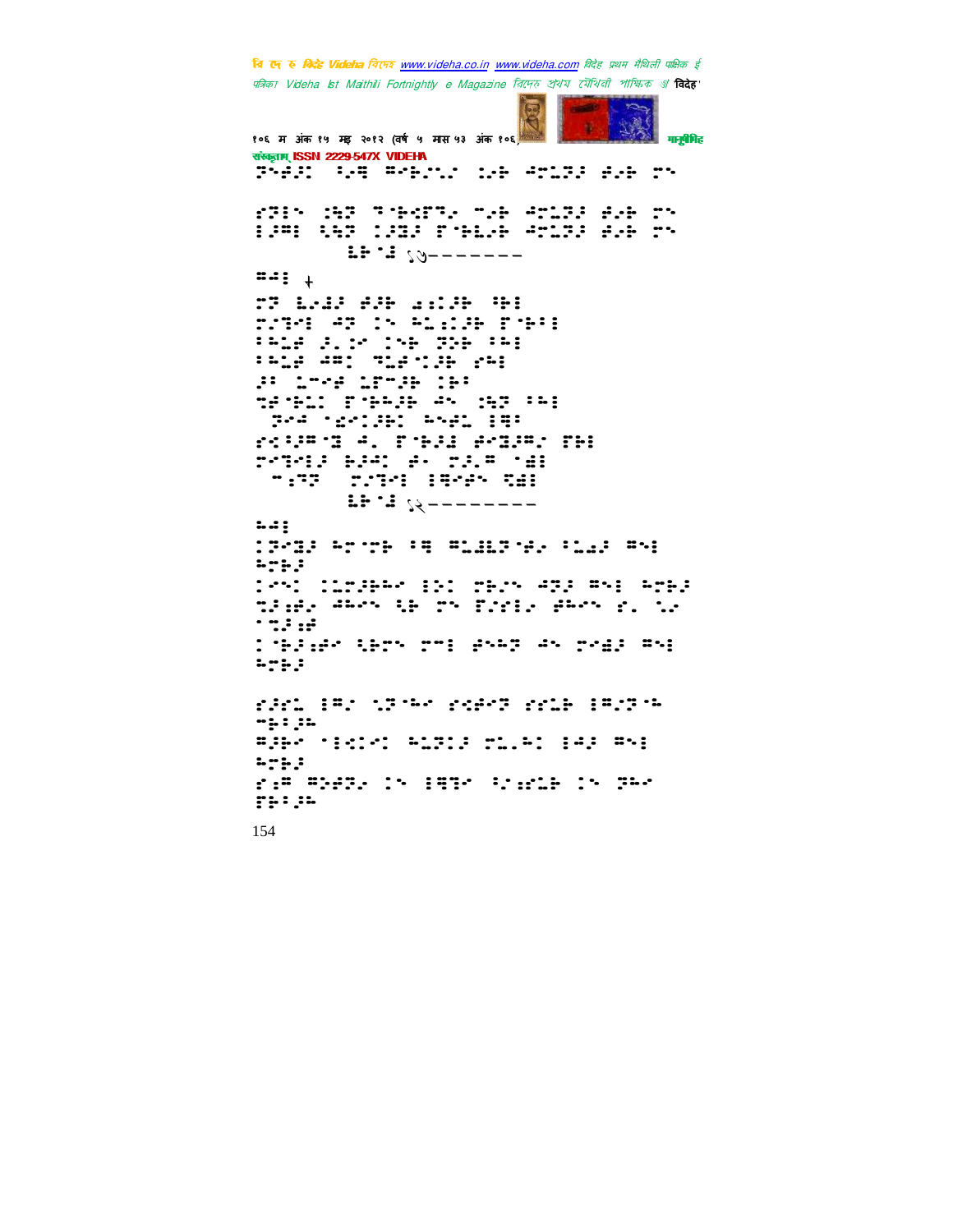⠝⠪⠐⠙⠌⠀⠓⠐⠯⠀⠛⠐⠗⠡⠱⠀⠨⠐⠗⠀⠙⠍⠩⠝⠆⠀⠐⠗⠀⠍⠪

⠎⠝⠃⠪⠀⠨⠹⠝⠀⠝⠈⠗⠎⠋⠝⠐⠀⠍⠐⠗⠀⠙⠍⠩⠝⠆⠀⠐⠗⠀⠍⠪

⠃⠆⠛⠃⠀⠹⠝⠀⠨⠕⠆⠀⠋⠈⠗⠩⠗⠀⠙⠍⠩⠝⠆⠀⠐⠗⠀⠍⠪

⠩⠗⠈⠇ १७———————

⠛⠙⠃ +

⠍⠝⠀⠩⠐⠇⠆⠀⠐⠗⠀⠡⠌⠗⠀⠓⠗⠃

⠍⠐⠝⠃⠀⠙⠝⠀⠨⠪⠀⠫⠩⠌⠗⠀⠋⠈⠗⠃

⠓⠫⠐⠀⠆⠐⠨⠀⠨⠪⠀⠝⠗⠀⠓⠫⠃

⠓⠫⠐⠀⠙⠛⠀⠝⠩⠐⠈⠗⠀⠎⠫⠃

⠆⠀⠩⠍⠐⠀⠩⠋⠍⠗⠀⠨⠗⠃

⠝⠐⠈⠗⠩⠀⠋⠈⠗⠗⠀⠙⠪⠀⠹⠝⠀⠓⠫⠃

⠝⠐⠙⠀⠈⠐⠐⠗⠀⠫⠪⠐⠩⠀⠃⠛⠃

⠎⠐⠆⠛⠈⠝⠀⠙⠂⠀⠋⠈⠗⠆⠀⠐⠝⠆⠛⠀⠋⠗⠃

⠍⠈⠝⠃⠆⠀⠗⠆⠙⠀⠐⠂⠀⠍⠆⠛⠀⠈⠐⠃

⠍⠝⠝⠀⠍⠐⠝⠃⠀⠃⠛⠐⠪⠀⠝⠐⠃

⠩⠗⠈⠇ १८————————

⠫⠙⠃

⠨⠐⠝⠆⠀⠫⠍⠈⠍⠗⠀⠓⠛⠀⠛⠩⠩⠝⠈⠐⠀⠓⠩⠆⠀⠛⠪⠃

⠫⠍⠗⠆

⠨⠐⠪⠀⠨⠩⠍⠆⠗⠀⠃⠗⠃⠀⠍⠗⠐⠪⠀⠙⠝⠆⠀⠛⠪⠃⠀⠫⠍⠗⠆

⠝⠆⠐⠀⠙⠗⠪⠀⠹⠗⠀⠍⠪⠀⠋⠐⠃⠐⠀⠐⠗⠪⠀⠎⠂⠀⠐⠐

⠈⠝⠆⠐

⠨⠈⠗⠆⠐⠀⠹⠗⠪⠀⠍⠛⠃⠀⠐⠪⠫⠝⠀⠙⠪⠀⠍⠐⠩⠆⠀⠛⠪⠃

⠫⠍⠗⠆

⠎⠆⠐⠩⠀⠃⠛⠀⠐⠝⠈⠗⠀⠎⠐⠐⠝⠀⠎⠐⠩⠗⠀⠃⠛⠐⠝⠈⠗

⠍⠗⠃⠆⠗

⠛⠆⠗⠐⠀⠈⠃⠐⠐⠀⠫⠩⠝⠃⠆⠀⠍⠩⠂⠫⠀⠃⠙⠆⠀⠛⠪⠃

⠫⠍⠗⠆

⠎⠐⠛⠀⠛⠆⠐⠝⠂⠀⠨⠪⠀⠃⠛⠝⠐⠀⠓⠐⠐⠩⠗⠀⠨⠪⠀⠝⠗⠐

⠋⠗⠃⠆⠗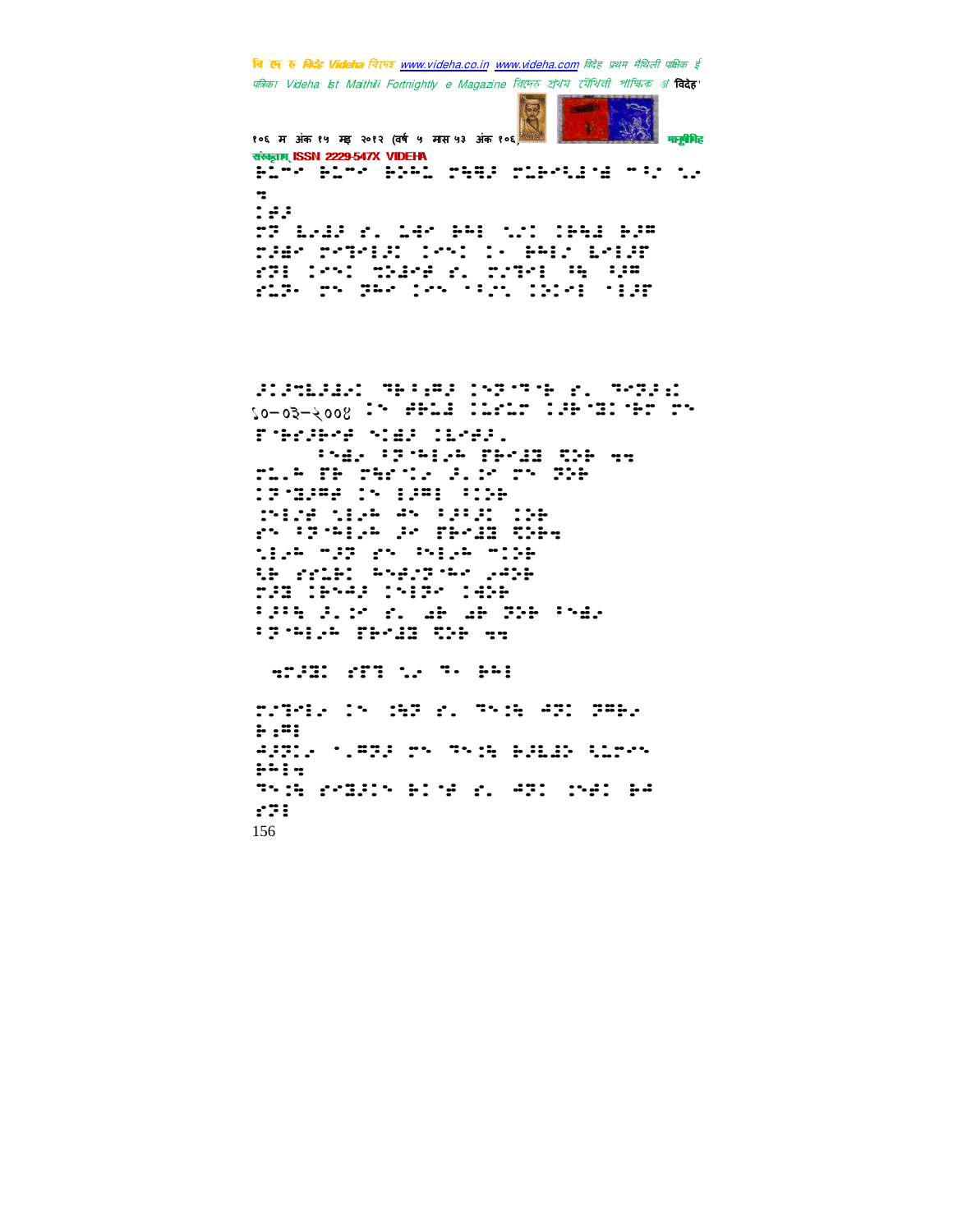१०-०३-२००४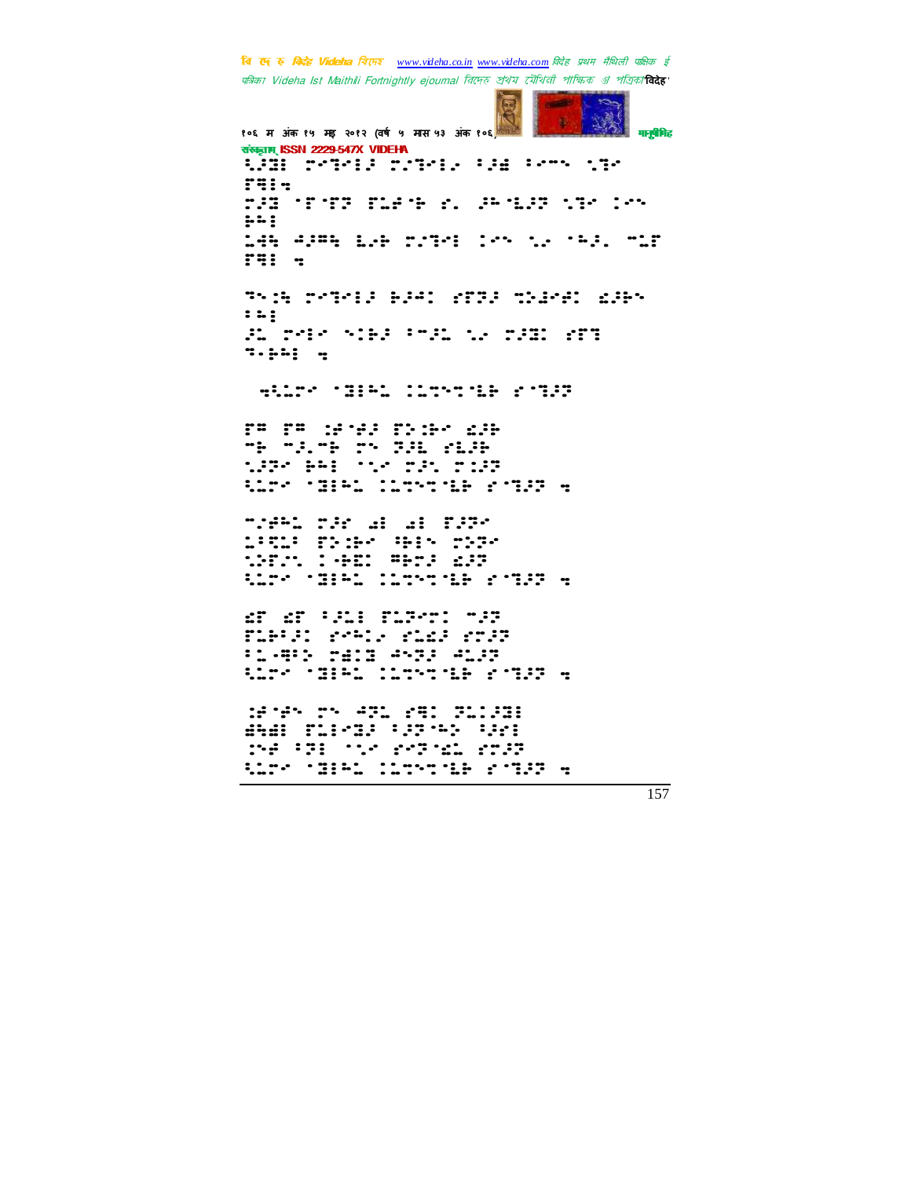संस्कृताम् ISSN 2229-547X VIDEHA

⠧⠥⠽⠒⠇⠀⠏⠊⠙⠊⠇⠚⠀⠏⠥⠙⠊⠇⠂⠀⠁⠚⠫⠀⠁⠊⠍⠕⠀⠧⠙⠊
⠋⠻⠇⠒

⠍⠚⠽⠀⠈⠋⠈⠋⠗⠀⠋⠥⠫⠈⠓⠀⠑⠂⠀⠚⠓⠈⠥⠚⠗⠀⠧⠙⠊⠀⠇⠊⠕
⠓⠓⠇

⠥⠻⠱⠀⠲⠚⠍⠱⠀⠥⠂⠓⠀⠏⠥⠙⠊⠇⠀⠇⠊⠕⠀⠧⠂⠀⠈⠓⠚⠂⠀⠍⠥⠋
⠋⠻⠇⠀⠒

⠙⠕⠇⠱⠀⠏⠊⠙⠊⠇⠚⠀⠓⠚⠓⠃⠀⠑⠋⠗⠚⠀⠙⠕⠫⠊⠻⠃⠀⠫⠚⠓⠕
⠁⠥⠇

⠚⠥⠀⠏⠊⠇⠊⠀⠕⠃⠓⠚⠀⠁⠍⠚⠥⠀⠧⠂⠀⠏⠚⠽⠃⠀⠑⠋⠙
⠙⠂⠓⠓⠇⠀⠒

⠀⠒⠱⠥⠏⠊⠀⠈⠽⠇⠓⠥⠀⠃⠥⠙⠕⠙⠈⠥⠓⠀⠑⠈⠙⠚⠗

⠋⠍⠀⠋⠍⠀⠃⠫⠈⠫⠚⠀⠋⠕⠃⠓⠊⠀⠫⠚⠓
⠍⠓⠀⠍⠚⠂⠍⠓⠀⠏⠕⠀⠗⠚⠥⠀⠑⠥⠚⠓
⠧⠚⠗⠊⠀⠓⠓⠇⠀⠈⠧⠊⠀⠏⠚⠕⠀⠏⠃⠚⠗
⠱⠥⠏⠊⠀⠈⠽⠇⠓⠥⠀⠃⠥⠙⠕⠙⠈⠥⠓⠀⠑⠈⠙⠚⠗⠀⠒

⠍⠚⠫⠓⠥⠀⠏⠚⠊⠀⠫⠇⠀⠫⠇⠀⠋⠚⠗⠊
⠥⠁⠻⠥⠁⠀⠋⠕⠃⠓⠊⠀⠻⠓⠇⠕⠀⠏⠕⠗⠊
⠧⠚⠋⠚⠕⠀⠃⠈⠫⠽⠃⠀⠍⠓⠏⠚⠀⠫⠚⠗
⠱⠥⠏⠊⠀⠈⠽⠇⠓⠥⠀⠃⠥⠙⠕⠙⠈⠥⠓⠀⠑⠈⠙⠚⠗⠀⠒

⠫⠋⠀⠫⠋⠀⠁⠚⠥⠇⠀⠋⠥⠗⠊⠏⠃⠀⠍⠚⠗
⠋⠥⠓⠁⠚⠃⠀⠑⠊⠍⠥⠂⠀⠑⠥⠫⠚⠀⠑⠏⠚⠗
⠁⠥⠒⠻⠕⠀⠏⠫⠃⠽⠀⠲⠕⠙⠚⠀⠲⠥⠚⠗
⠱⠥⠏⠊⠀⠈⠽⠇⠓⠥⠀⠃⠥⠙⠕⠙⠈⠥⠓⠀⠑⠈⠙⠚⠗⠀⠒

⠃⠫⠈⠫⠕⠀⠏⠕⠀⠲⠗⠥⠀⠑⠻⠃⠀⠗⠥⠃⠚⠽⠇
⠫⠱⠫⠇⠀⠋⠥⠇⠊⠽⠚⠀⠁⠚⠗⠓⠕⠀⠱⠫⠇
⠃⠕⠫⠀⠁⠗⠇⠀⠈⠧⠊⠀⠑⠊⠗⠈⠫⠥⠀⠑⠏⠚⠗
⠱⠥⠏⠊⠀⠈⠽⠇⠓⠥⠀⠃⠥⠙⠕⠙⠈⠥⠓⠀⠑⠈⠙⠚⠗⠀⠒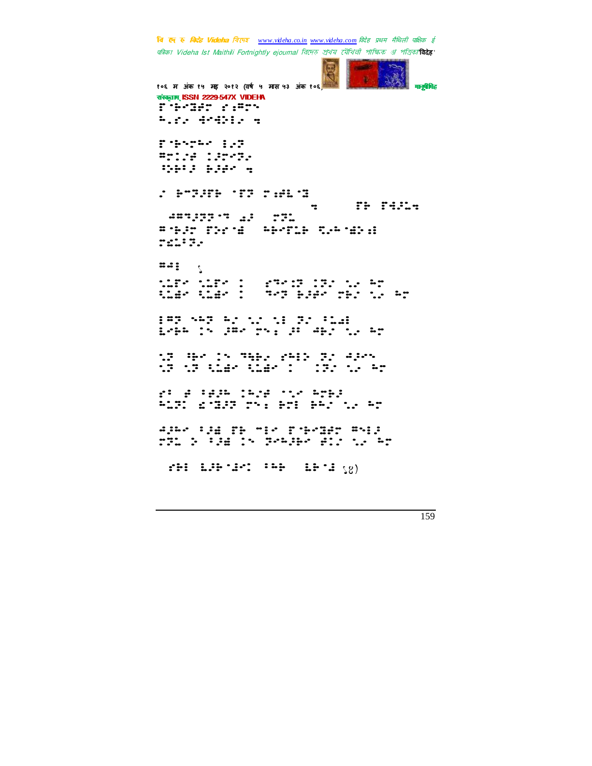संस्कृताम् ISSN 2229-547X VIDEHA

⠋⠁⠗⠍⠼⠏⠗ ⠎⠪⠍⠗⠁
⠓⠄⠎⠄ ⠙⠁⠙⠕⠇⠄ ⠒

⠋⠁⠗⠁⠗⠓⠁ ⠇⠄⠏
⠍⠗⠇⠄⠗ ⠇⠄⠗⠁⠏⠄
⠪⠗⠗⠇⠄ ⠗⠄⠗⠁ ⠒

⠄ ⠗⠍⠏⠄⠋⠗ ⠁⠋⠏ ⠗⠎⠗⠇⠁⠏

⠒ ⠋⠗ ⠋⠙⠄⠇⠒

⠙⠍⠍⠄⠏⠏⠁⠍ ⠄⠄ ⠗⠏⠇

⠍⠁⠗⠄⠗ ⠋⠕⠗⠁⠗ ⠓⠗⠁⠋⠇⠗ ⠏⠄⠓⠁⠗⠕⠎⠇

⠗⠎⠇⠪⠏⠄

⠍⠙⠇ ⠂

⠁⠇⠋⠁ ⠁⠇⠋⠁ ⠇ ⠎⠍⠁⠎⠏ ⠇⠏⠄ ⠁⠄ ⠓⠗

⠇⠇⠗⠁ ⠇⠇⠗⠁ ⠇ ⠍⠁⠏ ⠗⠄⠗⠁ ⠗⠗⠄ ⠁⠄ ⠓⠗

⠇⠍⠏ ⠁⠓⠏ ⠓⠄ ⠁⠄ ⠁⠇ ⠏⠄ ⠁⠇⠇⠇

⠇⠁⠗⠓ ⠇⠁ ⠗⠍⠁ ⠗⠁⠎ ⠗⠇ ⠙⠗⠄ ⠁⠄ ⠓⠗

⠁⠏ ⠁⠗⠁ ⠇⠁ ⠍⠗⠗⠄ ⠎⠍⠇⠕ ⠏⠄ ⠙⠗⠁⠁

⠁⠏ ⠁⠏ ⠁⠇⠇⠁ ⠁⠇⠇⠁ ⠇ ⠇⠏⠄ ⠁⠄ ⠓⠗

⠎⠇ ⠗ ⠁⠗⠗⠓ ⠇⠓⠗ ⠁⠁⠁ ⠓⠗⠗⠗

⠓⠇⠏⠇ ⠎⠍⠏⠏ ⠗⠁⠇ ⠗⠗⠇ ⠗⠓⠄ ⠁⠄ ⠓⠗

⠙⠗⠓⠁ ⠁⠗⠇ ⠋⠗ ⠍⠇⠁ ⠋⠁⠗⠁⠍⠗⠗ ⠍⠁⠇⠗

⠗⠏⠇ ⠕ ⠁⠗⠇ ⠇⠁ ⠏⠁⠓⠗⠗⠁ ⠗⠇⠄ ⠁⠄ ⠓⠗

⠎⠗⠇ ⠇⠗⠗⠁⠙⠁⠇ ⠁⠓⠗ ⠇⠗⠁⠇ ⠂⠋)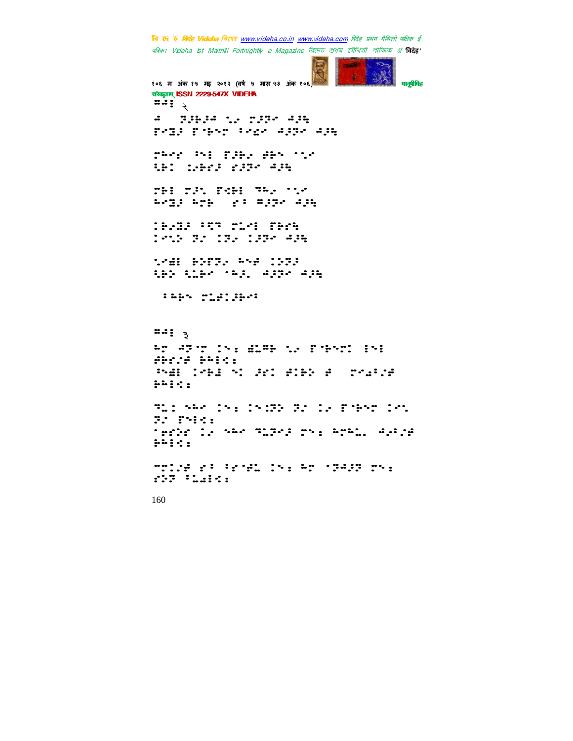⠶⠔⠇ २

⠔ ⠀⠝⠨⠗⠨⠔ ⠥⠨ ⠍⠨⠝⠊ ⠔⠨⠻
⠏⠊⠫⠨ ⠏⠈⠗⠢⠍ ⠅⠊⠣⠊ ⠔⠨⠝⠊ ⠔⠨⠻

⠍⠓⠊⠎ ⠅⠢⠇ ⠏⠨⠗⠨ ⠯⠗⠢ ⠈⠥⠊
⠳⠗⠒ ⠒⠊⠗⠎⠨ ⠎⠨⠝⠊ ⠔⠨⠻

⠍⠗⠇ ⠍⠨⠡ ⠏⠹⠗⠇ ⠟⠓⠨ ⠈⠥⠊
⠓⠊⠫⠨ ⠓⠍⠗ ⠀⠎⠅ ⠶⠨⠝⠊ ⠔⠨⠻

⠒⠗⠨⠫⠨ ⠅⠝⠟ ⠍⠥⠊⠇ ⠏⠗⠎⠻
⠒⠊⠡⠕ ⠝⠊ ⠒⠝⠨ ⠒⠨⠝⠊ ⠔⠨⠻

⠥⠊⠱⠇ ⠗⠕⠏⠝⠨ ⠓⠢⠋ ⠒⠕⠝⠨
⠳⠗⠕ ⠳⠤⠗⠊ ⠈⠓⠨⠡ ⠔⠨⠝⠊ ⠔⠨⠻

⠀⠅⠓⠗⠢ ⠍⠥⠋⠒⠨⠗⠊⠅

⠶⠔⠇ ३

⠓⠍ ⠔⠝⠈⠍ ⠒⠢⠆ ⠱⠤⠟⠗ ⠥⠨ ⠏⠈⠗⠢⠍⠒ ⠇⠢⠇
⠯⠗⠎⠨⠋ ⠗⠓⠇⠹⠆
⠅⠢⠱⠇ ⠒⠊⠗⠫ ⠢⠒ ⠨⠎⠒ ⠯⠒⠗⠕ ⠋ ⠀⠍⠊⠩⠅⠨⠋
⠗⠓⠇⠹⠆

⠟⠤⠆ ⠢⠓⠊ ⠒⠢⠆ ⠒⠢⠒⠝⠕ ⠝⠊ ⠒⠨ ⠏⠈⠗⠢⠍ ⠒⠊⠡
⠝⠊ ⠏⠢⠇⠹⠆
⠈⠯⠕⠎ ⠒⠨ ⠢⠓⠊ ⠟⠤⠝⠊⠨ ⠍⠢⠆ ⠓⠍⠓⠤⠡ ⠔⠨⠅⠨⠋
⠗⠓⠇⠹⠆

⠉⠍⠒⠨⠋ ⠎⠅ ⠅⠊⠈⠋⠤ ⠒⠢⠆ ⠓⠍ ⠈⠝⠔⠨⠝ ⠍⠢⠆
⠎⠕⠝ ⠅⠤⠱⠇⠹⠆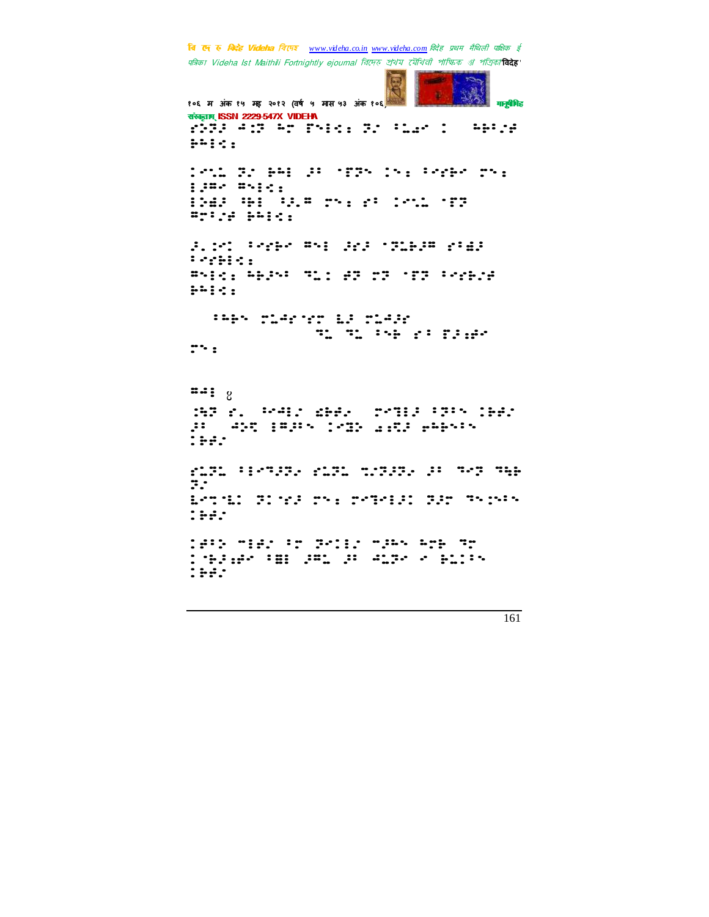८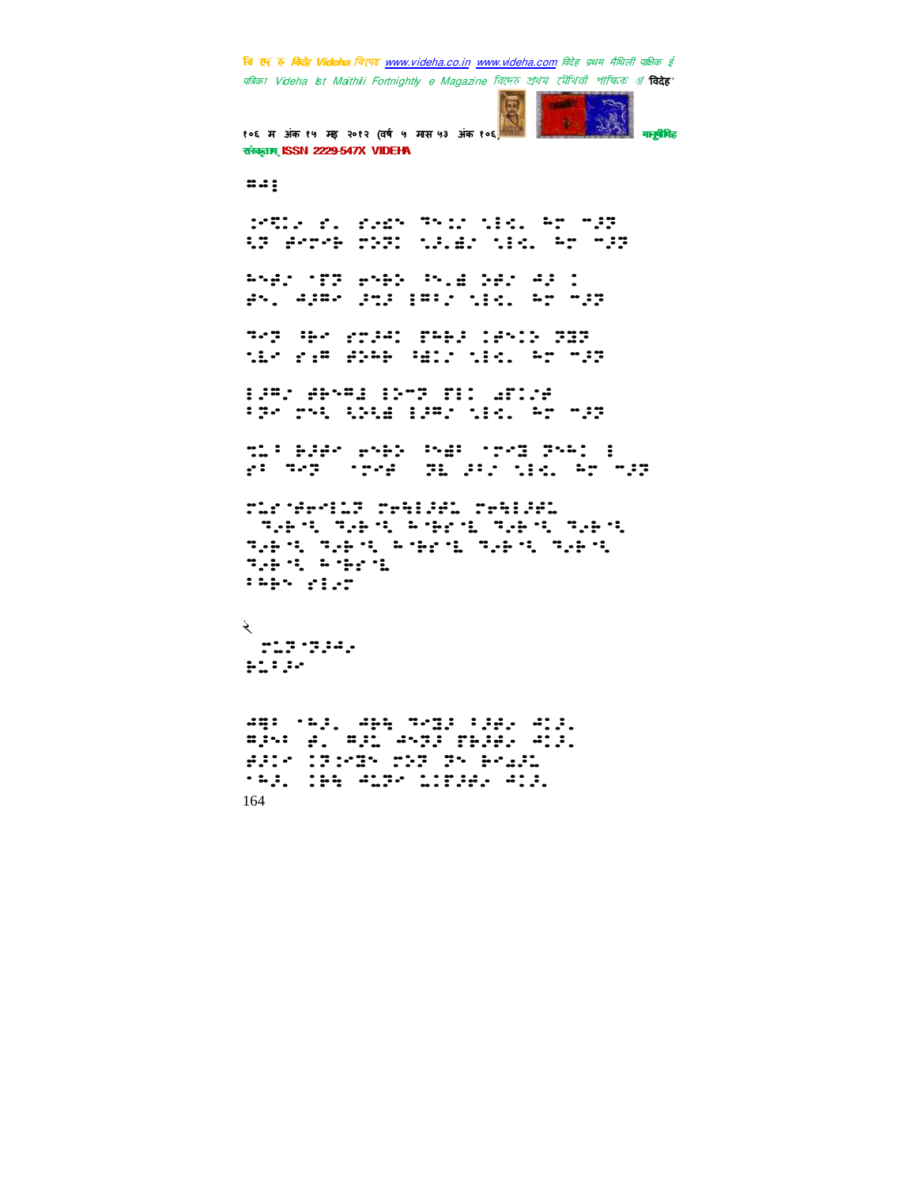२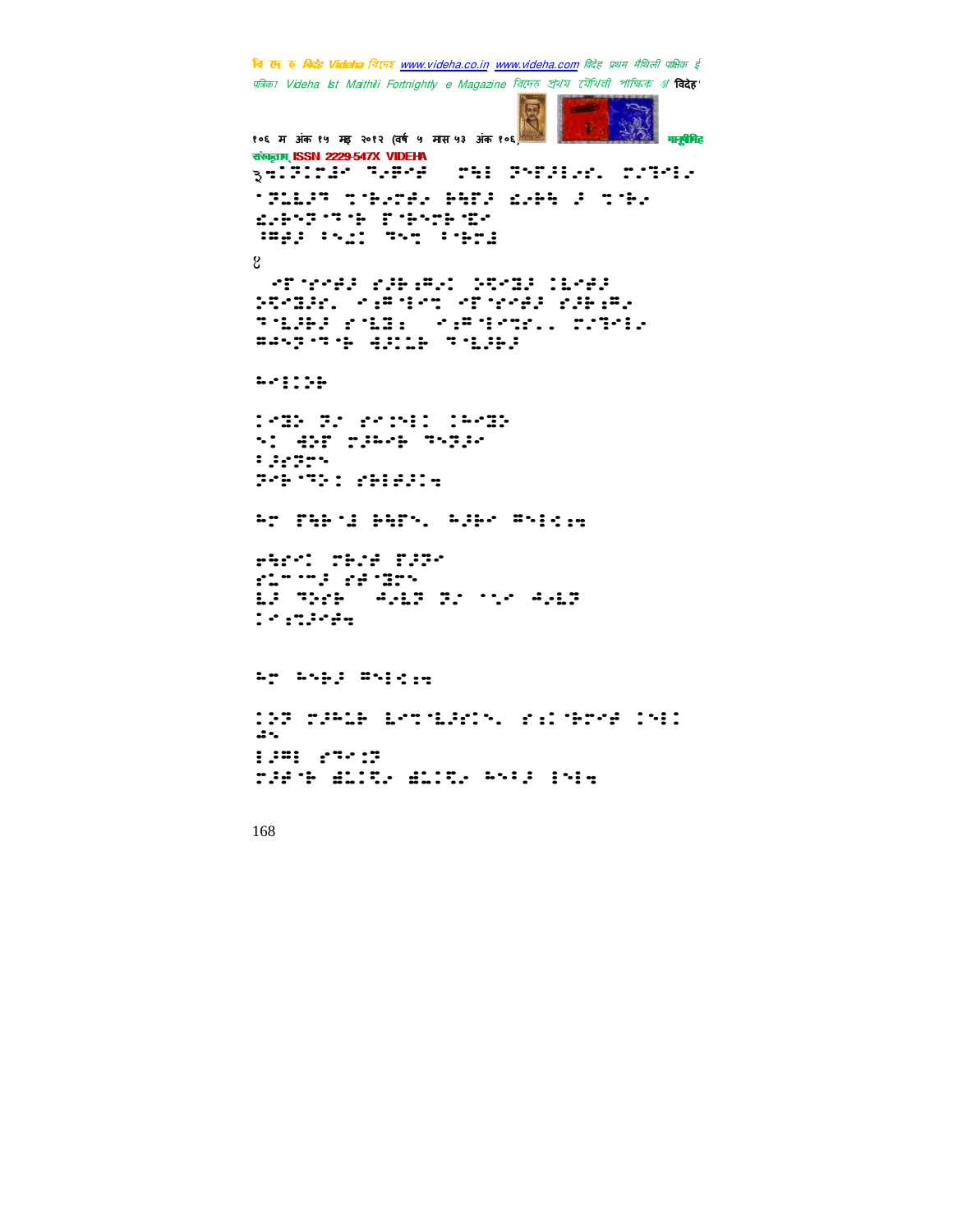३

४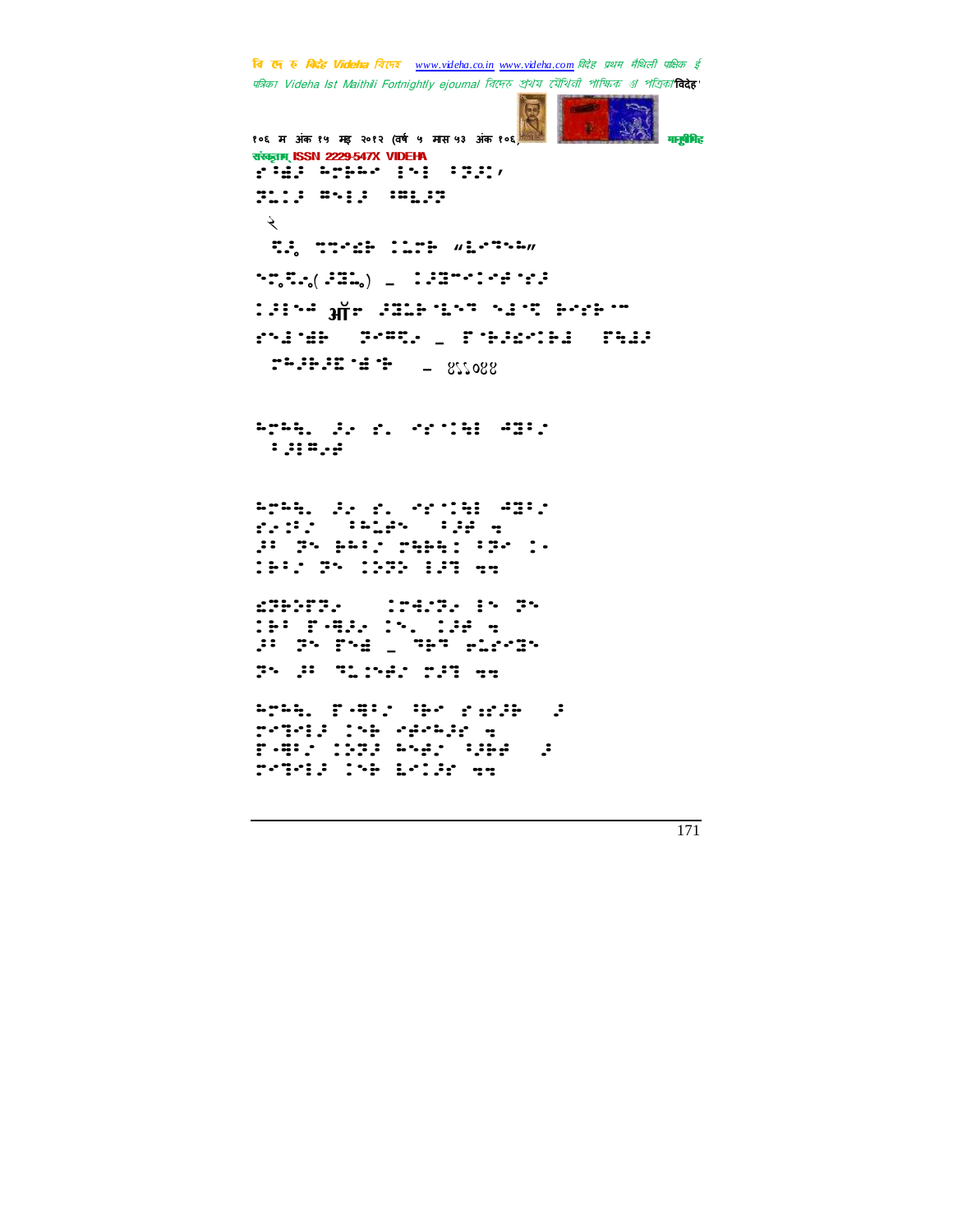२

ॲ

– ८६०४४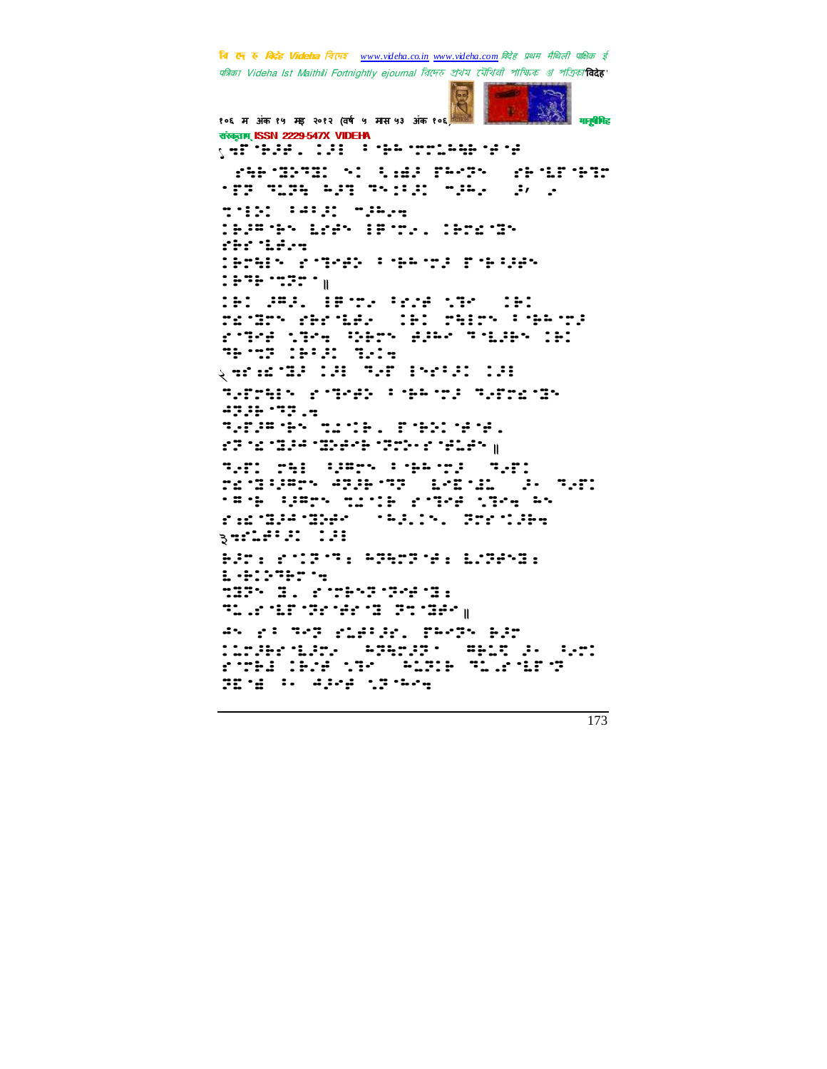संस्कृताम् ISSN 2229-547X VIDEHA

१ ⠋⠹⠗⠑⠆

२ ⠋⠹⠗⠑⠆

३ ⠋⠹⠗⠑⠆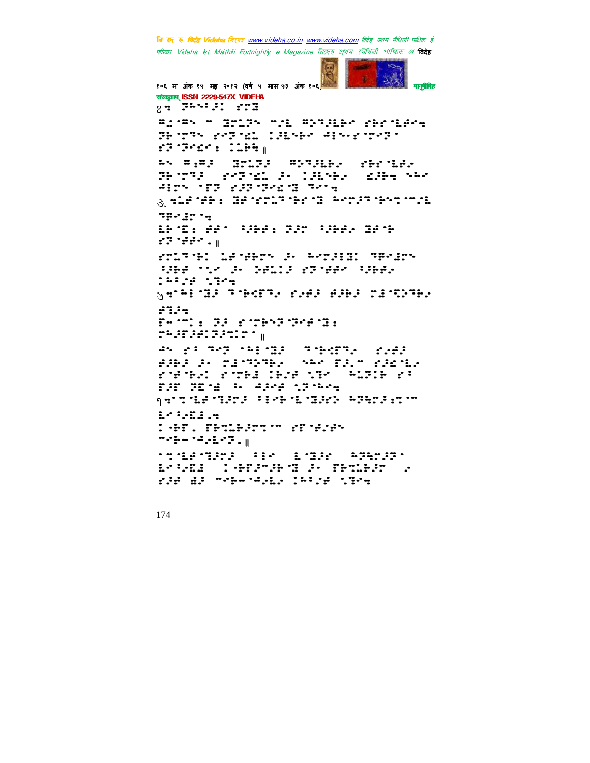१८ ⠹⠗⠣⠙⠅⠐⠜⠁ ⠎⠍⠃

⠓⠄⠘⠓⠢ ⠤ ⠃⠗⠇⠝⠢ ⠤⠰⠇ ⠓⠕⠹⠔⠇⠗⠐ ⠎⠓⠎⠈⠇⠋⠐⠰ ⠝⠓⠈⠍⠹⠢ ⠎⠐⠝⠈⠩⠅ ⠁⠔⠇⠢⠓⠐ ⠲⠊⠢⠄⠎⠈⠍⠐⠝⠈ ⠎⠝⠈⠝⠐⠩⠐⠆ ⠁⠇⠗⠹⠀॥

⠓⠢ ⠓⠆⠓⠔ ⠃⠗⠇⠝⠔ ⠓⠕⠹⠔⠇⠗⠂ ⠎⠓⠎⠈⠇⠋⠂ ⠝⠓⠈⠍⠹⠔ ⠎⠐⠝⠈⠩⠅ ⠔⠂ ⠁⠔⠇⠢⠓⠂ ⠩⠔⠓⠹⠰ ⠢⠓⠐ ⠲⠊⠍⠢ ⠈⠋⠝ ⠎⠔⠝⠈⠝⠐⠩⠈⠃ ⠹⠐⠰

३⠰⠇⠋⠈⠋⠓⠆ ⠃⠋⠈⠎⠍⠇⠹⠈⠓⠎⠈⠃ ⠓⠐⠍⠔⠹⠈⠓⠐⠍⠈⠤⠰⠇ ⠹⠓⠐⠩⠍⠈⠰

⠇⠓⠈⠫⠆ ⠋⠋⠈ ⠱⠔⠓⠋⠆ ⠝⠔⠍ ⠱⠔⠓⠋⠂ ⠃⠋⠈⠓ ⠎⠝⠈⠋⠋⠐⠄⠀॥

⠎⠍⠇⠹⠈⠓⠁ ⠇⠋⠈⠋⠓⠍⠢ ⠔⠂ ⠓⠐⠍⠔⠊⠃⠁ ⠹⠓⠐⠩⠍⠢ ⠱⠔⠓⠋ ⠈⠈⠰⠐ ⠔⠂ ⠝⠋⠇⠁⠔ ⠎⠝⠈⠋⠋⠐ ⠱⠔⠓⠋⠂ ⠁⠓⠊⠔⠋ ⠰⠝⠐⠰

५⠰⠈⠓⠊⠈⠃⠔ ⠹⠈⠓⠐⠫⠹⠂ ⠎⠔⠋⠔ ⠋⠔⠓⠔ ⠍⠩⠈⠹⠕⠹⠓⠂ ⠋⠹⠔⠰

⠏⠤⠈⠤⠁⠆ ⠝⠔ ⠎⠈⠍⠓⠢⠝⠈⠝⠐⠋⠈⠃⠆ ⠍⠓⠔⠏⠔⠋⠊⠝⠔⠍⠊⠍⠈⠀॥

⠲⠢ ⠎⠆ ⠹⠐⠝ ⠈⠓⠊⠈⠃⠔ ⠹⠈⠓⠐⠫⠹⠂ ⠎⠔⠋⠔ ⠋⠔⠓⠔ ⠔⠂ ⠍⠩⠈⠹⠕⠹⠓⠂ ⠢⠓⠐ ⠏⠔⠤ ⠎⠔⠩⠈⠇⠂ ⠎⠈⠋⠈⠓⠂⠁ ⠎⠈⠍⠓⠊ ⠁⠓⠔⠋ ⠰⠝⠐ ⠓⠇⠝⠁⠓ ⠎⠆ ⠏⠔⠏ ⠝⠫⠈⠩ ⠆ ⠲⠔⠐⠋ ⠰⠝⠓⠐⠰

१⠰⠈⠍⠇⠋⠈⠹⠔⠍⠔ ⠆⠊⠐⠓⠈⠇⠈⠃⠔⠕ ⠓⠝⠹⠍⠔⠩⠍⠤ ⠇⠐⠆⠔⠫⠊⠄⠰

⠁⠈⠓⠏⠄ ⠏⠓⠍⠇⠓⠔⠍⠍⠤ ⠎⠏⠈⠋⠔⠋⠢ ⠤⠐⠓⠤⠈⠲⠔⠇⠐⠝⠄⠀॥

⠈⠍⠈⠇⠋⠈⠹⠔⠍⠔ ⠆⠊⠐ ⠇⠈⠃⠔⠋ ⠓⠝⠹⠍⠔⠝⠈ ⠇⠐⠆⠔⠫⠊ ⠁⠈⠓⠏⠔⠤⠔⠓⠈⠃ ⠔⠂ ⠏⠓⠍⠇⠓⠔⠍ ⠂ ⠎⠔⠋ ⠩⠔ ⠤⠐⠓⠤⠈⠲⠔⠇⠂ ⠁⠓⠊⠔⠋ ⠰⠝⠐⠰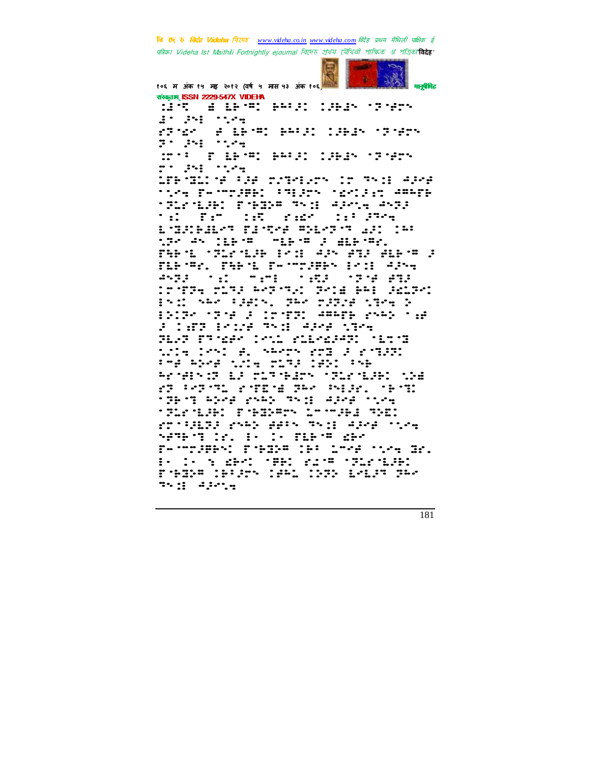संस्कृताम् ISSN 2229-547X VIDEHA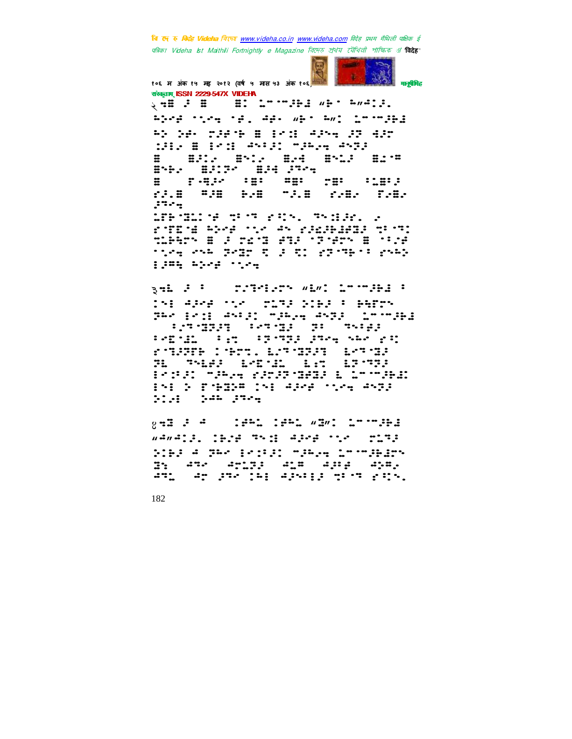२ ... (Braille text)

३ ... (Braille text)

४ ... (Braille text)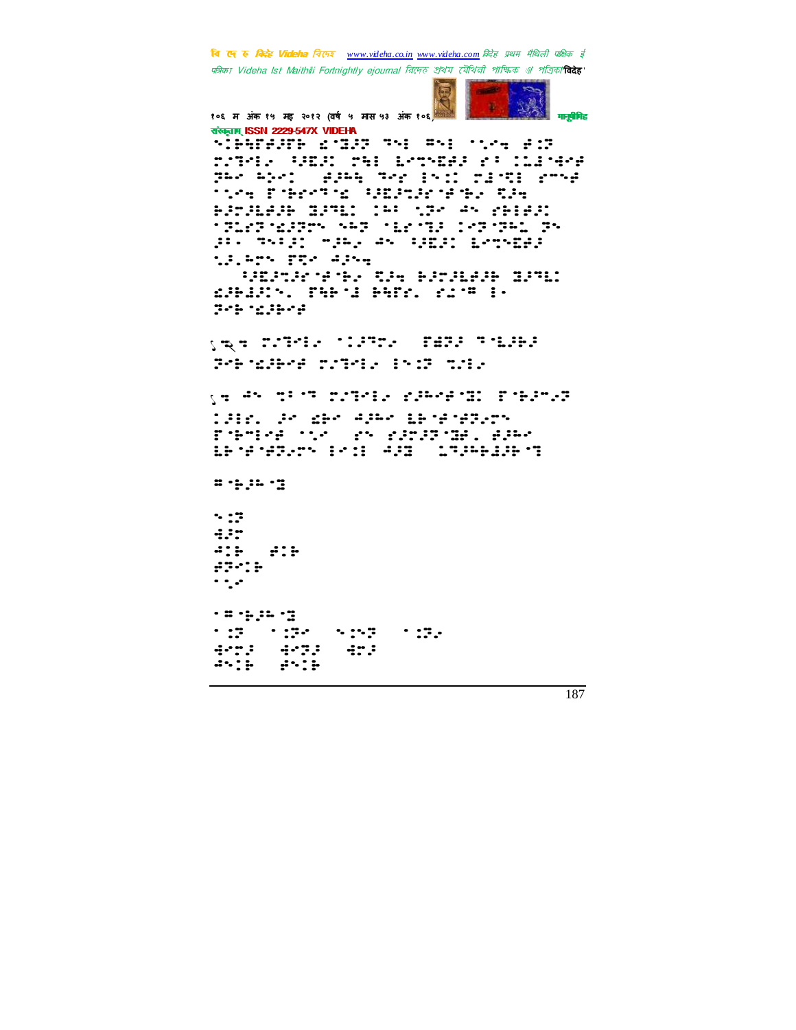संस्कृताम् ISSN 2229-547X VIDEHA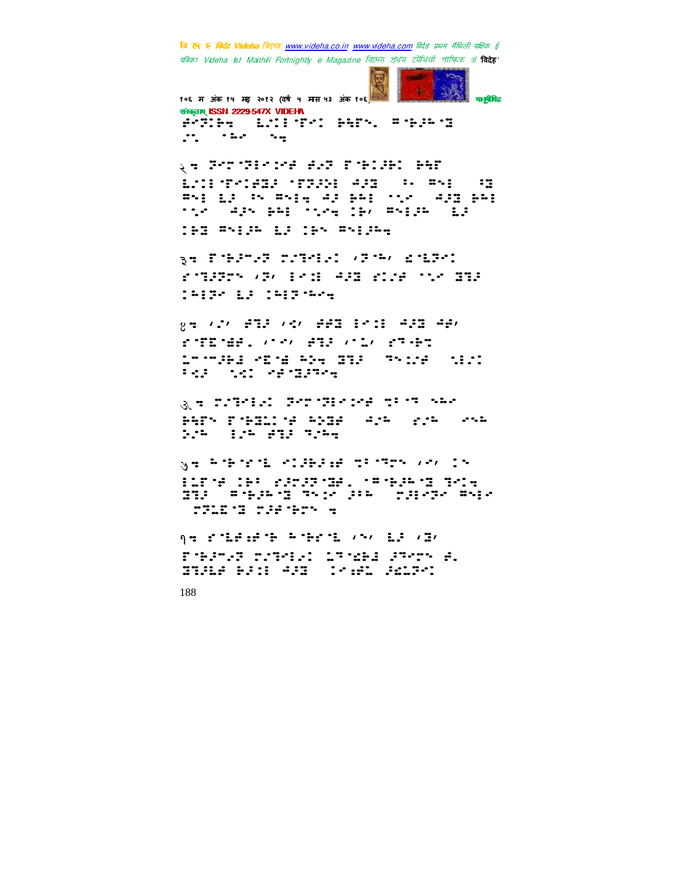२. 

३. 

४. 

५. 

६. 

१.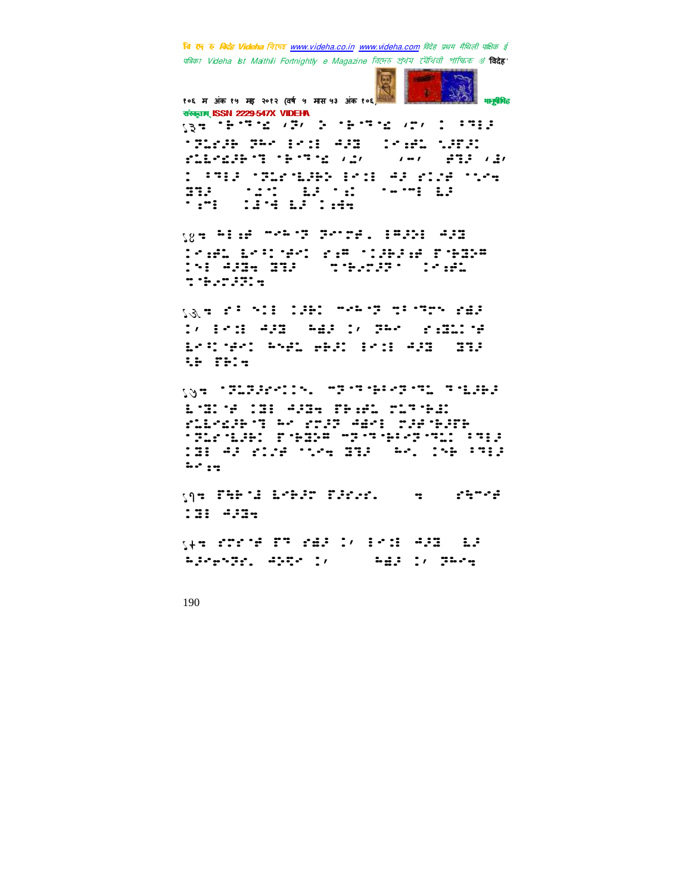१३=

१४=

१५=

१६=

१७=

१८=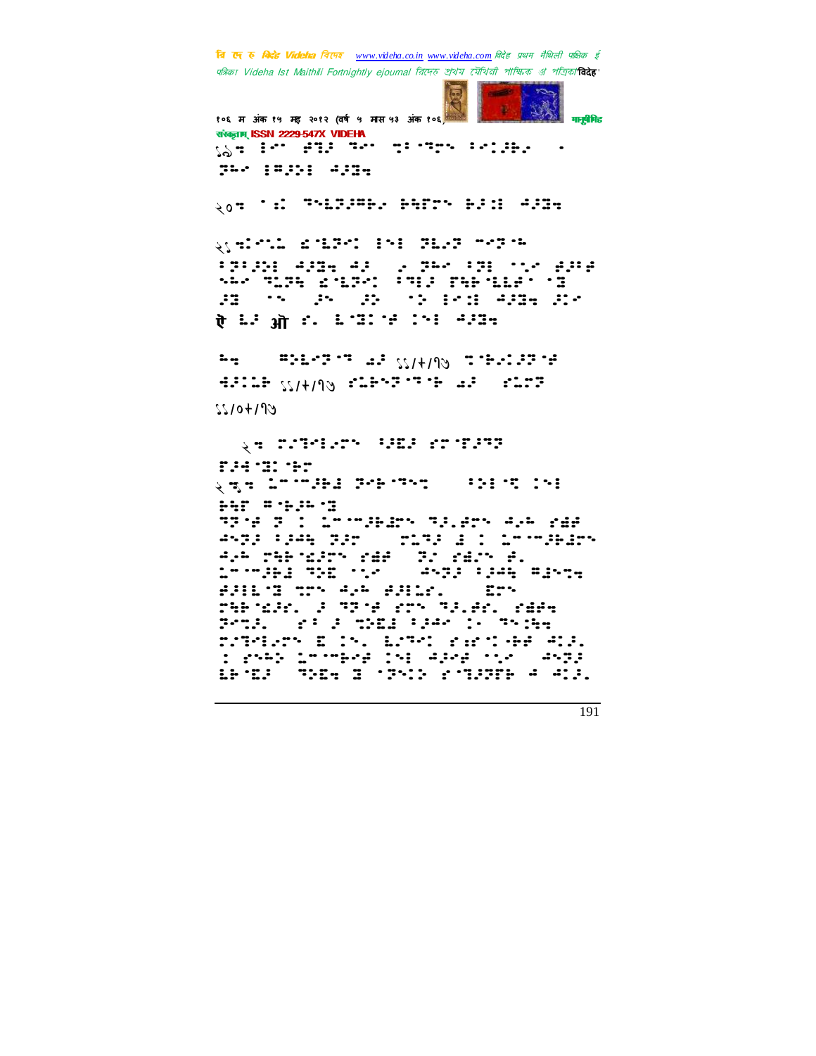१९ ⠀⠀⠀⠀⠀⠀⠀⠀⠀⠀⠀⠀⠀⠀⠀⠀⠀⠀⠀⠀⠀⠀⠀⠀⠀⠀

२० ⠀⠀⠀⠀⠀⠀⠀⠀⠀⠀⠀⠀⠀⠀⠀⠀⠀⠀⠀⠀

२१ ⠀⠀⠀⠀⠀⠀⠀⠀⠀⠀⠀⠀⠀⠀⠀⠀⠀⠀⠀⠀⠀⠀⠀⠀⠀⠀⠀⠀⠀⠀⠀⠀⠀⠀⠀⠀⠀⠀⠀⠀⠀⠀⠀⠀⠀⠀⠀⠀⠀⠀⠀⠀⠀⠀⠀⠀⠀⠀⠀⠀⠀⠀⠀⠀⠀⠀⠀⠀⠀⠀ ऐ ⠀⠀ ऑ ⠀⠀⠀⠀⠀⠀⠀⠀⠀⠀⠀⠀

⠀⠀ ⠀⠀⠀⠀⠀⠀⠀⠀⠀ ११/+/१७ ⠀⠀⠀⠀⠀⠀⠀⠀ ⠀⠀⠀⠀⠀⠀ ११/+/१७ ⠀⠀⠀⠀⠀⠀⠀⠀⠀⠀⠀⠀⠀⠀ ११/०+/१७

२ ⠀⠀⠀⠀⠀⠀⠀⠀⠀⠀⠀⠀⠀⠀⠀⠀⠀⠀⠀⠀⠀⠀

२.१ ⠀⠀⠀⠀⠀⠀⠀⠀⠀⠀⠀⠀⠀⠀⠀⠀⠀⠀⠀⠀⠀⠀⠀⠀⠀⠀⠀⠀⠀⠀⠀⠀⠀⠀⠀⠀⠀⠀⠀⠀⠀⠀⠀⠀⠀⠀⠀⠀⠀⠀⠀⠀⠀⠀⠀⠀⠀⠀⠀⠀⠀⠀⠀⠀⠀⠀⠀⠀⠀⠀⠀⠀⠀⠀⠀⠀⠀⠀⠀⠀⠀⠀⠀⠀⠀⠀⠀⠀⠀⠀⠀⠀⠀⠀⠀⠀⠀⠀⠀⠀⠀⠀⠀⠀⠀⠀⠀⠀⠀⠀⠀⠀⠀⠀⠀⠀⠀⠀⠀⠀⠀⠀⠀⠀⠀⠀⠀⠀⠀⠀⠀⠀⠀⠀⠀⠀⠀⠀⠀⠀⠀⠀⠀⠀⠀⠀⠀⠀⠀⠀⠀⠀⠀⠀⠀⠀⠀⠀⠀⠀⠀⠀⠀⠀⠀⠀⠀⠀⠀⠀⠀⠀⠀⠀⠀⠀⠀⠀⠀⠀⠀⠀⠀⠀⠀⠀⠀⠀⠀⠀⠀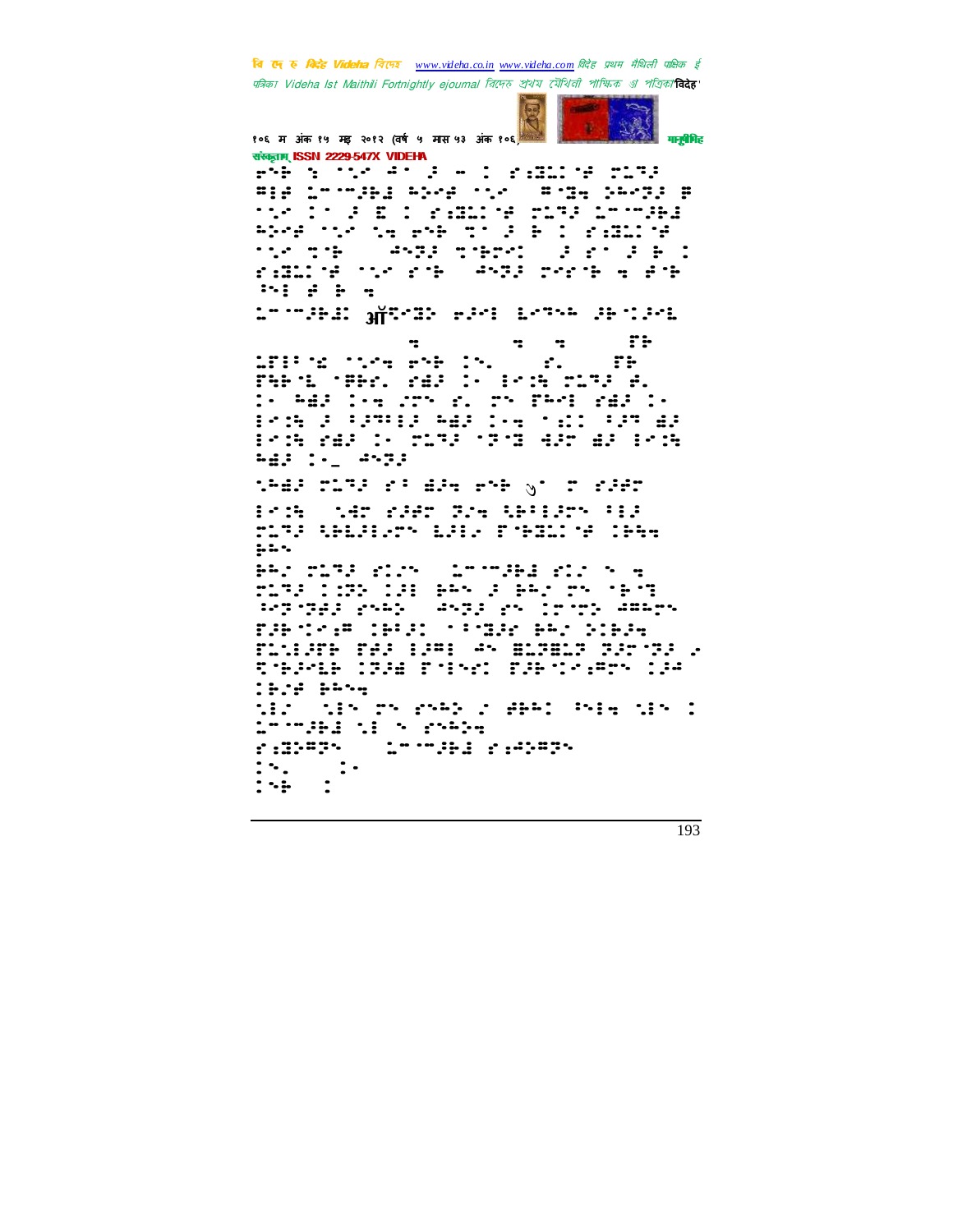ऑ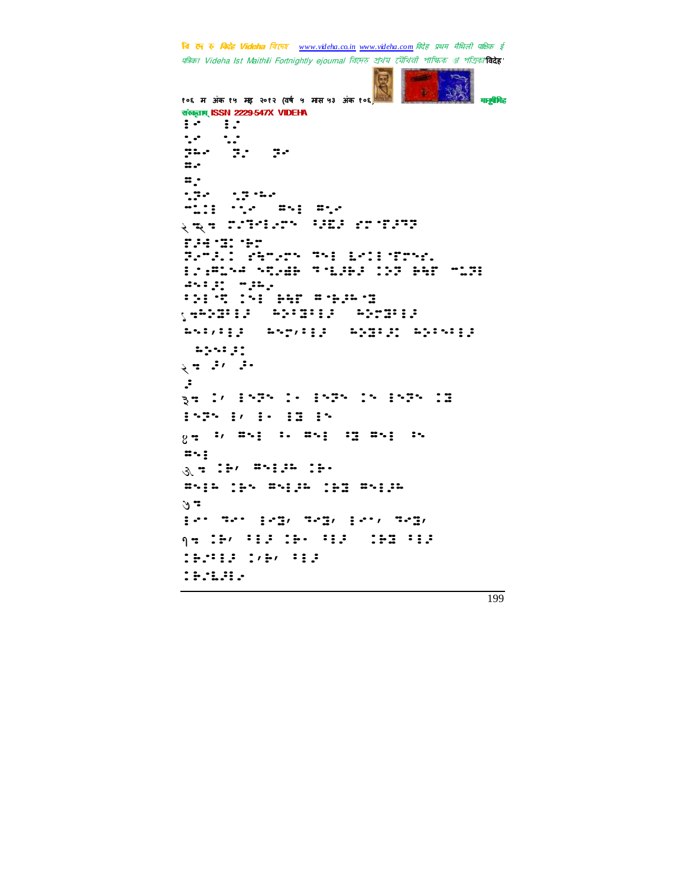संस्कृताम् ISSN 2229-547X VIDEHA

⠇⠊ ⠇⠌
⠂⠌ ⠂⠌
⠝⠓⠊ ⠝⠊ ⠝⠊
⠛⠊
⠛⠂
⠂⠝⠊ ⠂⠝⠂⠓⠊
⠤⠥⠇⠇ ⠂⠂⠊ ⠛⠢⠇ ⠛⠂⠊

२ ⠒⠒ ⠍⠊⠹⠊⠇⠊⠍⠢ ⠂⠕⠿⠕ ⠎⠍⠂⠍⠕⠍⠝
⠍⠕⠖⠂⠝⠇⠂⠗⠍
⠝⠊⠤⠕⠇ ⠎⠱⠤⠊⠍⠢ ⠹⠢⠇ ⠧⠊⠇⠇⠂⠍⠍⠢⠊⠲
⠇⠇⠌⠛⠥⠢⠲ ⠢⠝⠊⠫⠗ ⠹⠂⠥⠕⠗⠕ ⠇⠕⠝ ⠗⠩⠍ ⠤⠥⠝⠇
⠫⠢⠇⠕⠇ ⠤⠕⠓⠊
⠃⠕⠇⠂⠹ ⠇⠢⠇ ⠗⠩⠍ ⠛⠂⠗⠕⠓⠂⠝

५ ⠒⠓⠕⠝⠃⠇⠕ ⠓⠕⠃⠝⠃⠇⠕ ⠓⠕⠍⠝⠃⠇⠕
⠓⠢⠃⠌⠃⠇⠕ ⠓⠢⠍⠌⠃⠇⠕ ⠓⠕⠝⠃⠕⠇ ⠓⠕⠃⠢⠃⠇⠕
⠓⠕⠢⠃⠕⠇

२ ⠒ ⠕⠌ ⠕⠂
⠕

३ ⠒ ⠇⠌ ⠇⠢⠝⠢ ⠇⠂ ⠇⠢⠝⠢ ⠇⠢ ⠇⠢⠝⠢ ⠇⠝
⠇⠢⠝⠢ ⠇⠌ ⠇⠂ ⠇⠝ ⠇⠢

४ ⠒ ⠃⠌ ⠛⠢⠇ ⠃⠂ ⠛⠢⠇ ⠃⠝ ⠛⠢⠇ ⠃⠢
⠛⠢⠇

७ ⠒ ⠇⠗⠌ ⠛⠢⠇⠕⠓ ⠇⠗⠂
⠛⠢⠇⠓ ⠇⠗⠢ ⠛⠢⠇⠕⠓ ⠇⠗⠝ ⠛⠢⠇⠕⠓

७ ⠒
⠇⠊⠂ ⠹⠊⠂ ⠇⠊⠝⠌ ⠹⠊⠝⠌ ⠇⠊⠂⠌ ⠹⠊⠝⠌

१ ⠒ ⠇⠗⠌ ⠃⠇⠕ ⠇⠗⠂ ⠃⠇⠕ ⠇⠗⠝ ⠃⠇⠕
⠇⠗⠊⠃⠇⠕ ⠇⠌⠗⠌ ⠃⠇⠕
⠇⠗⠊⠥⠕⠃⠊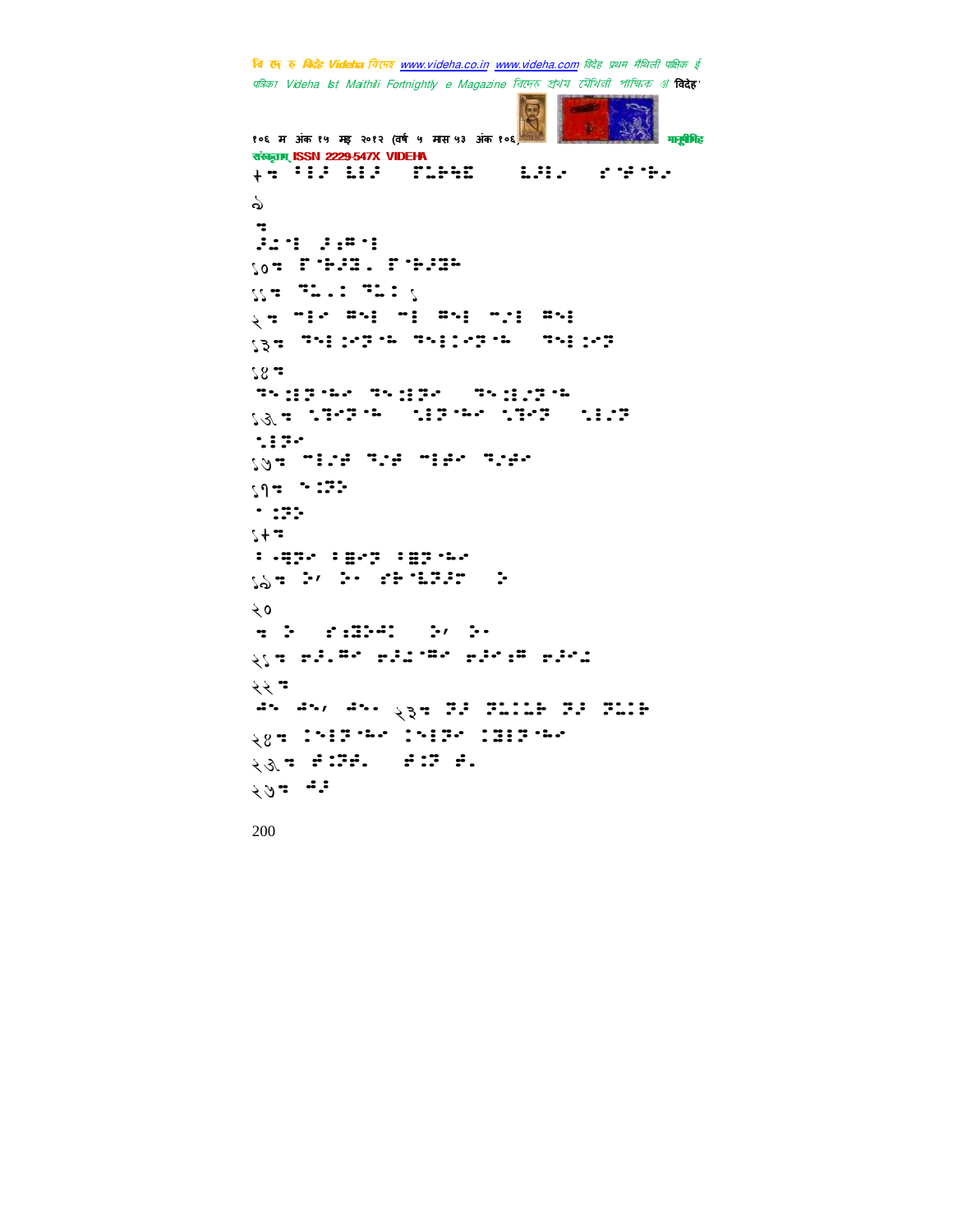+⠒ ⠁⠃⠉ ⠣⠃⠉ ⠗⠡⠧⠝⠻ ⠣⠉⠃⠊ ⠎⠑⠋⠑⠊

९

⠒

⠉⠡⠑ ⠉⠆⠍⠑

१०⠒ ⠗⠑⠧⠉⠻⠄ ⠗⠑⠧⠉⠻⠱

११⠒ ⠙⠡⠄⠁ ⠙⠡⠁ १

२⠒ ⠉⠃⠊ ⠍⠪⠃ ⠉⠃ ⠍⠪⠃ ⠉⠂⠃ ⠍⠪⠃

१३⠒ ⠙⠪⠃⠅⠊⠟⠑⠱ ⠙⠪⠃⠅⠊⠟⠑⠱ ⠙⠪⠃⠅⠊⠟

१४⠒

⠙⠪⠅⠃⠟⠑⠱⠊ ⠙⠪⠅⠃⠟⠊ ⠙⠪⠅⠃⠂⠟⠑⠱

१५⠒ ⠑⠹⠊⠟⠑⠱ ⠑⠃⠟⠑⠱⠊ ⠑⠹⠊⠟ ⠑⠃⠂⠟

⠑⠃⠟⠊

१७⠒ ⠉⠃⠂⠋ ⠙⠂⠋ ⠉⠃⠋⠊ ⠙⠂⠋⠊

१९⠒ ⠑⠅⠟⠕

⠁⠅⠟⠕

१+⠒

⠁⠤⠻⠟⠊ ⠁⠿⠊⠟ ⠁⠿⠟⠑⠱⠊

१९⠒ ⠕⠂ ⠕⠂ ⠎⠗⠑⠣⠟⠉⠝ ⠕

२०

⠒ ⠕ ⠎⠆⠻⠗⠩ ⠕⠂ ⠕⠂

२१⠒ ⠗⠉⠄⠍⠊ ⠗⠉⠡⠑⠍⠊ ⠗⠉⠊⠆⠍ ⠗⠉⠊⠡

२२⠒

⠩⠪ ⠩⠪⠂ ⠩⠪⠂ २३⠒ ⠟⠉ ⠟⠡⠁⠣⠗ ⠟⠉ ⠟⠡⠁⠗

२४⠒ ⠅⠪⠃⠟⠑⠱⠊ ⠅⠪⠃⠟⠊ ⠅⠻⠃⠟⠑⠱⠊

२५⠒ ⠋⠅⠟⠋⠄ ⠋⠅⠟ ⠋⠄

२७⠒ ⠩⠉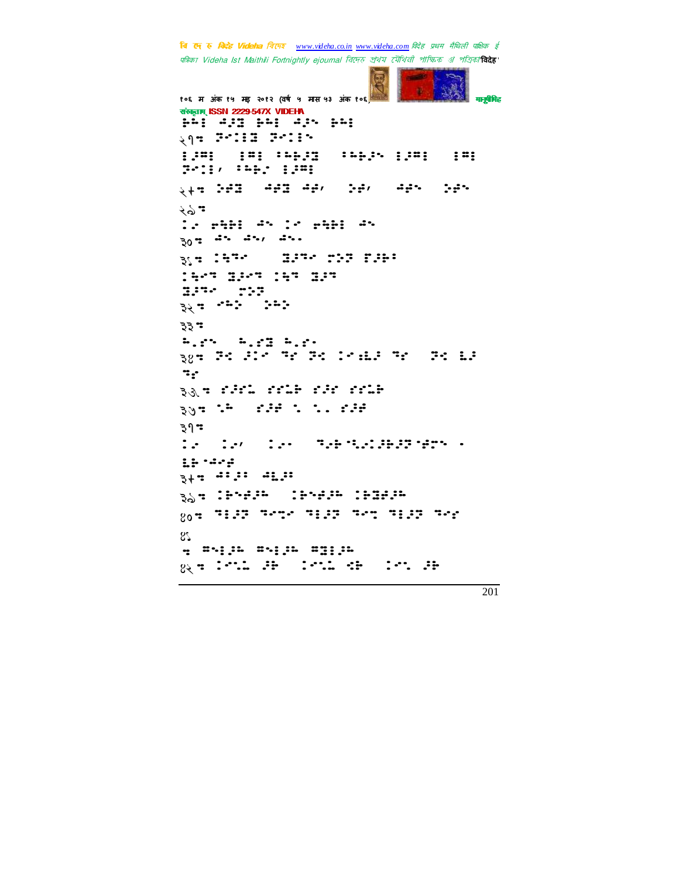२१: ...

२४: ...

२६:

३०: ...

३१: ...

३२: ...

३३:

३४: ...

३५: ...

३६: ...

३७:

३८: ...

३९: ...

४०: ...

४१

४२: ...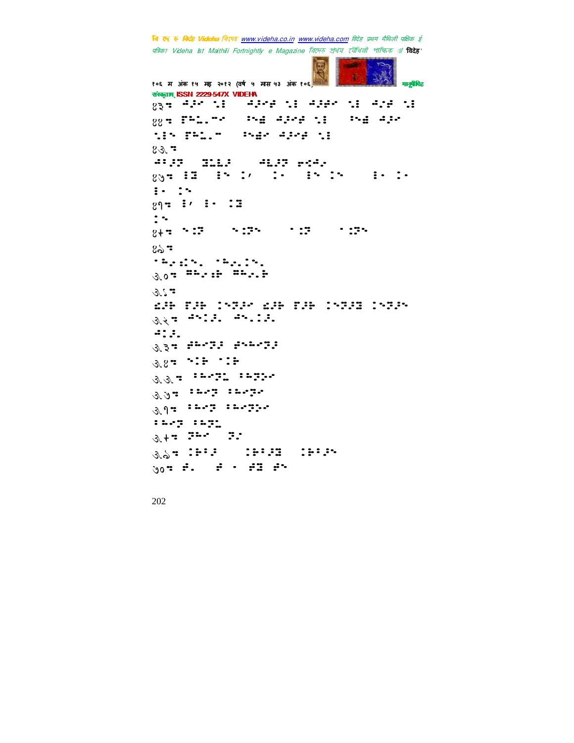४३. ⠲⠆⠊⠀⠢⠇ ⠲⠆⠊⠢ ⠢⠇ ⠲⠆⠖⠊ ⠢⠇ ⠲⠢⠖ ⠢⠇

४४. ⠟⠓⠤⠄⠉⠊ ⠆⠢⠼ ⠲⠆⠊⠢ ⠢⠇ ⠆⠢⠼ ⠲⠆⠊

⠢⠇⠢ ⠟⠓⠤⠄⠉ ⠆⠢⠼⠊ ⠲⠆⠊⠢ ⠢⠇

४५.

⠲⠃⠆⠏ ⠿⠤⠧⠆ ⠲⠧⠆⠏ ⠖⠢⠲⠊

४६. ⠇⠿ ⠇⠢ ⠨⠂ ⠨⠂ ⠇⠢ ⠨⠢ ⠇⠂ ⠨⠂

⠇⠂ ⠨⠢

४७. ⠇⠂ ⠇⠂ ⠨⠿

⠨⠢

४८. ⠢⠨⠏ ⠢⠨⠏⠢ ⠁⠨⠏ ⠁⠨⠏⠢

४९.

⠁⠓⠊⠖⠢⠄ ⠁⠓⠊⠄⠨⠢⠄

५०. ⠿⠓⠊⠖⠗ ⠿⠓⠊⠄⠗

५१.

⠫⠆⠗ ⠟⠆⠗ ⠨⠢⠏⠆⠊ ⠫⠆⠗ ⠟⠆⠗ ⠨⠢⠏⠆⠿ ⠨⠢⠏⠆⠢

५२. ⠲⠢⠨⠆⠄ ⠲⠢⠄⠨⠆⠄

⠲⠨⠆⠄

५३. ⠖⠓⠊⠏⠆ ⠖⠢⠓⠊⠏⠆

५४. ⠢⠨⠗ ⠁⠨⠗

५५. ⠃⠓⠊⠏⠤ ⠃⠓⠏⠆⠊

५६. ⠃⠓⠊⠏ ⠃⠓⠊⠏⠊

५७. ⠃⠓⠊⠏ ⠃⠓⠊⠏⠆⠊

⠃⠓⠊⠏ ⠃⠓⠏⠤

५८. ⠏⠓⠊ ⠏⠊

५९. ⠨⠗⠃⠆ ⠨⠗⠃⠆⠿ ⠨⠗⠃⠆⠢

६०. ⠖⠄ ⠖ ⠂ ⠖⠿ ⠖⠢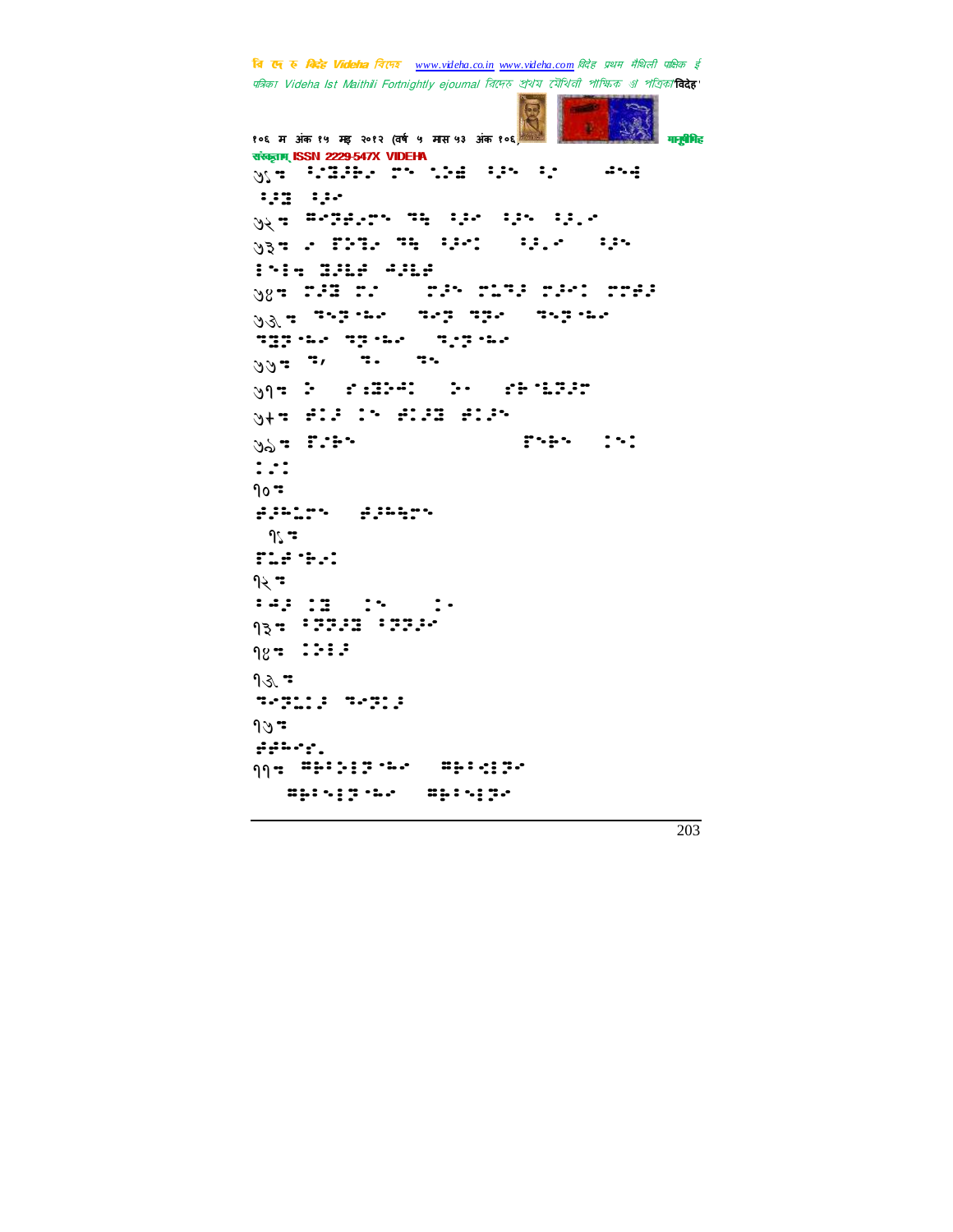७८= ⠅⠊⠍⠙⠗⠞ ⠏⠕ ⠑⠕⠷ ⠅⠗⠕ ⠅⠊ ⠣⠕⠻
⠅⠗⠍ ⠅⠗⠊
७२= ⠍⠊⠝⠫⠏⠕ ⠙⠹ ⠅⠗⠊ ⠅⠗⠕ ⠅⠗⠡⠊
७३= ⠡ ⠏⠕⠙⠡ ⠙⠹ ⠅⠗⠊⠅ ⠅⠗⠡⠊ ⠅⠗⠕
⠇⠕⠇⠹ ⠍⠗⠧⠫ ⠚⠗⠧⠫
७४= ⠏⠗⠍ ⠏⠊ ⠏⠗⠕ ⠏⠥⠙⠗ ⠏⠗⠊⠅ ⠏⠏⠫⠗
७५= ⠙⠕⠝⠤⠊ ⠙⠊⠝ ⠙⠝⠊ ⠙⠕⠝⠤⠊
⠙⠝⠝⠤⠊ ⠙⠝⠤⠊ ⠙⠡⠝⠤⠊
७७= ⠙⠂ ⠙⠡ ⠙⠕
७१= ⠕ ⠎⠍⠕⠚⠅ ⠕⠊ ⠎⠗⠥⠙⠗⠏
७+= ⠫⠅⠗ ⠅⠕ ⠫⠅⠗⠍ ⠫⠅⠗⠕
७७= ⠏⠡⠗⠕ ⠏⠕⠗⠕ ⠅⠕⠅
⠅⠡⠅
१०=
⠫⠗⠥⠏⠕ ⠫⠗⠥⠏⠕
१८=
⠏⠥⠫⠗⠡⠅
१२=
⠇⠚⠗ ⠅⠍ ⠅⠕ ⠅⠊
१३= ⠇⠝⠗⠍ ⠇⠝⠝⠗⠊
१४= ⠅⠕⠇⠗
१५=
⠙⠊⠝⠅⠗ ⠙⠊⠝⠅⠗
१७=
⠫⠫⠥⠊⠎⠂
११= ⠍⠗⠇⠕⠇⠝⠤⠊ ⠍⠗⠇⠊⠇⠝⠊
⠍⠗⠇⠕⠇⠝⠤⠊ ⠍⠗⠇⠕⠇⠝⠊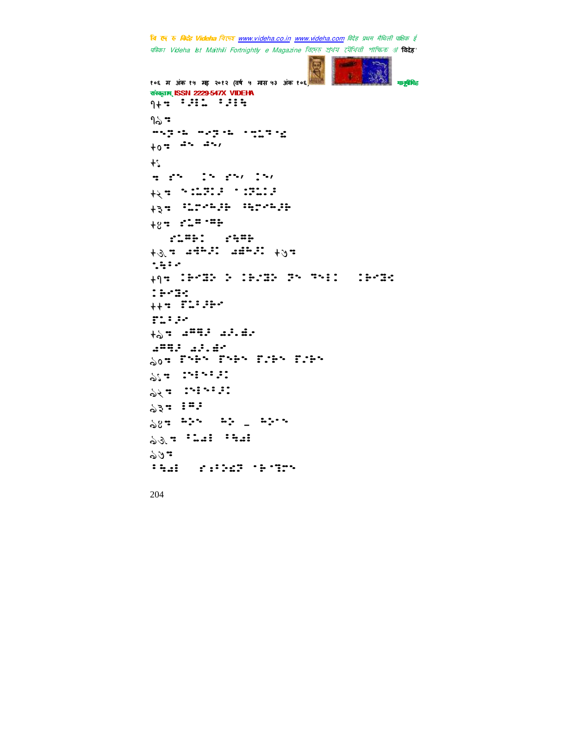१८: ⠁⠼⠃⠇ ⠁⠼⠃⠓

१९:

⠒⠢⠝⠊⠓ ⠒⠊⠝⠊⠓ ⠈⠒⠇⠝⠊⠜

२०: ⠡⠢ ⠡⠢,

२१

: ⠎⠢ ⠇⠢ ⠎⠢, ⠇⠢,

२२: ⠢⠇⠝⠇⠁ ⠈⠇⠝⠇⠁

२३: ⠁⠇⠊⠓⠼⠗ ⠁⠻⠊⠓⠼⠗

२४: ⠎⠇⠍⠈⠍⠗

⠎⠇⠍⠗⠇ ⠎⠻⠍⠗

२५: ⠡⠹⠓⠼⠇ ⠡⠩⠓⠼⠇ २६:

⠇⠻⠃⠊

२७: ⠇⠗⠊⠟⠕ ⠕ ⠇⠗⠊⠟⠕ ⠝⠢ ⠙⠢⠃⠇ ⠇⠗⠊⠟⠜

⠇⠗⠊⠟⠜

२८: ⠏⠇⠁⠼⠗⠊

⠏⠇⠁⠼⠊

२९: ⠡⠍⠻⠁ ⠡⠼⠡⠊

⠡⠍⠻⠁ ⠡⠼⠡⠊

३०: ⠏⠢⠗⠢ ⠏⠢⠗⠢ ⠏⠌⠗⠢ ⠏⠌⠗⠢

३१: ⠇⠢⠃⠢⠁⠼⠇

३२: ⠇⠢⠃⠢⠁⠼⠇

३३: ⠃⠍⠼

३४: ⠓⠕⠢ ⠓⠕ _ ⠓⠕⠢⠢

३५: ⠁⠇⠡⠃ ⠁⠻⠡⠃

३६:

⠁⠻⠡⠃ ⠎⠌⠕⠩⠝ ⠈⠗⠈⠝⠏⠢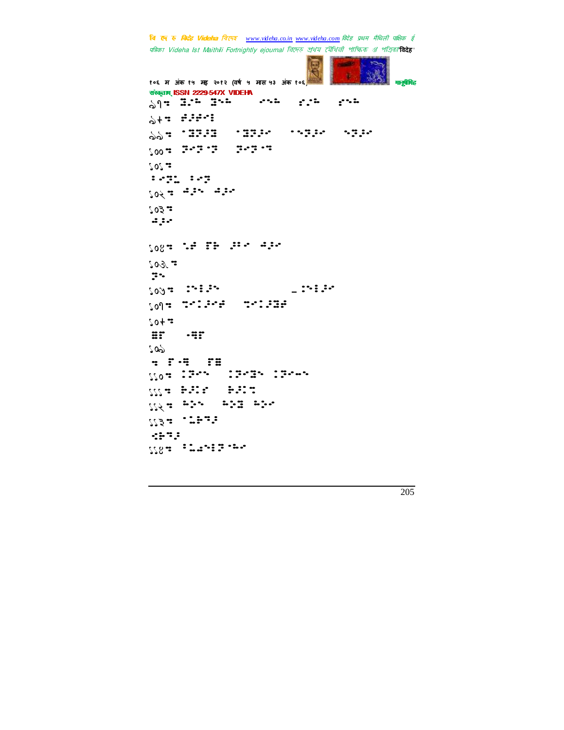৯৭ ⠿ ⠿⠿ ⠿⠿ ⠿⠿ ⠿⠿ ⠿⠿

৯৮ ⠿ ⠿⠿⠿⠿

৯৯ ⠿ ⠿⠿⠿⠿ ⠿⠿⠿⠿ ⠿⠿⠿⠿ ⠿⠿⠿⠿

১০০ ⠿ ⠿⠿⠿⠿ ⠿⠿⠿⠿

১০১ ⠿

⠿⠿⠿⠿ ⠿⠿⠿

১০২ ⠿ ⠿⠿⠿ ⠿⠿⠿

১০৩ ⠿

⠿⠿⠿

১০৪ ⠿ ⠿⠿ ⠿⠿ ⠿⠿⠿ ⠿⠿⠿

১০৫ ⠿

⠿⠿

১০৬ ⠿ ⠿⠿⠿⠿ _ ⠿⠿⠿⠿

১০৭ ⠿ ⠿⠿⠿⠿⠿ ⠿⠿⠿⠿⠿⠿

১০৮ ⠿

⠿⠿ ⠿⠿⠿

১০৯

⠿ ⠿⠿⠿ ⠿⠿

১১০ ⠿ ⠿⠿⠿⠿ ⠿⠿⠿⠿⠿ ⠿⠿⠿⠿⠿

১১১ ⠿ ⠿⠿⠿⠿ ⠿⠿⠿⠿

১১২ ⠿ ⠿⠿⠿ ⠿⠿⠿ ⠿⠿⠿⠿

১১৩ ⠿ ⠿⠿⠿⠿⠿

⠿⠿⠿⠿

১১৪ ⠿ ⠿⠿⠿⠿⠿⠿⠿⠿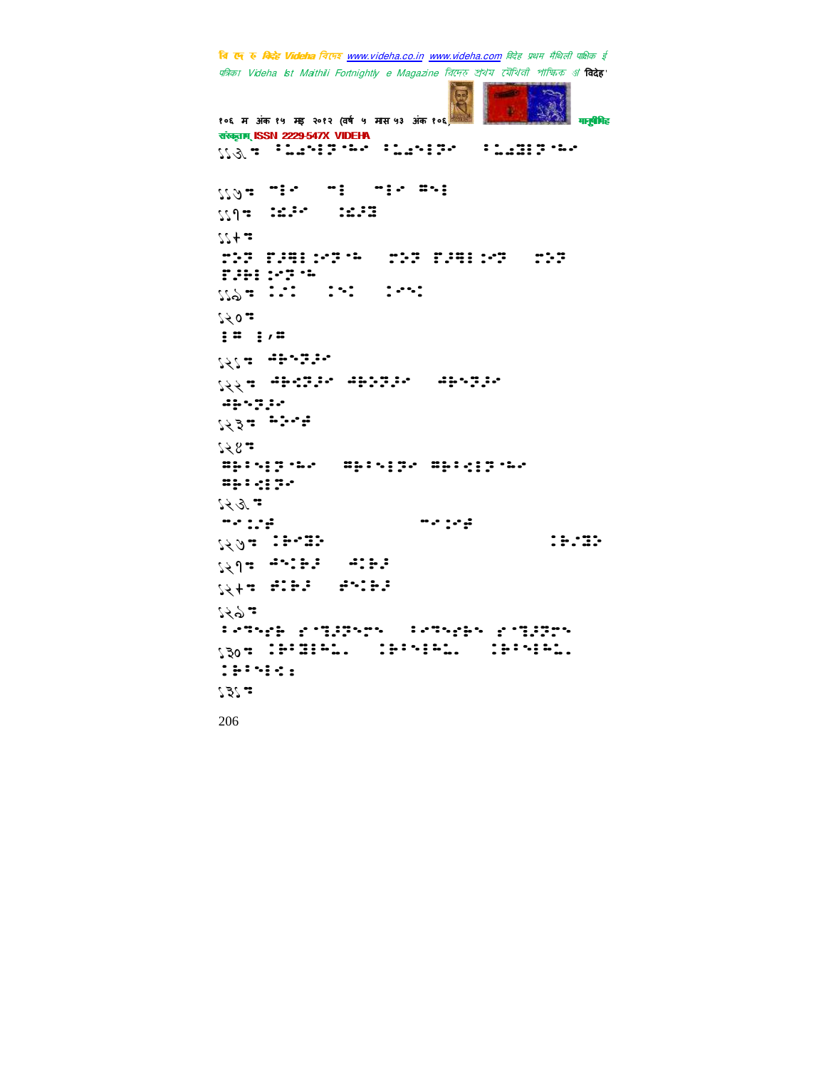११७॥ ⠁⠥⠫⠝⠗⠞⠁⠓⠊ ⠁⠥⠫⠝⠗⠞⠊ ⠁⠥⠫⠿⠗⠞⠁⠓⠊

११८॥ ⠉⠗⠊ ⠉⠗ ⠉⠗⠊ ⠛⠝⠗

११९॥ ⠅⠫⠜⠊ ⠅⠫⠜⠿

११+॥

⠙⠕⠞ ⠟⠜⠻⠗⠅⠊⠞⠁⠓ ⠙⠕⠞ ⠟⠜⠻⠗⠅⠊⠞ ⠙⠕⠞ ⠟⠜⠷⠗⠅⠊⠞⠁⠓

११०॥ ⠅⠊⠅ ⠅⠝⠅ ⠅⠊⠝⠅

१२०॥

⠗⠛ ⠗⠂⠛

१२१॥ ⠫⠷⠝⠞⠜⠊

१२२॥ ⠫⠷⠩⠞⠜⠊ ⠫⠷⠕⠞⠜⠊ ⠫⠷⠝⠞⠜⠊ ⠫⠷⠝⠞⠜⠊

१२३॥ ⠓⠕⠊⠮

१२४॥

⠛⠷⠁⠝⠗⠞⠁⠓⠊ ⠛⠷⠁⠝⠗⠞⠊ ⠛⠷⠁⠩⠗⠞⠁⠓⠊ ⠛⠷⠁⠩⠗⠞⠊

१२५॥

⠉⠊⠅⠜⠮ ⠉⠊⠅⠊⠮

१२६॥ ⠅⠷⠊⠿⠕ ⠅⠷⠜⠿⠕

१२७॥ ⠫⠝⠅⠷⠜ ⠫⠅⠷⠜

१२+॥ ⠮⠅⠷⠜ ⠮⠝⠅⠷⠜

१२०॥

⠁⠊⠟⠝⠊⠷ ⠅⠁⠟⠷⠜⠟⠝⠙⠝ ⠁⠊⠟⠝⠊⠷⠝ ⠅⠁⠟⠷⠜⠟⠙⠝

१३०॥ ⠅⠷⠁⠿⠗⠓⠥⠄ ⠅⠷⠁⠝⠗⠓⠥⠄ ⠅⠷⠁⠝⠗⠓⠥⠄ ⠅⠷⠁⠝⠗⠩⠆

१३१॥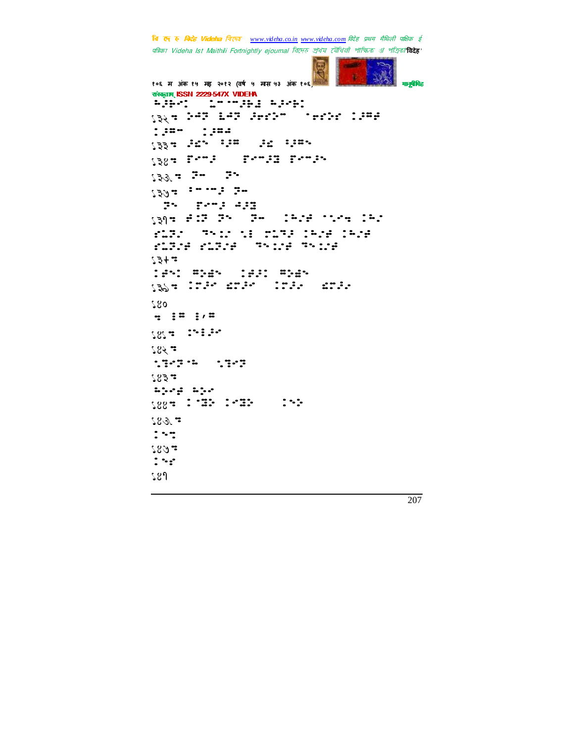१३२ :

१३३ :

१३४ :

१३५ :

१३६ :

१३७ :

१३८ :

१३९ :

१४०

१४१ :

१४२ :

१४३ :

१४४ :

१४५ :

१४६ :

१४७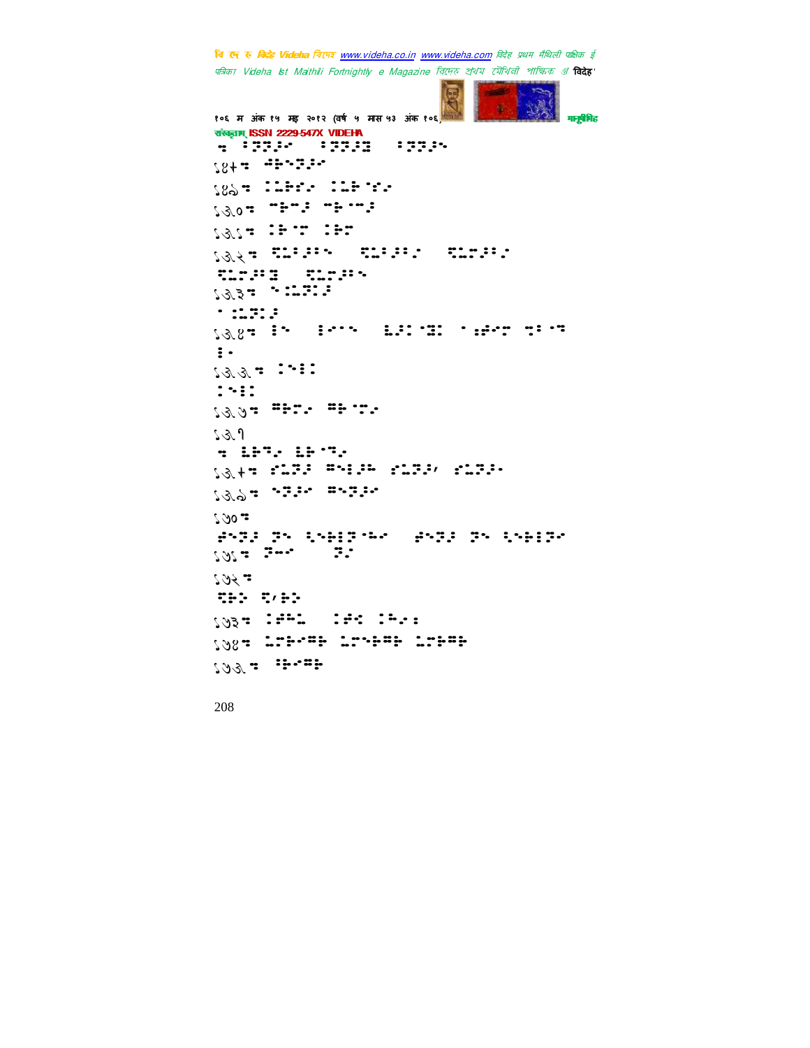ङ ⠐⠝⠝⠼⠊ ⠐⠝⠝⠼⠿ ⠐⠝⠝⠼⠢

१४+ङ ⠊⠗⠢⠝⠼⠊

१४७ङ ⠨⠥⠗⠎⠊ ⠨⠥⠗⠈⠎⠊

१५०ङ ⠍⠗⠍⠼ ⠍⠗⠈⠍⠼

१५१ङ ⠨⠗⠈⠍ ⠨⠗⠍

१५२ङ ⠹⠥⠐⠼⠐⠢ ⠹⠥⠐⠼⠐⠊ ⠹⠥⠍⠼⠐⠊ ⠹⠥⠍⠼⠐⠿ ⠹⠥⠍⠼⠐⠢

१५३ङ ⠢⠨⠥⠝⠨⠼ ⠈⠨⠥⠝⠨⠼

१५४ङ ⠇⠢ ⠇⠊⠈⠢ ⠥⠼⠨⠈⠿⠨ ⠈⠰⠗⠊⠍ ⠹⠐⠈⠹ ⠇⠊

१५५ङ ⠨⠢⠇⠨ ⠨⠢⠇⠨

१५६ङ ⠿⠗⠝⠊ ⠿⠗⠈⠝⠊

१५7 ⠭ ⠥⠗⠹⠊ ⠥⠗⠈⠹⠊

१५+ङ ⠎⠥⠝⠼ ⠿⠢⠇⠼⠗ ⠎⠥⠝⠼, ⠎⠥⠝⠼⠊

१५७ङ ⠢⠝⠼⠊ ⠿⠢⠝⠼⠊

१६०ङ ⠰⠢⠝⠼ ⠝⠢ ⠇⠢⠗⠇⠝⠈⠗⠊ ⠰⠢⠝⠼ ⠝⠢ ⠇⠢⠗⠇⠝⠊

१६१ङ ⠝⠤⠊ ⠝⠊

१६२ङ ⠹⠗⠕ ⠹⠌⠗⠕

१६३ङ ⠨⠰⠗⠥ ⠨⠰⠎ ⠨⠗⠊⠒

१६४ङ ⠥⠍⠗⠊⠿⠗ ⠥⠍⠢⠗⠿⠗ ⠥⠍⠗⠿⠗

१६५ङ ⠐⠗⠊⠿⠗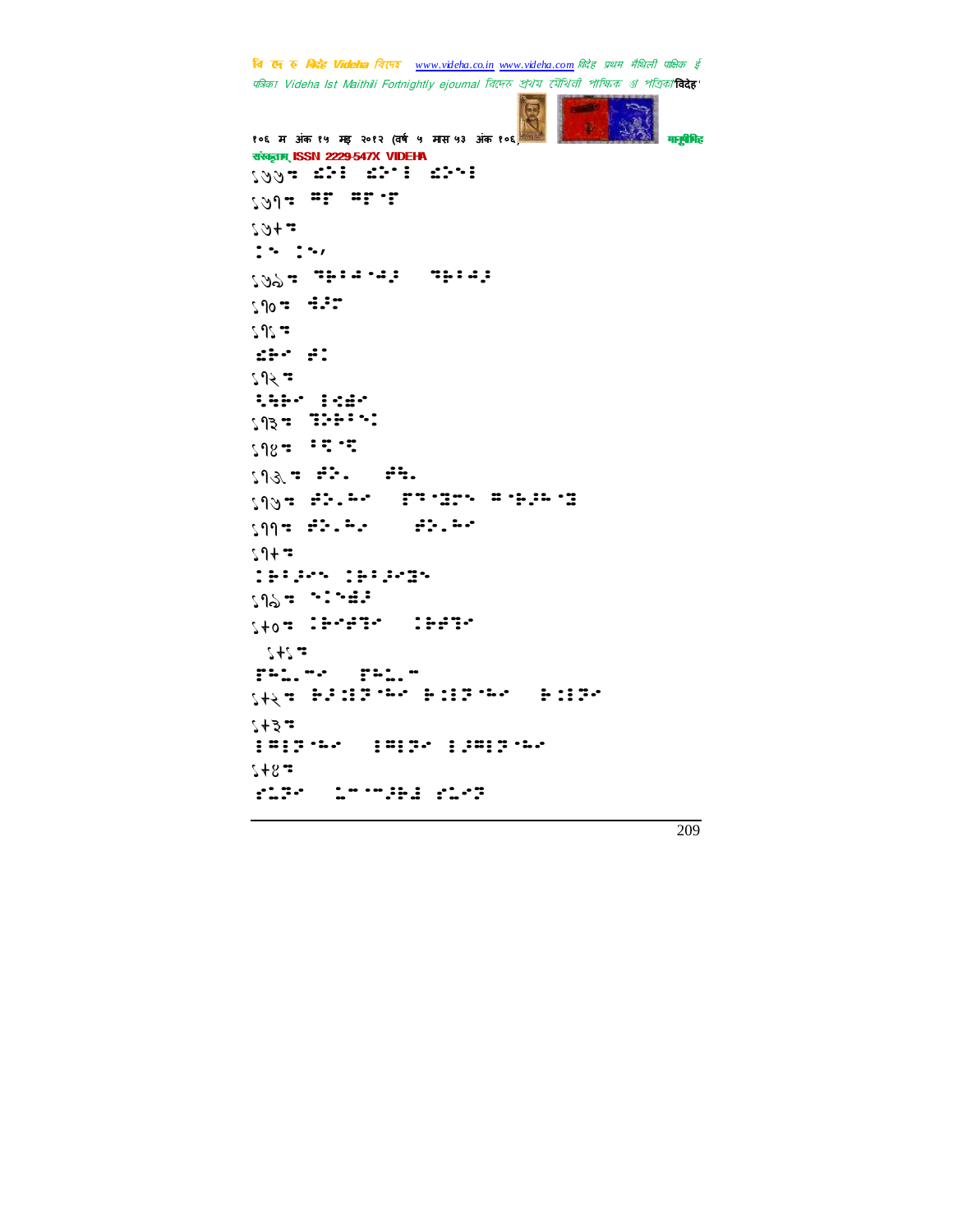१७७: ⠩⠕⠇ ⠩⠕⠁⠇ ⠩⠕⠑⠇

१७८: ⠍⠗ ⠍⠗⠄⠗

१७९:

⠅⠂ ⠅⠂,

१७१०: ⠙⠗⠇⠄⠫⠄⠫⠜ ⠙⠗⠇⠫⠜

१८०: ⠫⠜⠙

१८१:

⠩⠗⠂ ⠫⠅

१८२:

⠇⠓⠗⠂ ⠇⠪⠩⠂

१८३: ⠇⠕⠗⠁⠑⠅

१८४: ⠁⠝⠄⠝

१८५: ⠫⠕⠄ ⠫⠓⠄

१८६: ⠫⠕⠄⠓⠂ ⠗⠍⠄⠝⠗⠑ ⠍⠄⠗⠜⠓⠄⠝

१८७: ⠫⠕⠄⠓⠂ ⠫⠕⠄⠓⠂

१८८:

⠅⠗⠁⠜⠂⠑ ⠅⠗⠁⠜⠂⠝⠑

१८९: ⠑⠅⠑⠩⠜

१९०: ⠅⠗⠂⠫⠗⠂ ⠅⠗⠫⠗⠂

१९१:

⠗⠓⠤⠄⠓⠂ ⠗⠓⠤⠄⠓

१९२: ⠗⠜⠅⠇⠗⠄⠓⠂ ⠗⠅⠇⠗⠄⠓⠂ ⠗⠅⠇⠗⠂

१९३:

⠇⠍⠇⠗⠄⠤⠂ ⠇⠍⠇⠗⠂ ⠇⠜⠍⠇⠗⠄⠤⠂

१९४:

⠎⠤⠗⠂ ⠤⠉⠄⠉⠜⠗⠩ ⠎⠤⠂⠗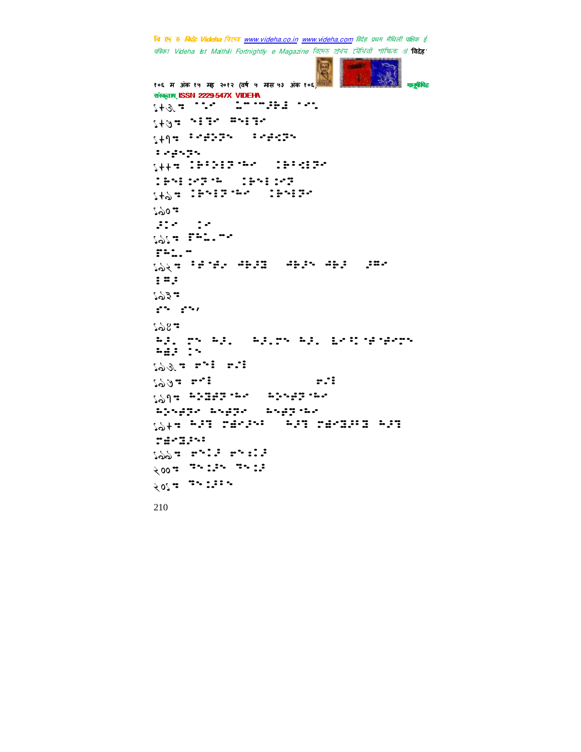१+३= ''.' ⠀⠀⠀⠀⠀⠀

१+७= ⠀⠀⠀⠀

१+१= ⠀⠀⠀⠀

⠀⠀⠀

१++= ⠀⠀⠀⠀

⠀⠀⠀⠀

१+५= ⠀⠀⠀⠀

१५०=

⠀⠀⠀⠀

१५१= ⠀⠀⠀

⠀⠀⠀

१५२= ⠀⠀⠀⠀⠀⠀

⠀⠀⠀

१५३=

⠀⠀⠀/

१५४=

⠀⠀⠀⠀⠀⠀⠀⠀⠀

⠀⠀⠀

१५३= ⠀⠀⠀

१५७= ⠀⠀ ⠀⠀

१५१= ⠀⠀⠀⠀

⠀⠀⠀⠀⠀

१५+= ⠀⠀⠀⠀⠀⠀

⠀⠀⠀

१५५= ⠀⠀⠀⠀

२००= ⠀⠀⠀⠀

२०१= ⠀⠀⠀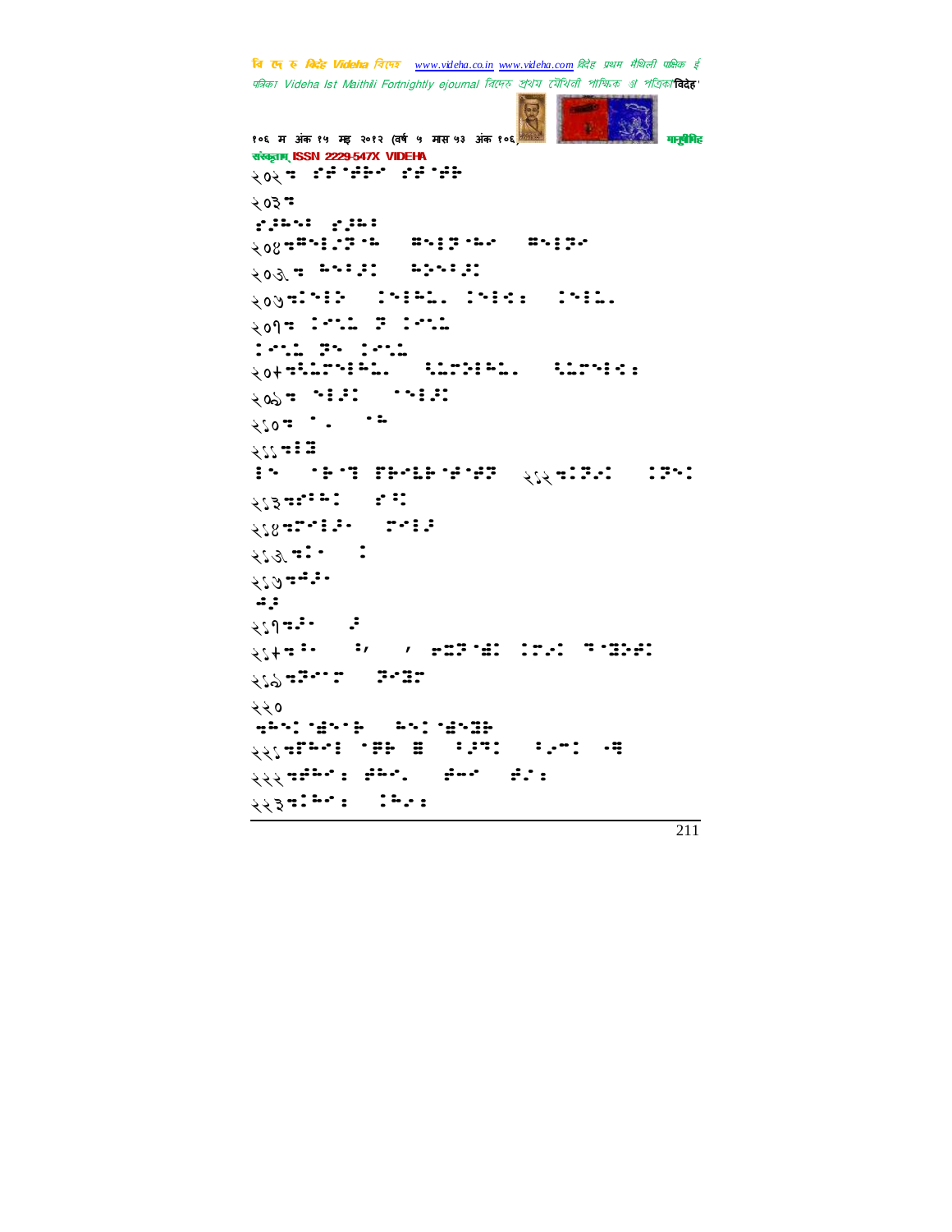२०२ ⠒ ⠎⠗⠈⠗⠗⠊ ⠎⠗⠈⠗⠗

२०३ ⠒

⠎⠦⠓⠢⠅ ⠎⠦⠓⠅

२०४ ⠒⠛⠢⠇⠜⠟⠈⠓ ⠛⠢⠇⠟⠈⠓⠊ ⠛⠢⠇⠟⠊

२०५ ⠒ ⠓⠢⠅⠖⠯ ⠓⠕⠢⠅⠖⠯

२०६ ⠒⠅⠢⠇⠕ ⠅⠢⠇⠓⠄ ⠅⠢⠇⠣⠅ ⠅⠢⠇⠅⠄

२०७ ⠒ ⠅⠊⠡⠅ ⠟ ⠅⠊⠡⠅

⠅⠊⠡⠅ ⠟⠢ ⠅⠊⠡⠅

२०८ ⠒⠡⠅⠟⠢⠇⠓⠄ ⠡⠅⠟⠕⠇⠓⠄ ⠡⠅⠟⠢⠇⠣⠅

२०९ ⠒ ⠢⠇⠯ ⠈⠢⠇⠯

२१० ⠒ ⠈⠄ ⠈⠓

२११ ⠒⠇⠛

⠇⠢ ⠈⠗⠈⠻ ⠟⠗⠊⠓⠗⠈⠗⠈⠗⠟ २१२ ⠒⠅⠟⠊⠅ ⠅⠟⠢⠅

२१३ ⠒⠎⠇⠓⠅ ⠎⠅

२१४ ⠒⠟⠊⠇⠖⠄ ⠟⠊⠇⠖

२१५ ⠒⠅⠄ ⠅

२१६ ⠒⠓⠖⠄

⠓⠖

२१७ ⠒⠖⠄ ⠖

२१८ ⠒⠂⠄ ⠂, , ⠗⠛⠟⠈⠻⠅ ⠅⠟⠊⠅ ⠻⠈⠛⠕⠗⠅

२१९ ⠒⠟⠊⠈⠟ ⠟⠊⠛⠟

२२०

⠒⠓⠢⠅⠈⠻⠢⠈⠗ ⠓⠢⠅⠈⠻⠢⠛⠗

२२१ ⠒⠟⠓⠊⠇ ⠈⠟⠗ ⠛ ⠂⠖⠟⠅ ⠂⠊⠅ ⠊⠻

२२२ ⠒⠗⠓⠊⠆ ⠗⠓⠊⠄ ⠗⠊⠊ ⠗⠊⠆

२२३ ⠒⠅⠓⠊⠆ ⠅⠓⠊⠆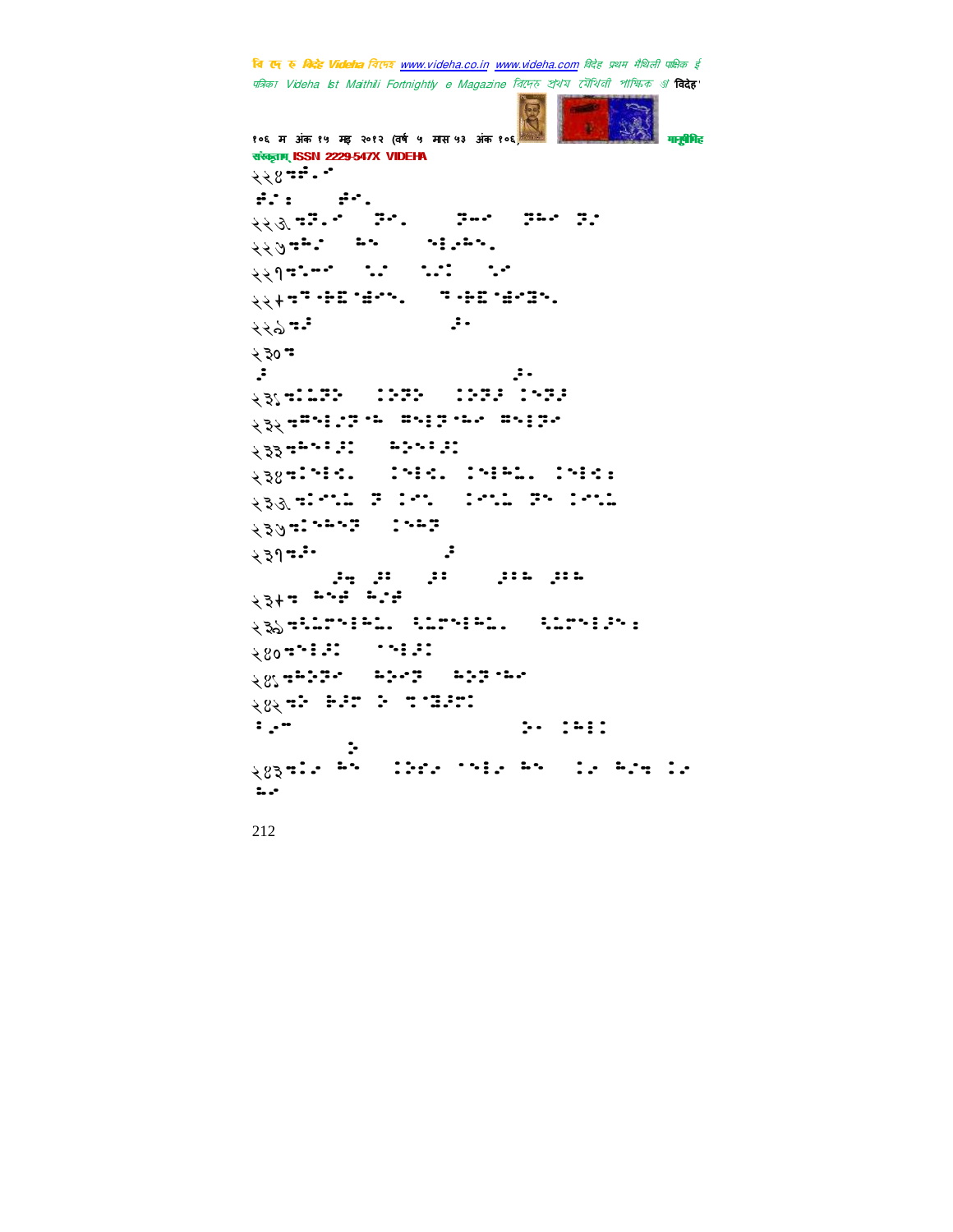२२४

२२५

२२६

२२७

२२८

२२९

२३०

२३१

२३२

२३३

२३४

२३५

२३६

२३७

२३८

२३९

२४०

२४१

२४२

२४३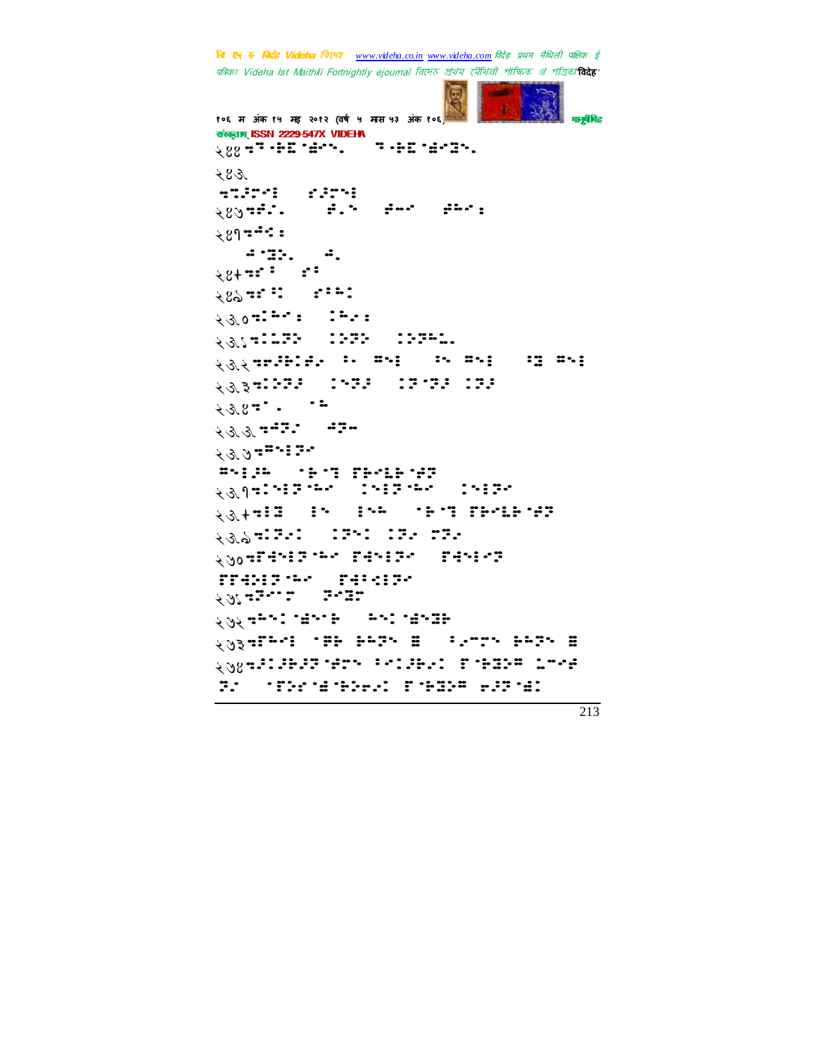२४४ ⠱⠻⠐⠗⠭⠀⠨⠗⠊⠲ ⠻⠐⠗⠭⠀⠨⠗⠊⠵⠲

२४५

⠱⠹⠣⠗⠊⠆ ⠎⠣⠗⠊⠆

२४७ ⠱⠞⠡⠲ ⠞⠡⠂ ⠞⠤⠊ ⠞⠓⠊⠆

२४१ ⠱⠩⠊⠆

⠩⠈⠵⠕⠲ ⠩⠲

२४+ ⠱⠎⠅ ⠎⠅

२४७ ⠱⠎⠕⠇ ⠎⠅⠓⠇

२५० ⠱⠇⠓⠊⠆ ⠇⠓⠡⠆

२५१ ⠱⠇⠥⠗⠕ ⠇⠕⠗⠕ ⠇⠕⠗⠓⠥⠲

२५२ ⠱⠹⠗⠇⠞⠡ ⠅⠂ ⠿⠊⠆ ⠅⠂ ⠿⠊⠆ ⠅⠵ ⠿⠊⠆

२५३ ⠱⠇⠕⠗⠣ ⠇⠊⠗⠣ ⠇⠗⠈⠗⠣ ⠇⠗⠣

२५४ ⠱⠁⠲ ⠈⠓

२५५ ⠱⠩⠗⠡ ⠩⠗⠤

२५७ ⠱⠿⠊⠆⠗⠊

⠿⠊⠆⠣⠓ ⠈⠗⠈⠹ ⠟⠗⠊⠥⠗⠈⠞⠗

२५१ ⠱⠇⠊⠆⠗⠈⠓⠊ ⠇⠊⠆⠗⠈⠓⠊ ⠇⠊⠆⠗⠊

२५+ ⠱⠆⠿ ⠆⠂ ⠆⠂⠓ ⠈⠗⠈⠹ ⠟⠗⠊⠥⠗⠈⠞⠗

२५७ ⠱⠇⠗⠡⠇ ⠇⠗⠂⠇ ⠇⠗⠡ ⠗⠗⠡

२७० ⠱⠟⠻⠊⠆⠗⠈⠓⠊ ⠟⠻⠊⠆⠗⠊ ⠟⠻⠊⠆⠊⠗

⠟⠟⠻⠕⠆⠗⠈⠓⠊ ⠟⠻⠅⠡⠆⠗⠊

२७१ ⠱⠗⠊⠈⠗ ⠗⠊⠵⠗

२७२ ⠱⠓⠊⠇⠈⠨⠊⠗ ⠓⠊⠇⠈⠨⠊⠵⠗

२७३ ⠱⠟⠓⠊⠆ ⠈⠿⠗ ⠗⠓⠗⠕ ⠿ ⠅⠡⠤⠗⠂ ⠗⠓⠗⠕ ⠿

२७४ ⠱⠹⠇⠹⠗⠹⠗⠈⠞⠗⠂ ⠅⠊⠇⠹⠗⠡⠇ ⠟⠈⠗⠵⠕⠿ ⠥⠤⠊⠞

⠗⠡ ⠈⠟⠕⠎⠈⠨⠈⠗⠕⠎⠡⠇ ⠟⠈⠗⠵⠕⠿ ⠎⠹⠗⠈⠨⠇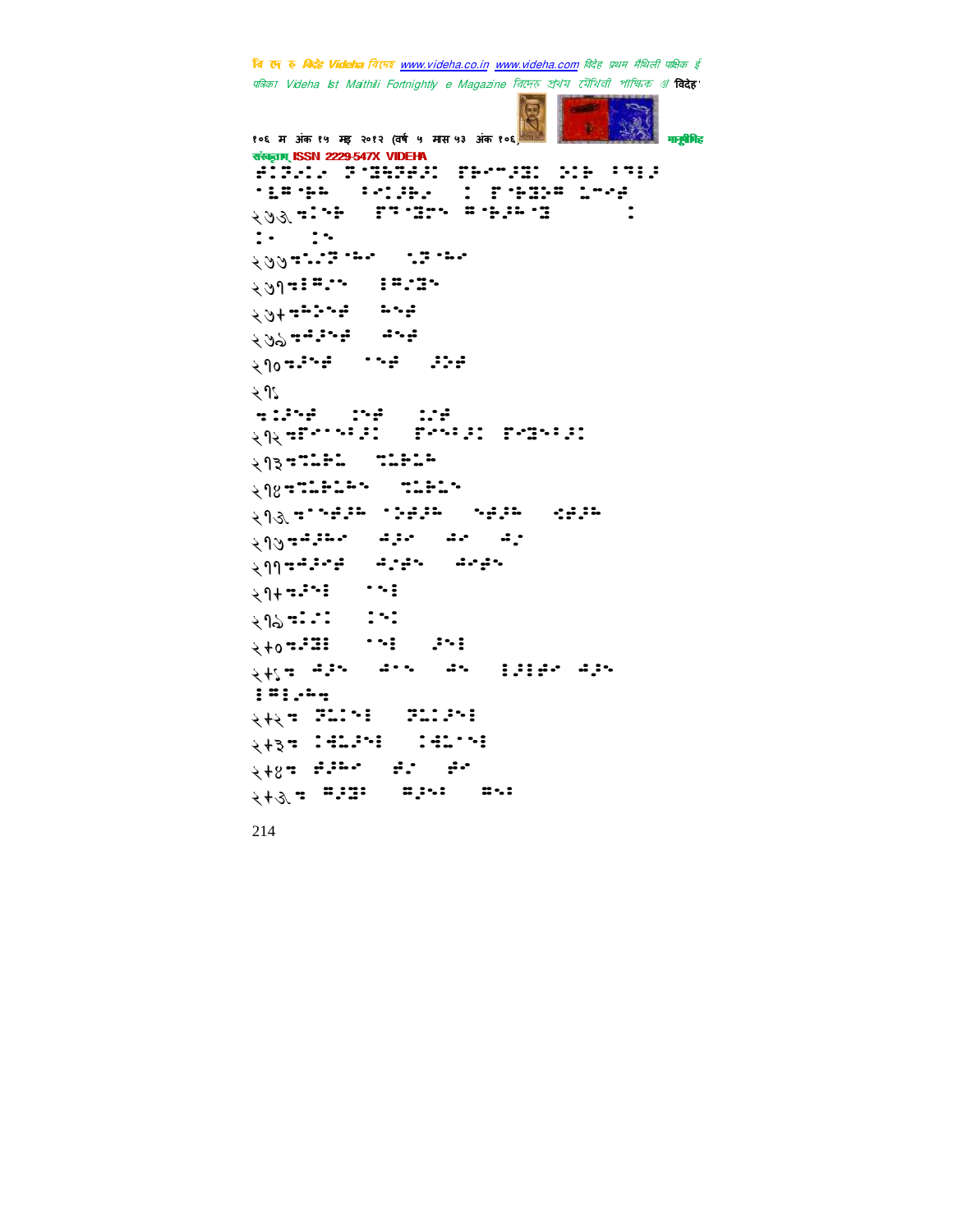२७७ ⠒⠅⠑ ⠄⠄ ⠄⠄⠄⠄ ⠄⠄⠄⠄ ⠄

२७७

२७१

२७+

२७६

२१०

२१९

२१२

२१३

२१४

२१५

२१७

२११

२१+

२१६

२+०

२+९

२+२

२+३

२+४

२+५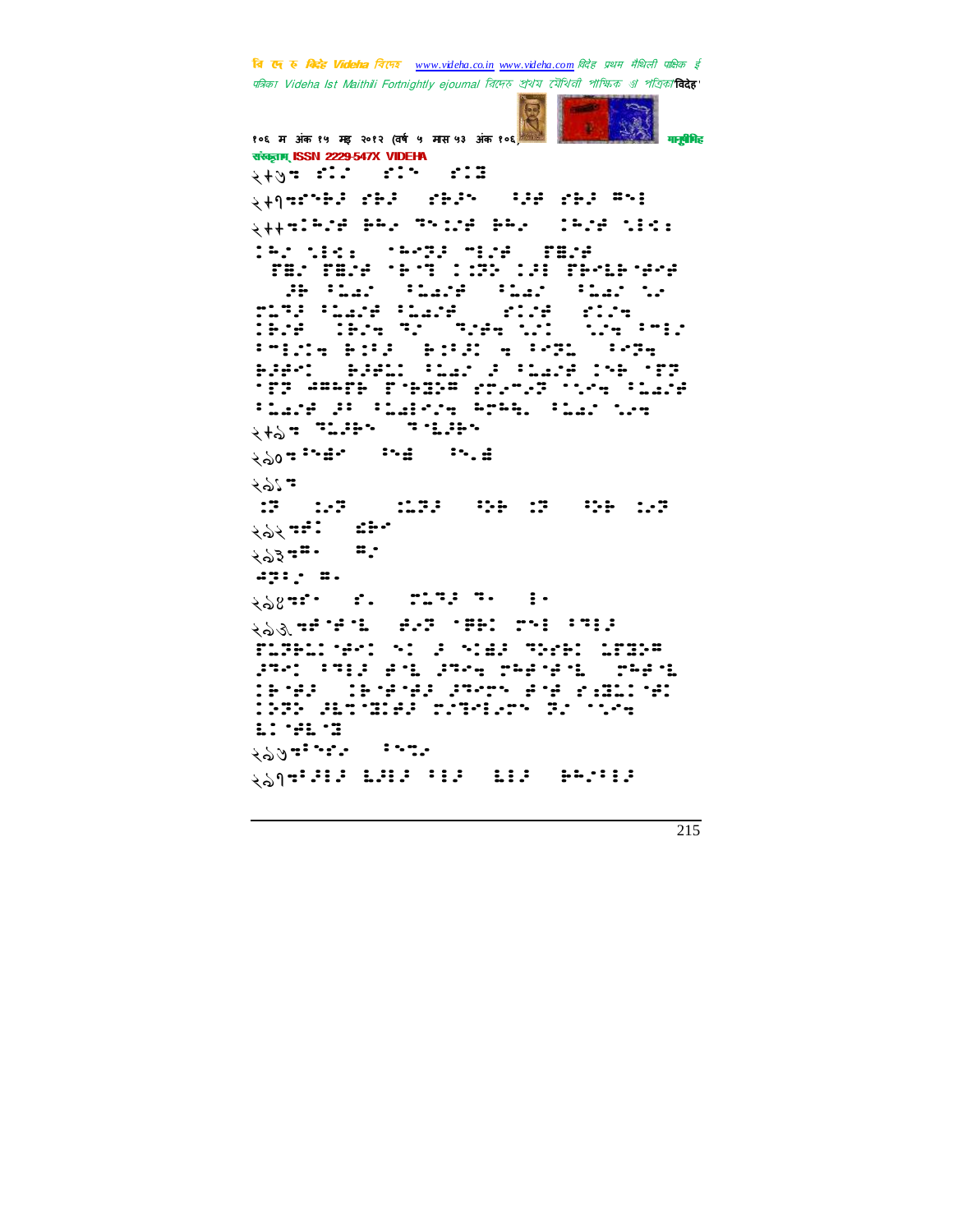२+७ थ⠋⠅ ⠋⠅ ⠋⠅

२+१ थ⠋⠅ ⠋⠅ ⠋⠅ ⠋⠅ ⠋⠅

२++ थ⠋⠅ ⠋⠅ ⠋⠅ ⠋⠅ ⠋⠅

२+७ थ⠋⠅ ⠋⠅

२७० थ⠋⠅ ⠋⠅ ⠋⠅

२७१ थ

२७२ थ⠋⠅ ⠋⠅

२७३ थ⠋⠅ ⠋⠅

२७४ थ⠋⠅ ⠋⠅ ⠋⠅ ⠋⠅ ⠋⠅

२७५ थ⠋⠅ ⠋⠅ ⠋⠅ ⠋⠅ ⠋⠅

२७७ थ⠋⠅ ⠋⠅

२७१ थ⠋⠅ ⠋⠅ ⠋⠅ ⠋⠅ ⠋⠅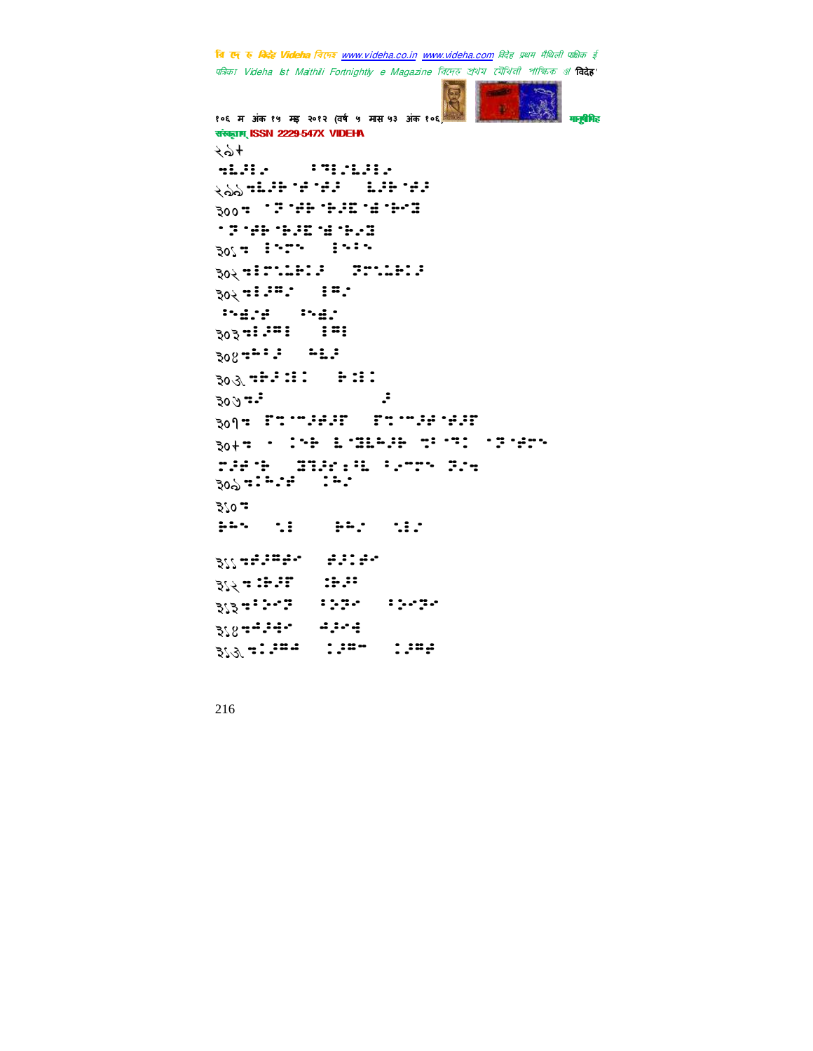२९+

२९९

३००

३०१

३०२

३०२

३०३

३०४

३०५

३०६

३०७

३०८

३०९

३१०

३११

३१२

३१३

३१४

३१५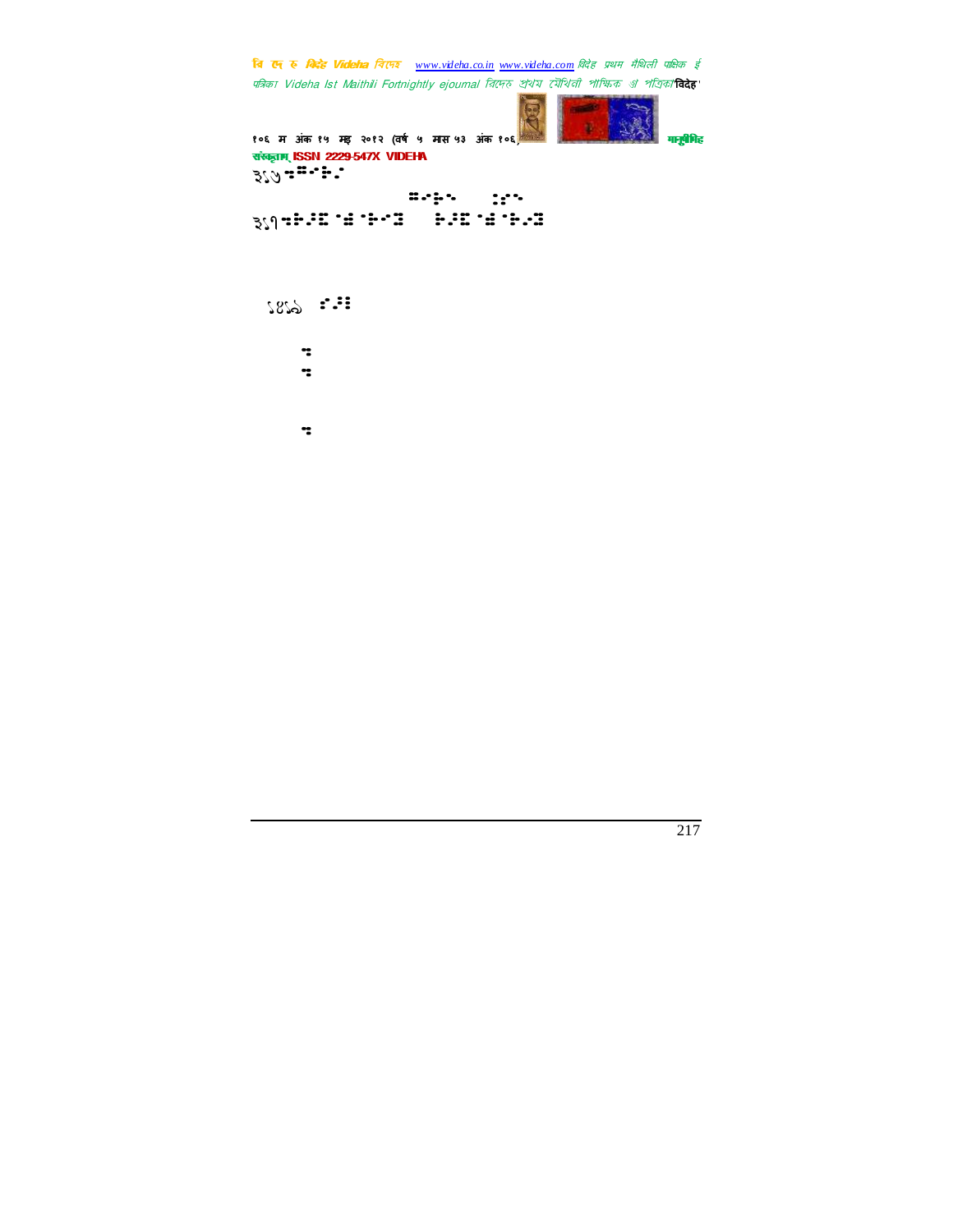३.७

३.१

१४.७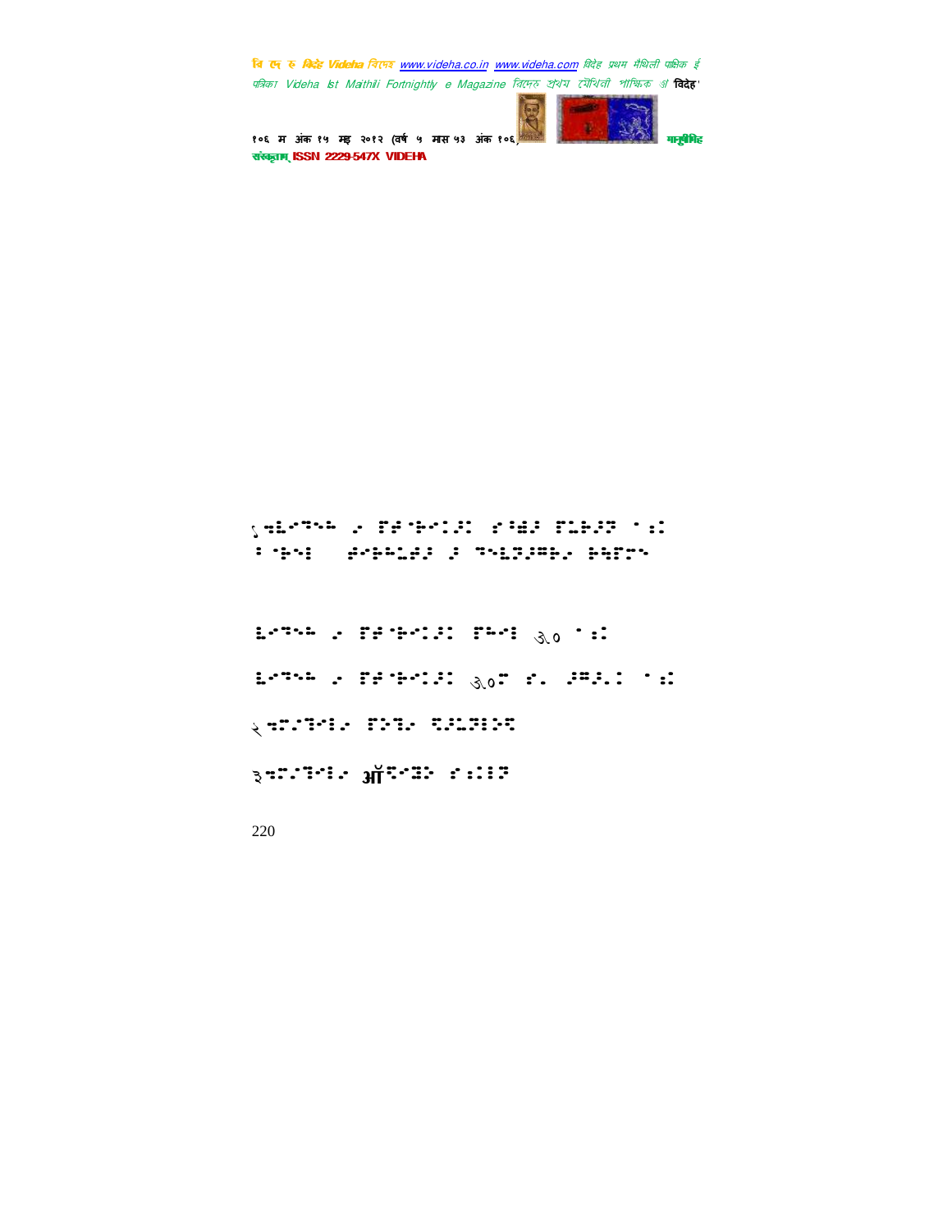१ ⠒⠥⠊⠙⠉⠒ ⠆ ⠏⠗⠘⠗⠊⠅⠕⠅ ⠎⠘⠱⠕ ⠏⠥⠗⠕⠝ ⠁⠎⠅ ⠨⠘⠗⠃ ⠨⠊⠗⠒⠥⠱⠕ ⠕ ⠙⠑⠥⠝⠕⠍⠗⠆ ⠗⠻⠏⠝⠑

⠥⠊⠙⠉⠒ ⠆ ⠏⠗⠘⠗⠊⠅⠕⠅ ⠏⠓⠊⠃ ३.० ⠁⠎⠅

⠥⠊⠙⠉⠒ ⠆ ⠏⠗⠘⠗⠊⠅⠕⠅ ३.०⠉ ⠎⠆ ⠕⠍⠕⠅ ⠁⠎⠅

२ ⠒⠉⠆⠙⠊⠃⠆ ⠏⠕⠙⠆ ⠙⠕⠥⠝⠃⠕⠙

३ ⠒⠉⠆⠙⠊⠃⠆ ऑ⠙⠊⠹⠕ ⠎⠅⠅⠝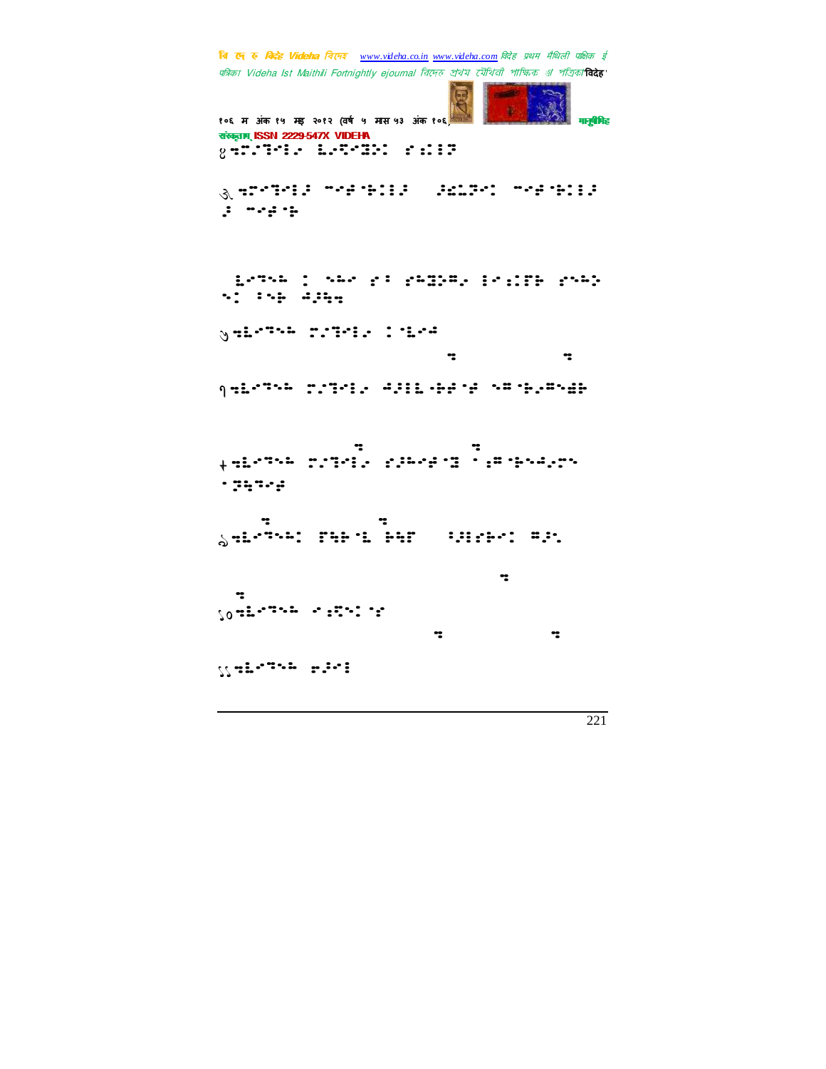४ ⠐⠍⠨⠹⠊⠇ ⠶⠊⠹⠐⠻⠕ ⠊⠐⠇⠗

३ ⠐⠍⠊⠹⠊⠇⠁ ⠐⠊⠎⠐⠗⠇⠇⠁ ⠁⠫⠶⠹⠊⠅ ⠐⠊⠎⠐⠗⠇⠇⠁ ⠁ ⠐⠊⠎⠐⠗

⠶⠊⠹⠒⠒ ⠅ ⠒⠶⠊ ⠊⠃ ⠊⠒⠻⠗⠍⠂ ⠇⠊⠐⠏⠗ ⠊⠒⠒⠕ ⠒⠅ ⠃⠒⠗ ⠒⠁⠇⠹

७ ⠐⠶⠊⠹⠒⠒ ⠍⠨⠹⠊⠇ ⠅⠐⠶⠊⠒

१ ⠐⠶⠊⠹⠒⠒ ⠍⠨⠹⠊⠇ ⠒⠁⠇⠇⠲⠗⠎⠐⠎ ⠒⠍⠐⠗⠂⠍⠒⠫⠗

+ ⠐⠶⠊⠹⠒⠒ ⠍⠨⠹⠊⠇ ⠊⠁⠒⠊⠎⠐⠻ ⠐⠫⠐⠗⠒⠒⠂⠍⠒ ⠐⠻⠹⠹⠊⠎

९ ⠐⠶⠊⠹⠒⠅ ⠏⠹⠗⠐⠶ ⠗⠗⠏ ⠃⠇⠇⠊⠗⠊⠅ ⠍⠁⠂

१० ⠐⠶⠊⠹⠒⠒ ⠊⠫⠹⠅⠐⠊

११ ⠐⠶⠊⠹⠒⠒ ⠎⠁⠊⠇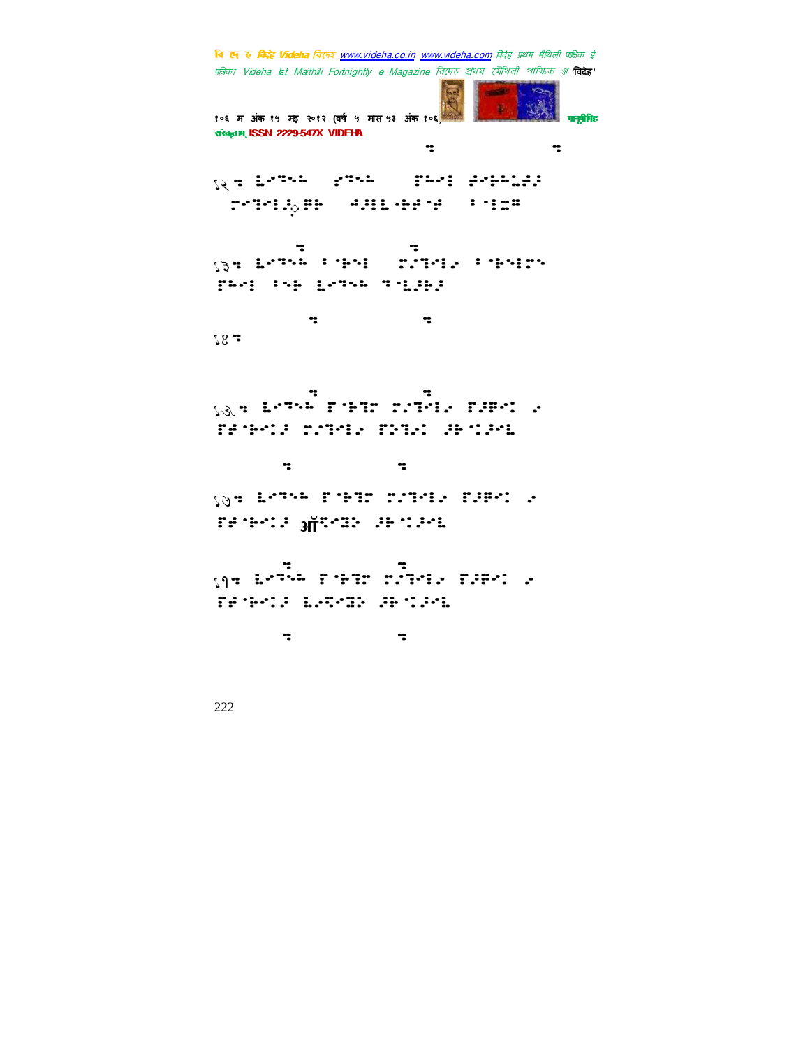१२ 

१३ 

१४ 

१५ 

१६ 

१७ 

ऑ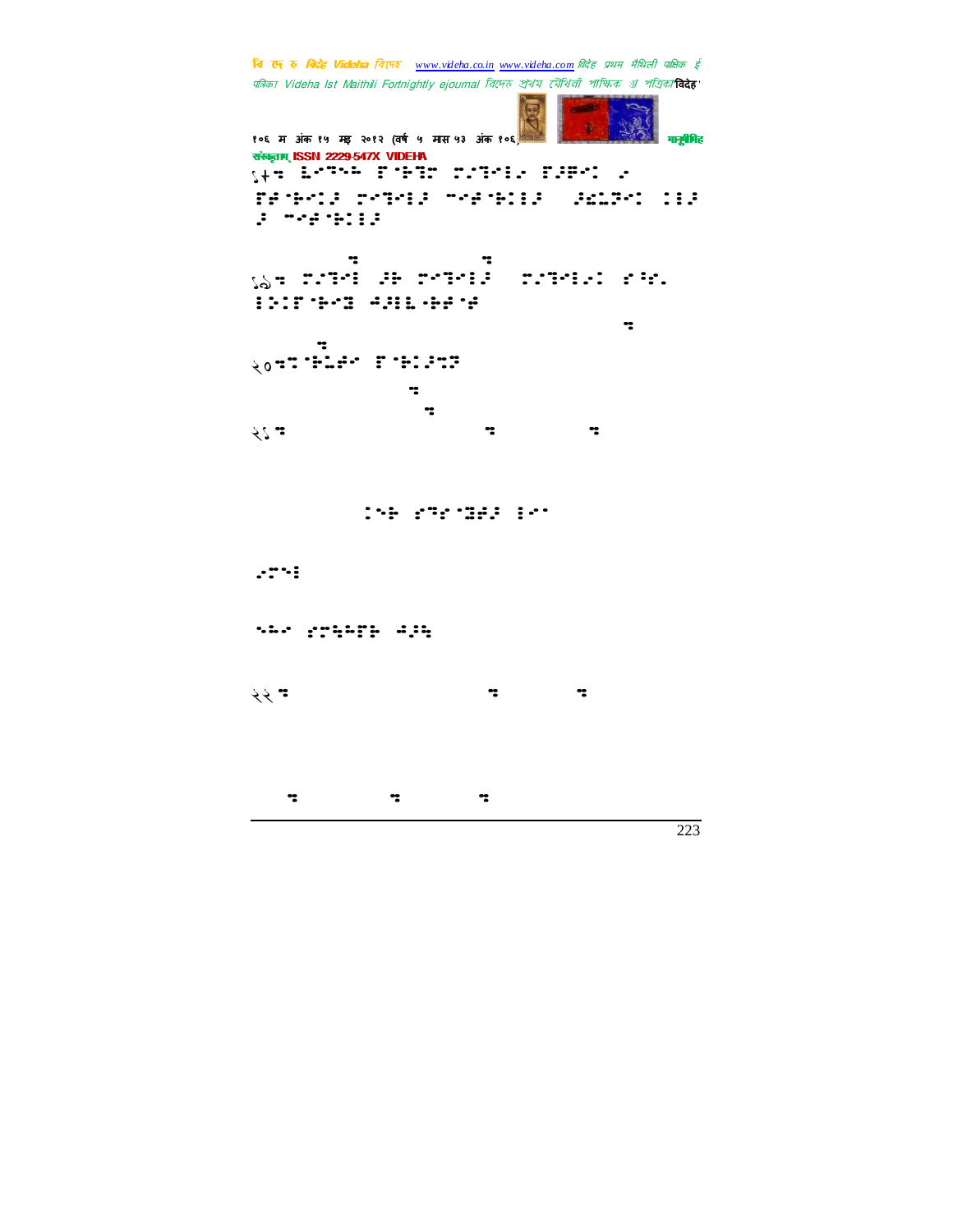१९⠀⠀⠉⠁⠙⠓⠑⠀⠏⠊⠝⠝⠀⠍⠁⠝⠊⠁⠀⠏⠁⠗⠙⠀⠁ ⠏⠓⠊⠙⠁⠀⠍⠁⠝⠊⠁⠀⠉⠁⠓⠊⠙⠁⠀⠁⠫⠉⠝⠀⠊⠊⠁ ⠁⠀⠉⠁⠓⠊⠙⠊⠊⠁

१७⠀⠍⠁⠝⠊⠀⠁⠓⠀⠍⠁⠝⠊⠊⠁⠀⠍⠁⠝⠊⠁⠊⠀⠙⠊⠁ ⠊⠊⠊⠏⠊⠊⠍⠀⠺⠁⠊⠊⠡⠓⠓⠊⠓

२०⠀⠊⠓⠡⠓⠁⠀⠏⠊⠊⠁⠍⠍

२१⠀

⠊⠊⠓⠀⠙⠍⠊⠊⠍⠁⠁⠀⠊⠁⠁

⠁⠉⠊⠊

⠊⠡⠁⠀⠙⠍⠓⠓⠏⠓⠀⠺⠁⠓

२२⠀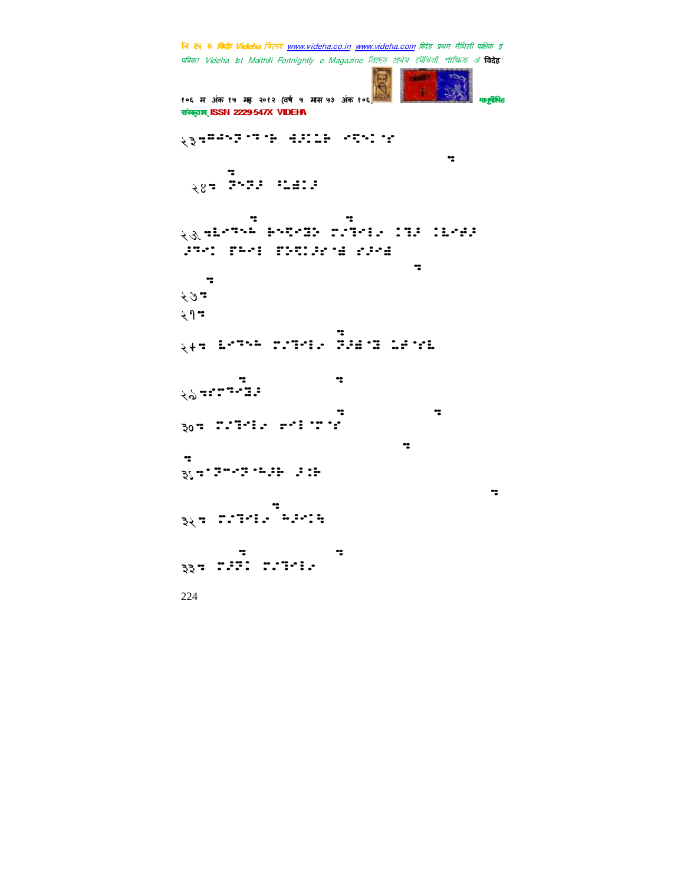२३ ⠒⠛⠙⠊⠝⠁⠒⠁⠗ ⠙⠕⠇⠇⠗ ⠊⠝⠊⠁⠎

२४ ⠒ ⠝⠊⠝⠕ ⠃⠥⠷⠇⠕

२५ ⠒⠇⠊⠒⠊⠓ ⠗⠊⠝⠊⠟⠗ ⠍⠑⠙⠊⠇⠁ ⠅⠙⠕ ⠇⠇⠊⠙⠕
⠕⠒⠊⠅ ⠏⠓⠊⠇ ⠏⠕⠝⠇⠕⠎⠁⠷ ⠎⠕⠊⠷

२६ ⠒

२७ ⠒

२८ ⠒ ⠇⠊⠒⠊⠓ ⠍⠑⠙⠊⠇⠁ ⠝⠕⠷⠁⠝ ⠥⠙⠁⠎⠇

२९ ⠒⠎⠍⠒⠊⠽⠕

३० ⠒ ⠍⠑⠙⠊⠇⠁ ⠗⠊⠇⠁⠍⠁⠎

३१ ⠒⠁⠝⠉⠊⠝⠁⠓⠕⠗ ⠕⠇⠗

३२ ⠒ ⠍⠑⠙⠊⠇⠁ ⠓⠕⠊⠇⠗

३३ ⠒ ⠍⠕⠝⠇ ⠍⠑⠙⠊⠇⠁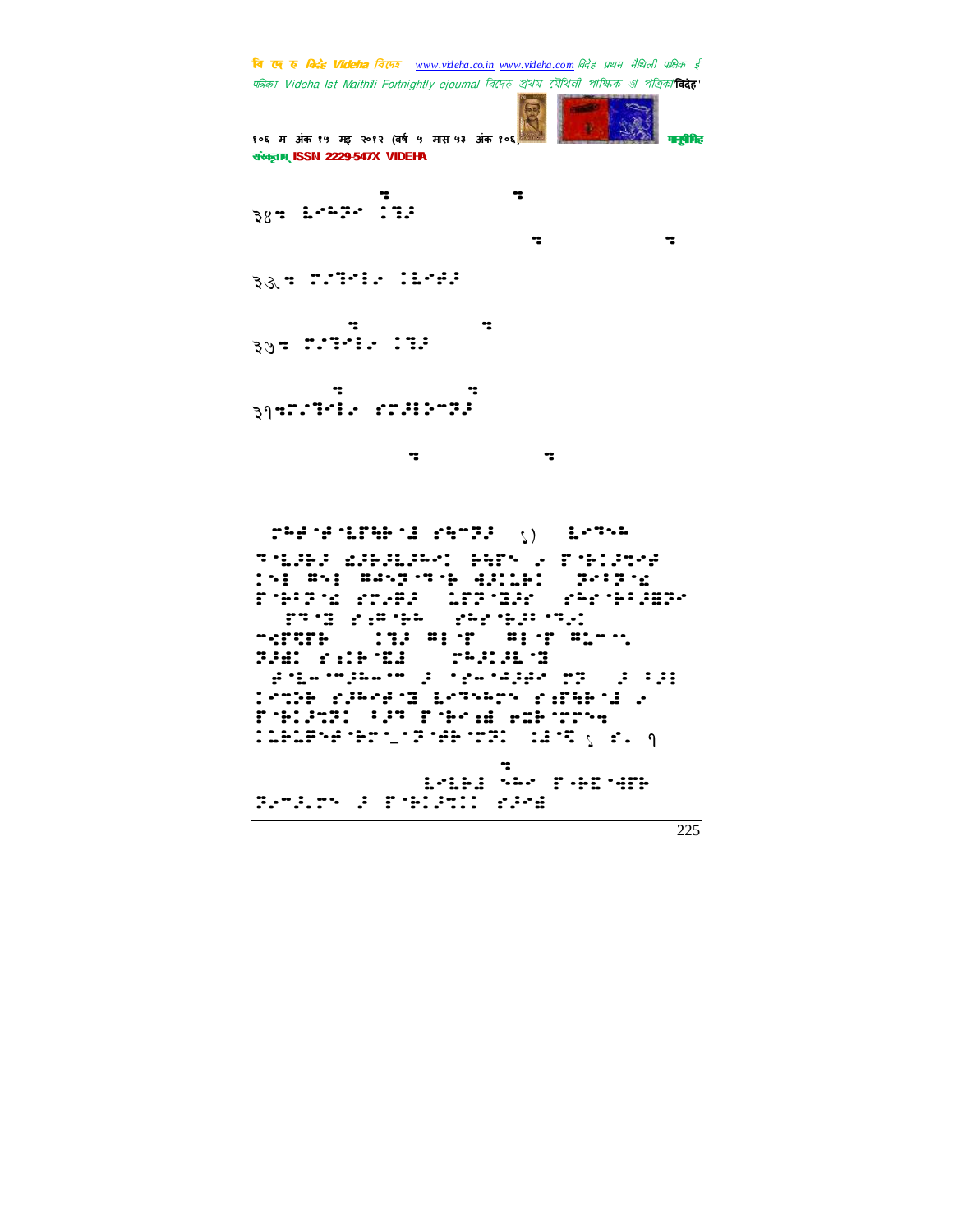३४ ...

३३ ...

३२ ...

३१ ...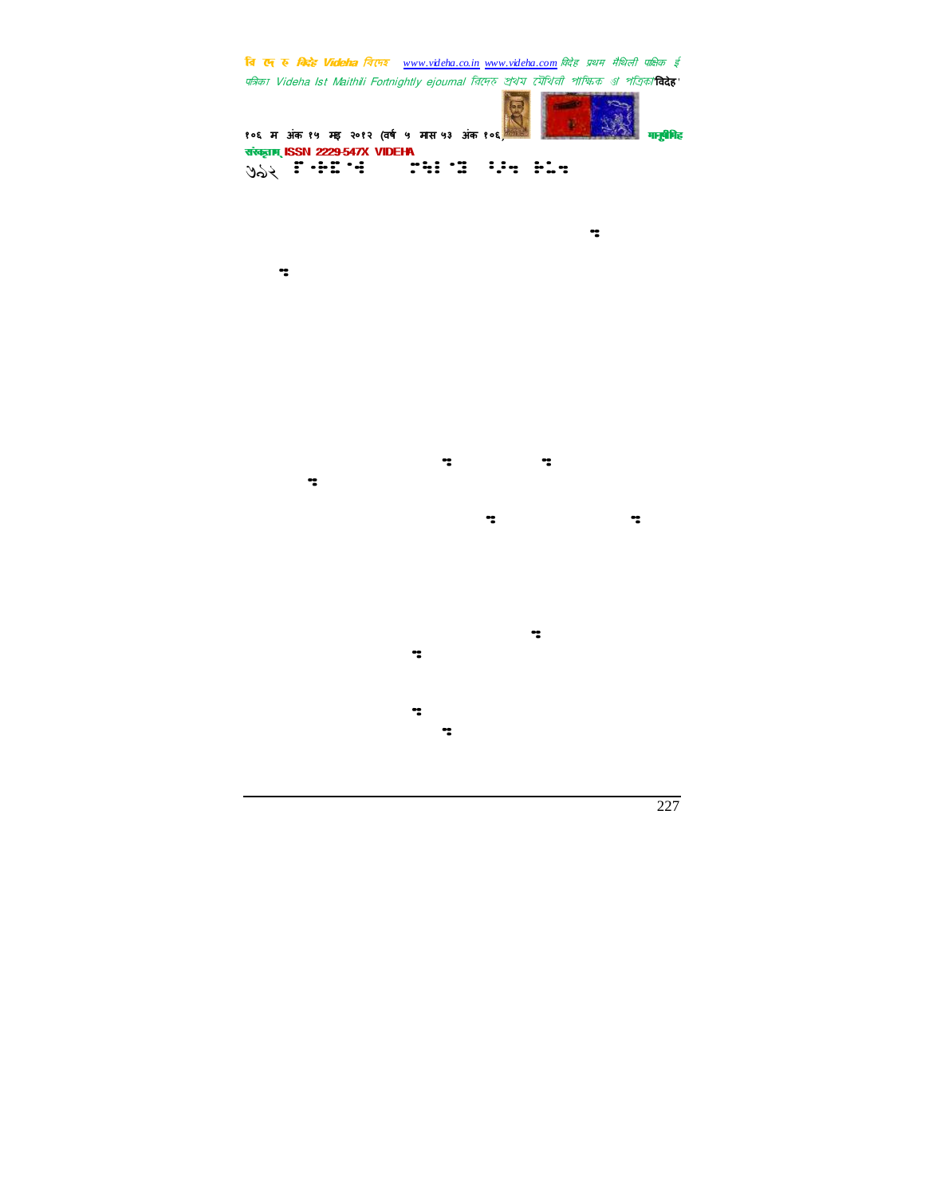७१२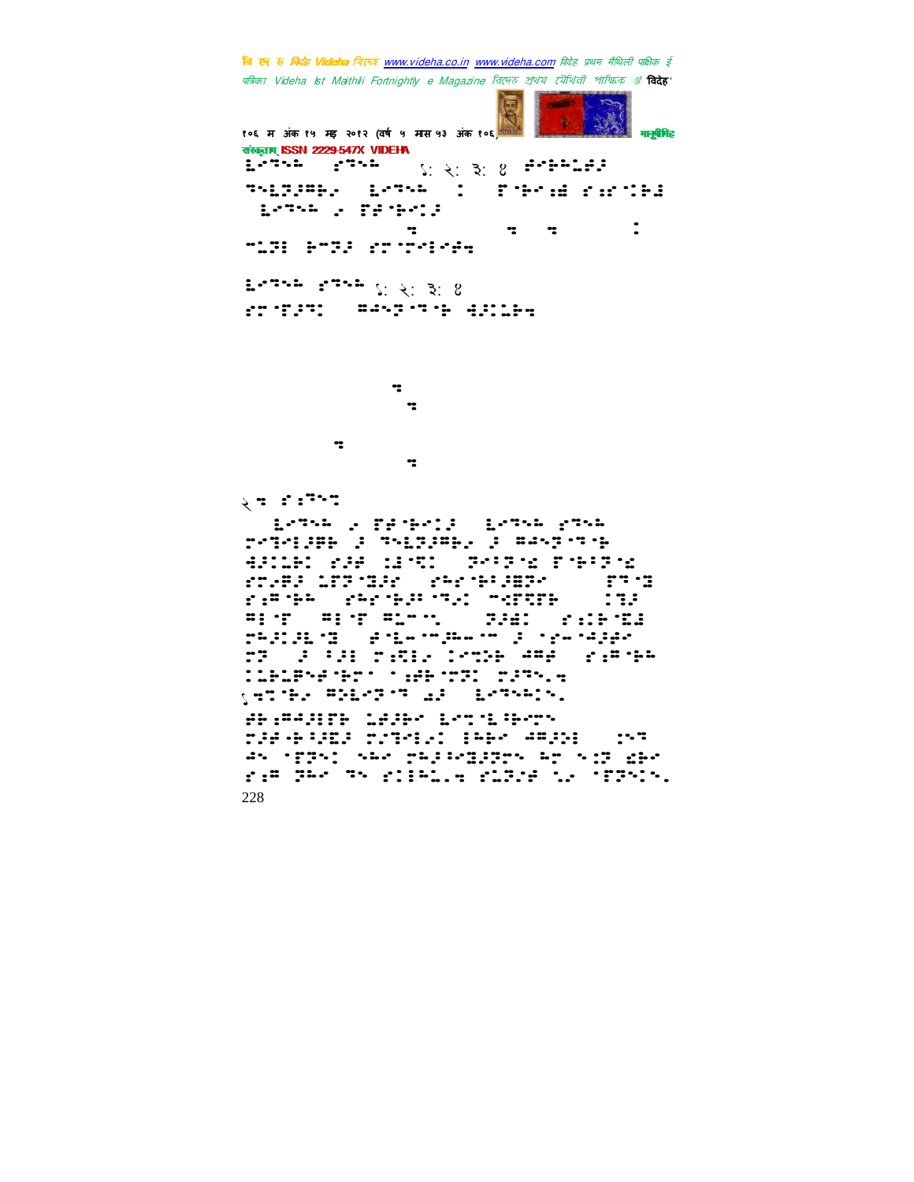ब्रेल लिपिमे लिखल पाठ (पढ़बा योग्य नहि)

१: २: ३: ४

१: २: ३: ४

२

१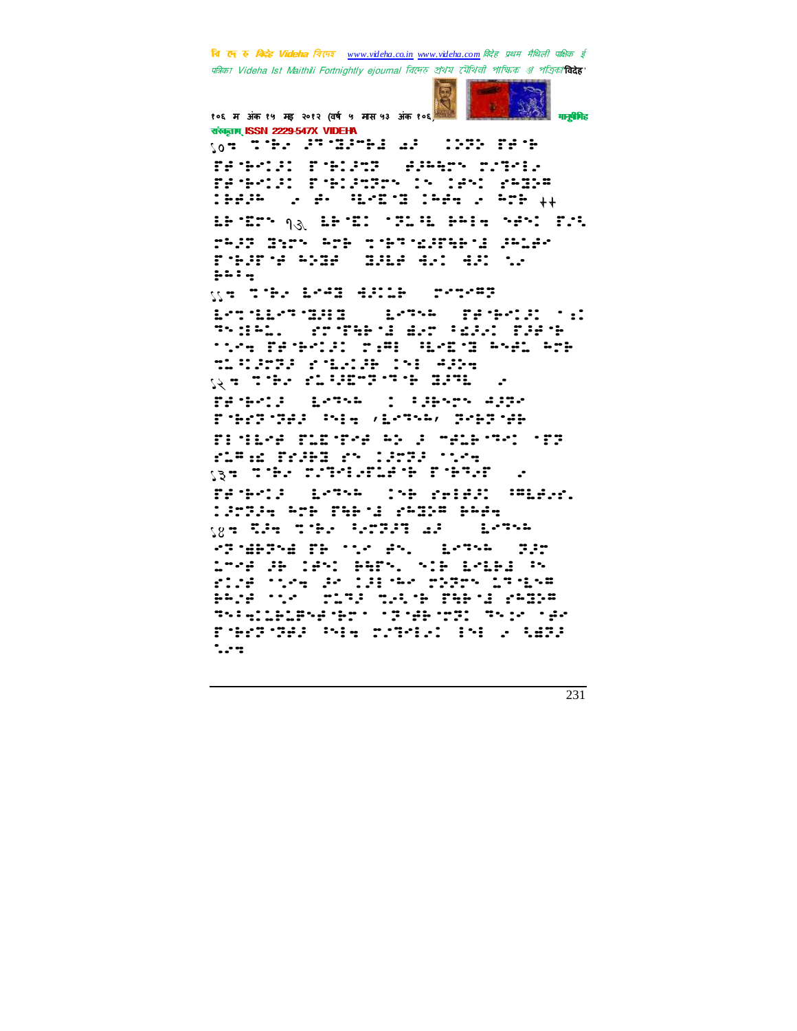१०. ⠉⠂⠗⠄ ⠘⠙⠈⠝⠘⠉⠗⠜ ⠔⠂ ⠀⠇⠕⠝⠕ ⠋⠎⠈⠗

११. ⠉⠂⠗⠄ ⠇⠊⠝ ⠺⠘⠇⠥⠗ ⠀⠗⠊⠍⠊⠙⠝

१२. ⠉⠂⠗⠄ ⠎⠥⠂⠘⠍⠙⠂⠙⠈⠗ ⠝⠘⠙⠇ ⠀⠄

१३. ⠉⠂⠗⠄ ⠍⠄⠙⠊⠇⠄⠋⠥⠎⠈⠗ ⠋⠈⠗⠙⠄⠋ ⠀⠄

१४. ⠏⠂⠹ ⠉⠂⠗⠄ ⠂⠄⠍⠝⠂⠙ ⠔⠂ ⠀⠇⠊⠙⠎⠗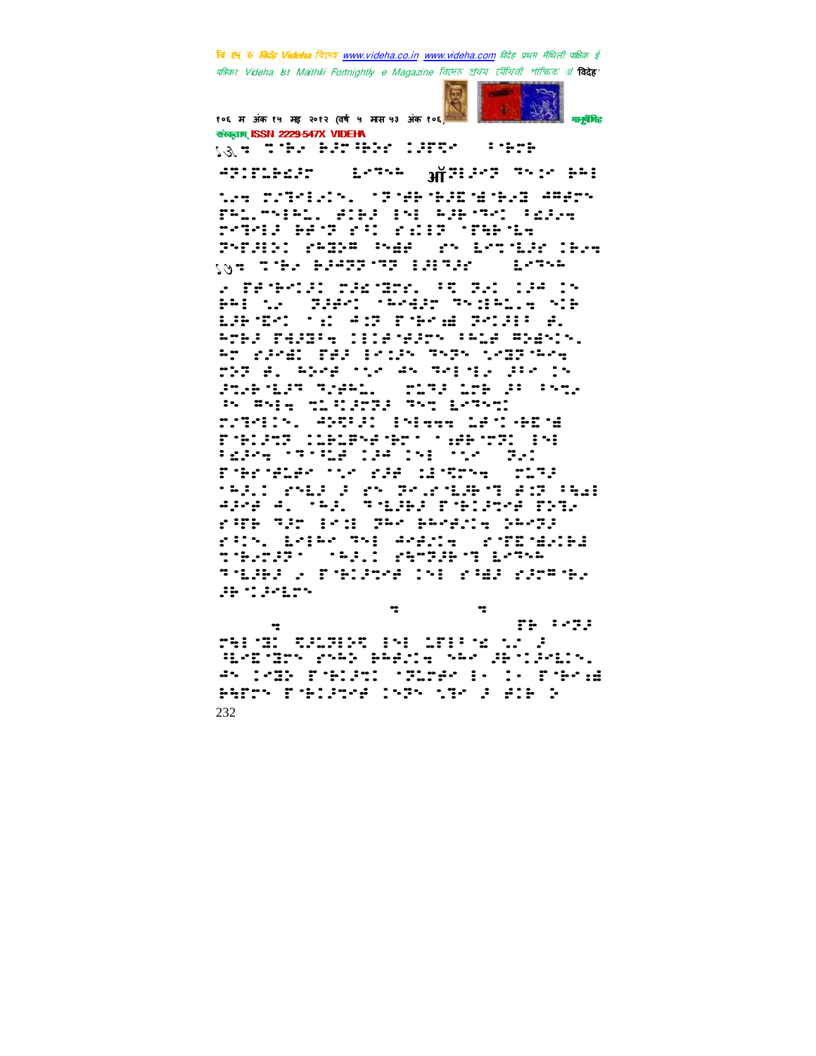१०६ म अंक १५ मइ २०१२ (वर्ष ५ मास ५३ अंक १०६)

संस्कृताम् ISSN 2229-547X VIDEHA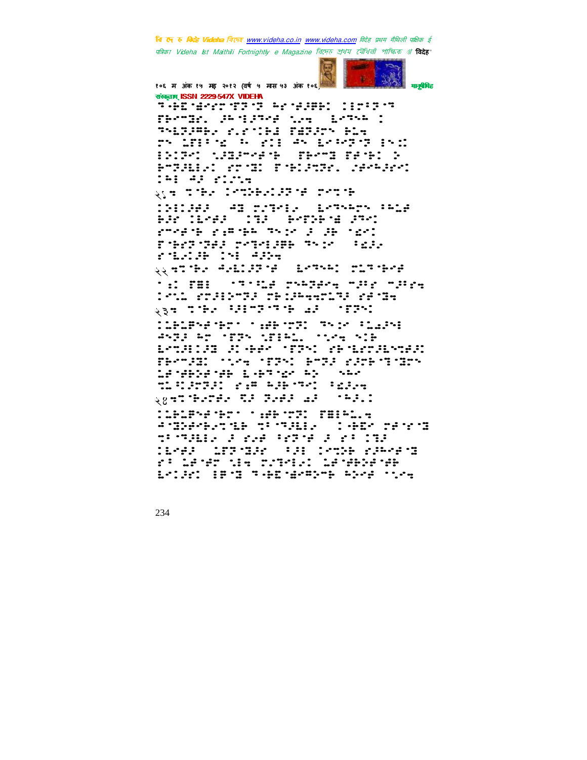२१ ... 

२२ ...

२३ ...

२४ ...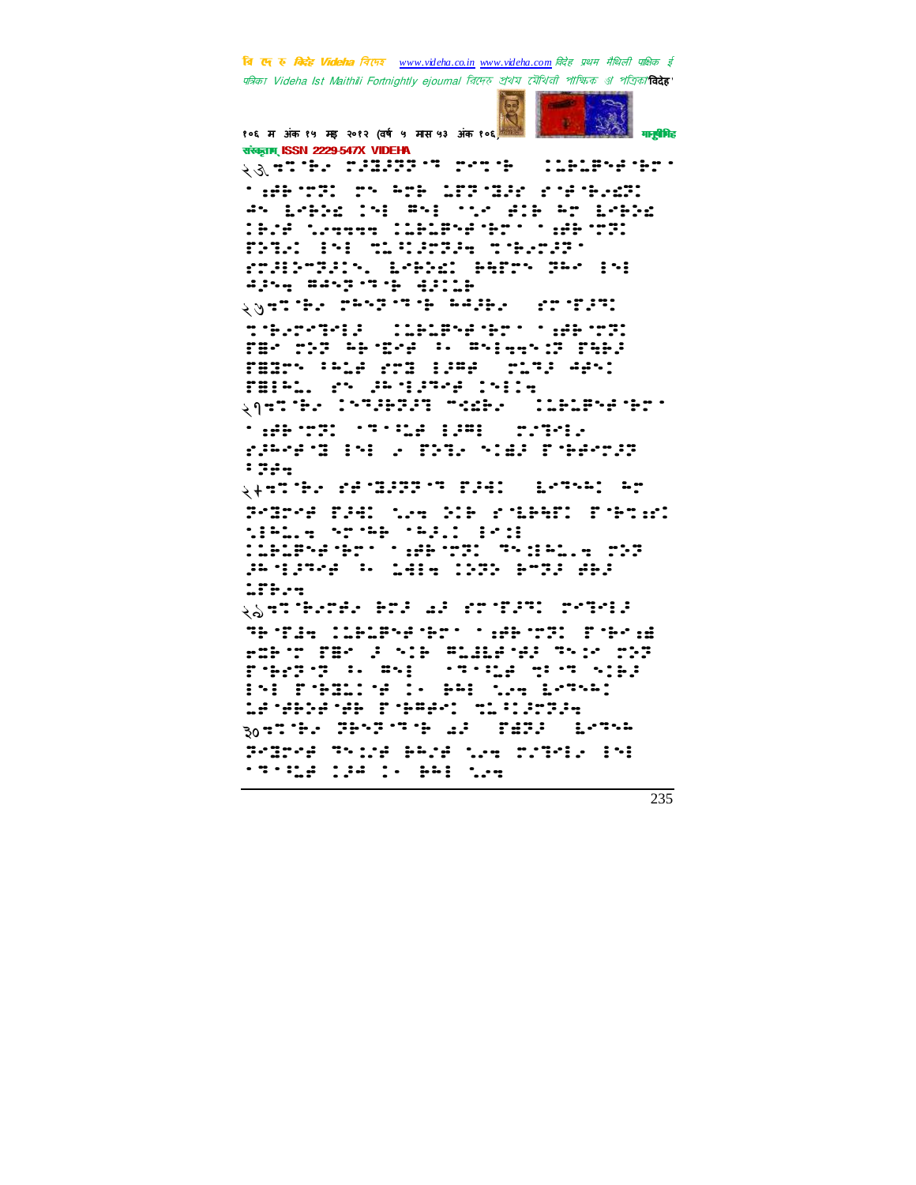२३ ⠗⠅⠈⠓⠂ ⠏⠼⠣⠼⠝⠝⠈⠹ ⠏⠊⠹⠈⠓ ⠀⠁⠉⠓⠉⠋⠑⠚⠈⠓⠍⠁
⠁⠫⠓⠈⠍⠝⠅ ⠍⠑ ⠓⠍⠓ ⠉⠋⠝⠈⠣⠼⠎ ⠎⠈⠚⠈⠓⠂⠫⠝⠅

२७ ⠗⠅⠈⠓⠂ ⠏⠓⠑⠝⠈⠹⠈⠓ ⠓⠲⠼⠓⠂ ⠀⠎⠍⠈⠋⠼⠹⠅

२१ ⠗⠅⠈⠓⠂ ⠁⠑⠹⠼⠓⠝⠼⠹ ⠐⠹⠫⠓⠂ ⠀⠁⠉⠓⠉⠋⠑⠚⠈⠓⠍⠁

२४ ⠗⠅⠈⠓⠂ ⠎⠚⠈⠣⠼⠝⠝⠈⠹ ⠋⠼⠹⠅ ⠀⠉⠊⠹⠑⠓⠅ ⠓⠍

२७ ⠗⠅⠈⠓⠂⠍⠚⠂ ⠓⠍⠼ ⠔⠼ ⠎⠍⠈⠋⠼⠹⠅ ⠍⠊⠹⠊⠁⠼

३० ⠗⠅⠈⠓⠂ ⠝⠓⠑⠝⠈⠹⠈⠓ ⠔⠼ ⠀⠋⠫⠝⠼ ⠀⠉⠊⠹⠑⠓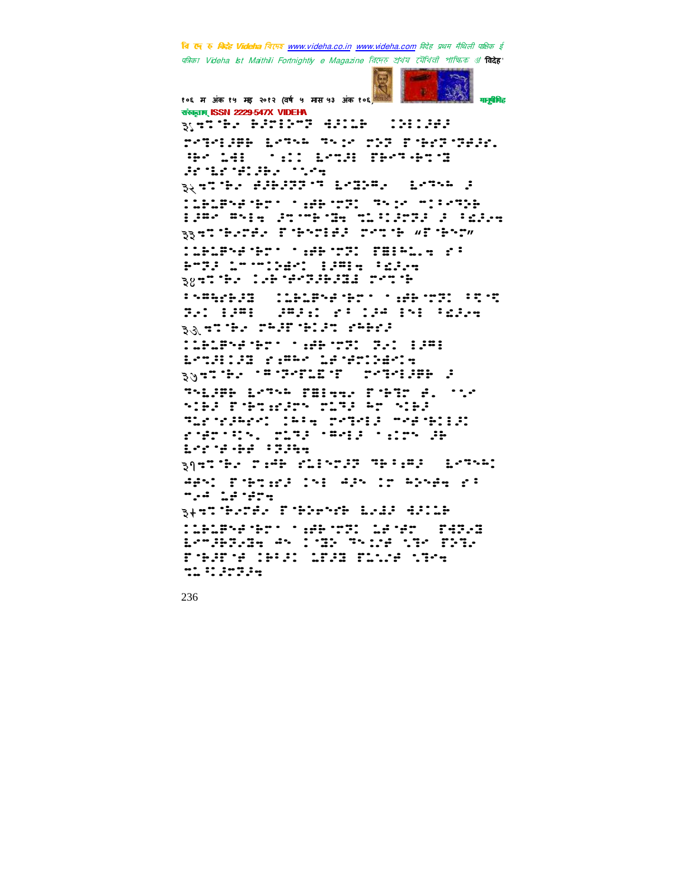३१⠒⠅⠄⠓⠐⠂⠀⠗⠈⠍⠸⠍⠐⠂⠀⠹⠨⠕⠉⠁⠀⠀⠉⠕⠊⠉⠈⠑⠀⠀⠀⠀⠀

३२⠒⠅⠄⠓⠐⠂⠀⠜⠈⠗⠈⠍⠸⠀⠮⠐⠂⠀⠀⠮⠐⠂⠀⠀⠀

३३⠒⠅⠄⠓⠐⠂⠀⠀"⠀⠀⠀"

३४⠒⠅⠄⠓⠐⠂⠀⠀⠀⠀⠀

३५⠒⠅⠄⠓⠐⠂⠀⠀⠀⠀⠀

३६⠒⠅⠄⠓⠐⠂⠀⠀⠀⠀⠀

३७⠒⠅⠄⠓⠐⠂⠀⠀⠀⠀⠀

३८⠒⠅⠄⠓⠐⠂⠀⠀⠀⠀⠀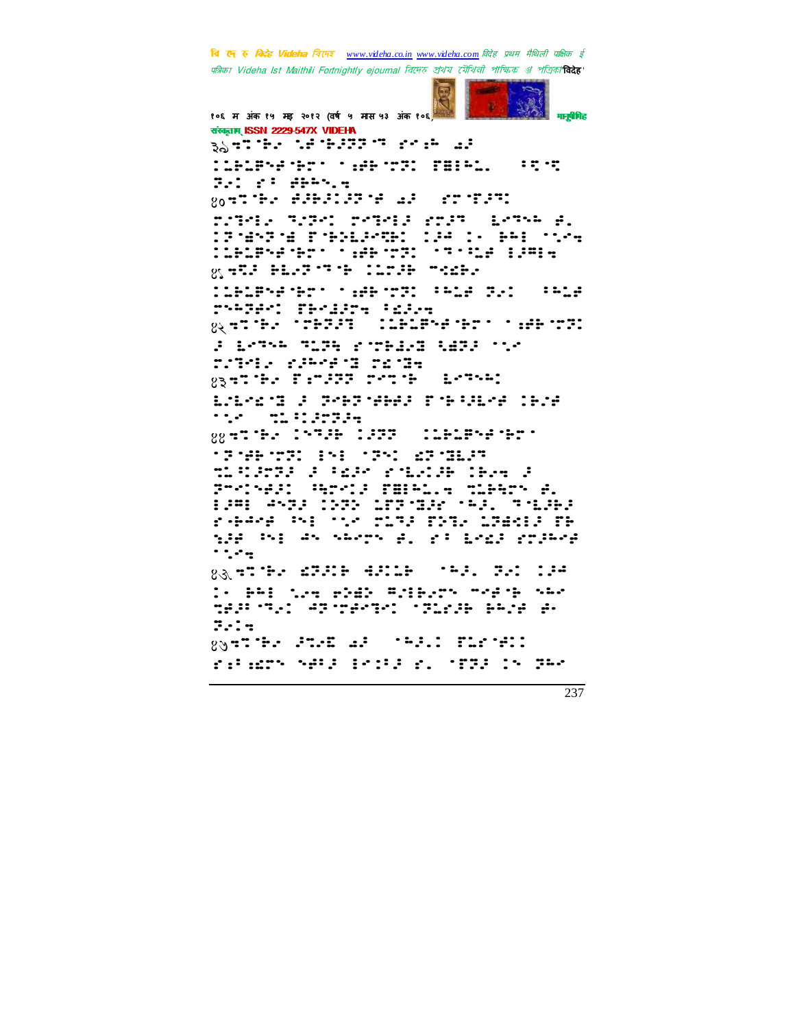३९

४०

४१

४२

४३

४४

४५

४६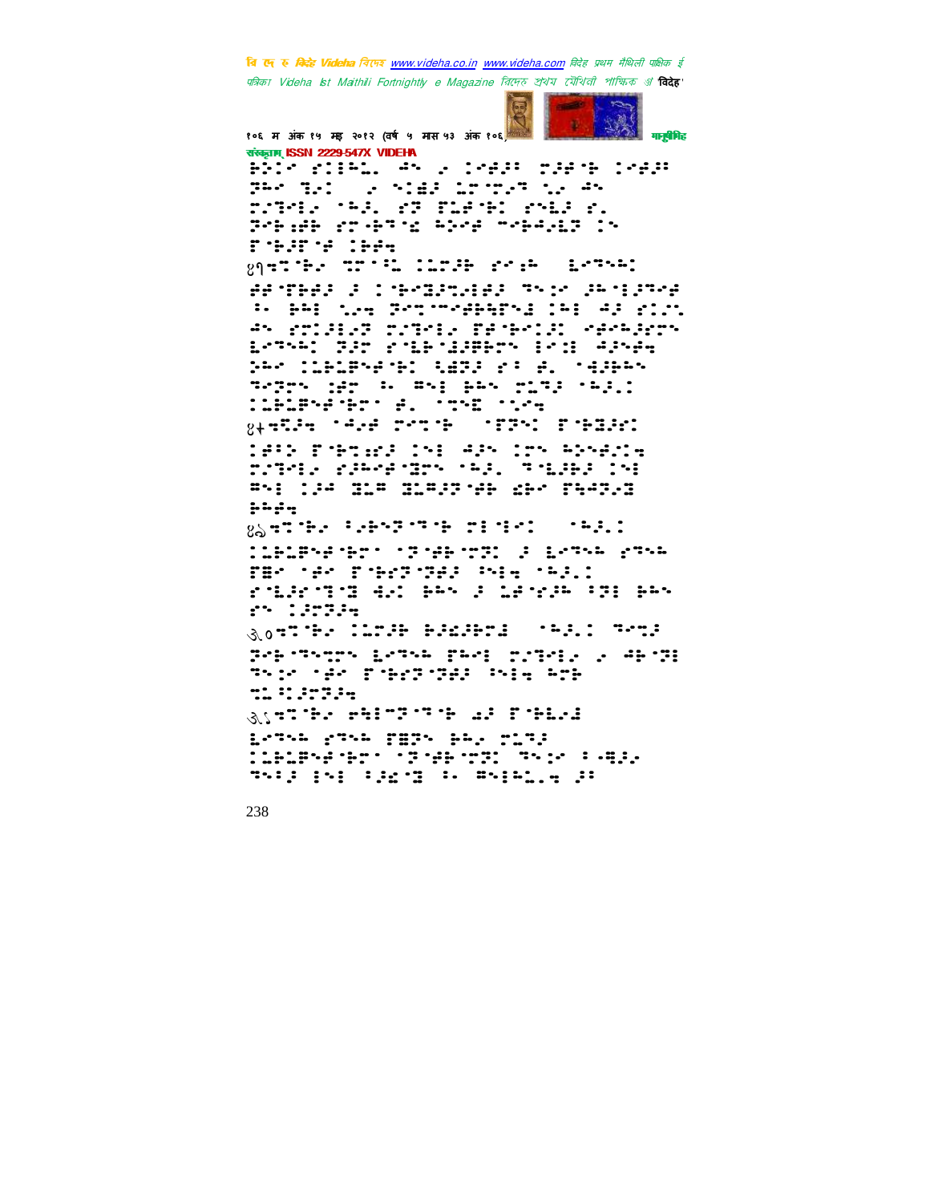संस्कृताम् ISSN 2229-547X VIDEHA

⠗⠕⠇⠊⠀⠗⠊⠓⠇⠂⠀⠻⠀⠀⠊⠀⠻⠀⠀⠀⠀

४१

४२

४३

५०

५१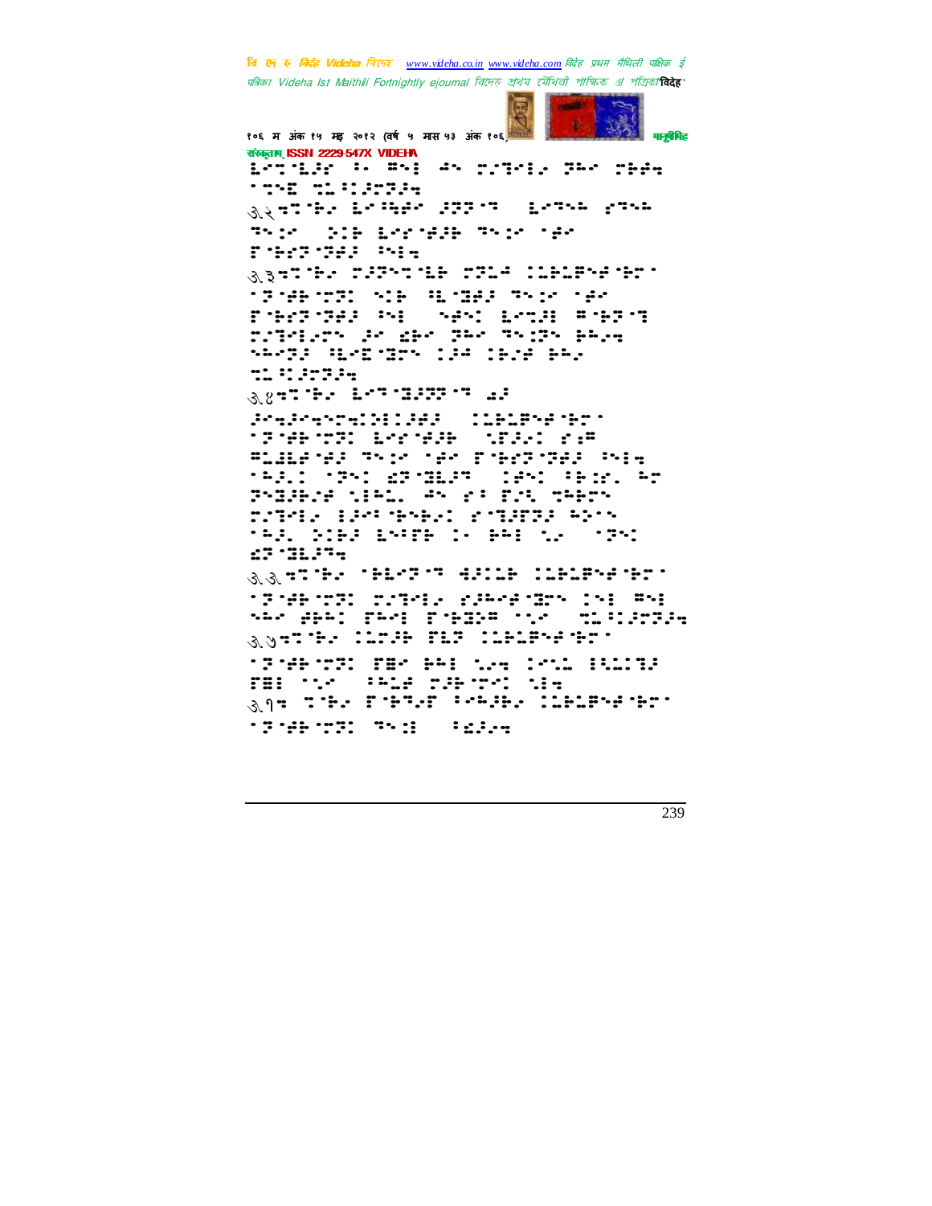३.२

३.३

३.४

३.५

३.७

३.१०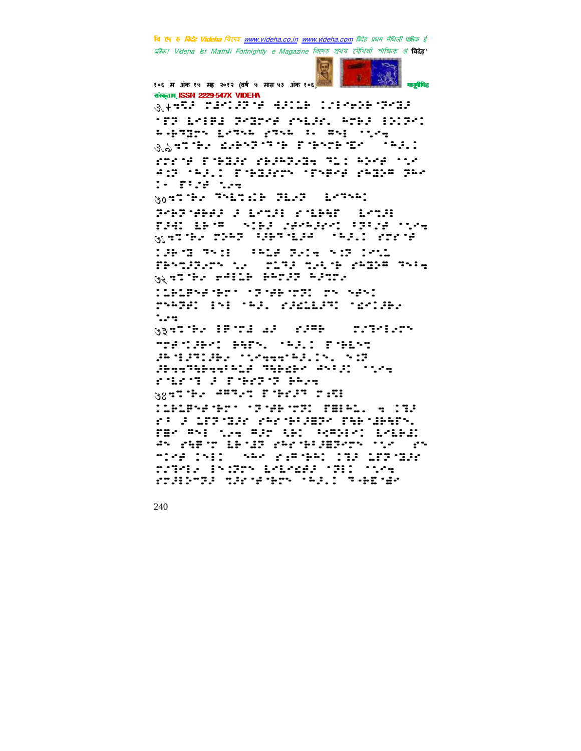३.२६ ⠑⠤⠄⠒⠉⠋⠓⠂⠪⠫⠄⠋⠁⠀⠛⠯⠐⠈⠀⠋⠛⠃⠅⠀⠋⠁⠊⠛⠃⠀⠋⠁⠃⠁

३.७ ⠑⠤⠄⠒⠉⠋⠓⠂⠪⠫⠄⠋⠁⠀⠛⠯⠐⠈

४० ⠑⠤⠄⠒⠉⠋⠓⠂

४१ ⠑⠤⠄⠒⠉⠋⠓⠂

४२ ⠑⠤⠄⠒⠉⠋⠓⠂

४३ ⠑⠤⠄⠒⠉⠋⠓⠂

४४ ⠑⠤⠄⠒⠉⠋⠓⠂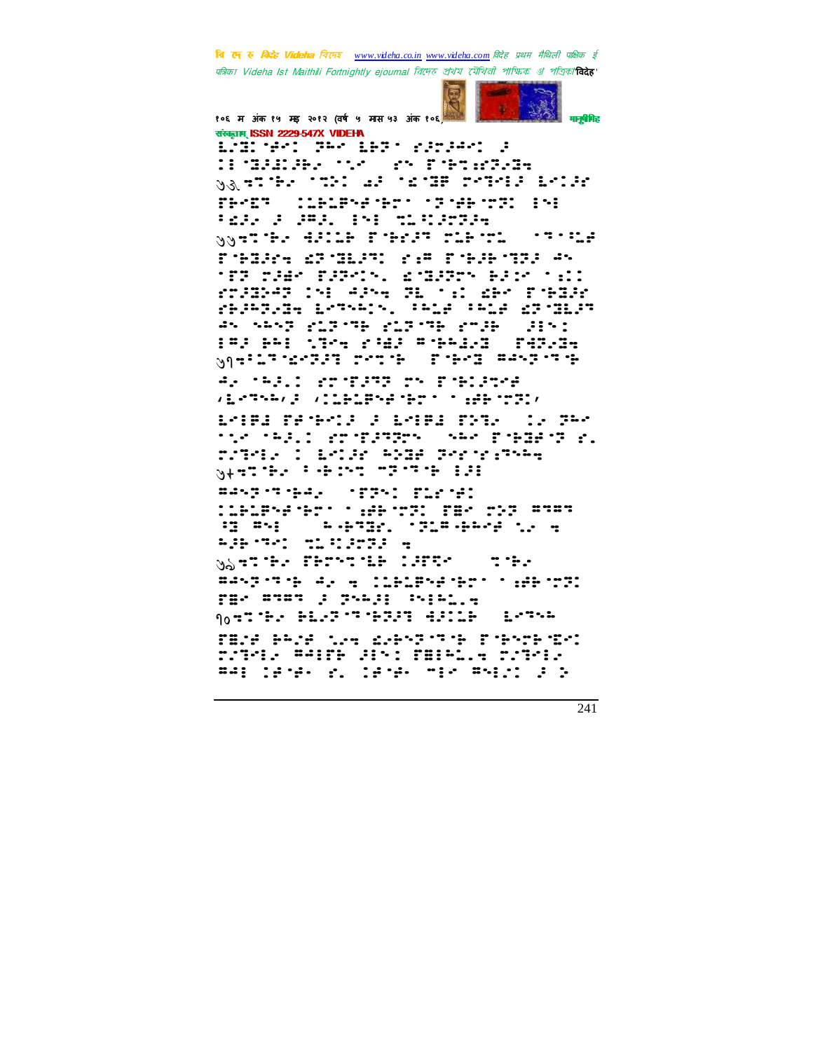संस्कृताम् ISSN 2229-547X VIDEHA

⠇⠊⠽⠀⠊⠋⠁⠀⠏⠓⠑⠀⠇⠃⠏⠀⠎⠚⠏⠚⠲⠁⠀⠚
⠁⠁⠽⠚⠇⠁⠚⠃⠀⠁⠐⠑⠀⠎⠀⠗⠃⠏⠁⠏⠇⠽
७७⠝⠏⠃⠂⠀⠁⠀⠁⠚⠀⠊⠽⠀⠗⠃⠏⠁⠚⠀⠇⠂⠇⠊⠏
⠗⠃⠊⠏⠀⠁⠇⠃⠇⠏⠃⠏⠁⠚⠀⠁⠏⠀⠏⠁⠁⠀⠁⠃
⠁⠚⠚⠀⠚⠀⠚⠂⠀⠁⠃⠀⠏⠇⠁⠁⠏⠚⠽
७७⠝⠏⠃⠂⠀⠙⠚⠁⠇⠃⠀⠗⠃⠊⠏⠀⠏⠇⠃⠏⠇⠀⠁⠏⠁⠇⠚
⠗⠃⠽⠚⠽⠀⠎⠏⠽⠇⠏⠁⠀⠎⠏⠀⠗⠃⠚⠃⠏⠏⠚⠀⠙⠂
⠏⠏⠀⠏⠚⠊⠀⠗⠚⠏⠁⠂⠀⠎⠽⠇⠏⠂⠀⠃⠚⠊⠀⠁⠁
⠎⠏⠚⠽⠙⠏⠀⠁⠃⠀⠙⠚⠂⠀⠏⠇⠀⠁⠁⠀⠎⠃⠀⠗⠃⠽⠊
⠗⠃⠚⠏⠚⠽⠀⠇⠏⠂⠁⠂⠀⠁⠇⠚⠀⠁⠇⠚⠀⠎⠏⠽⠇⠏
⠙⠂⠀⠂⠙⠂⠏⠀⠗⠇⠏⠏⠃⠀⠗⠇⠏⠏⠃⠀⠗⠏⠚⠀⠚⠁⠁
⠁⠚⠚⠀⠃⠃⠁⠀⠁⠏⠂⠀⠗⠁⠚⠀⠁⠃⠂⠇⠽⠀⠗⠙⠏⠚⠽
७१⠝⠇⠏⠁⠊⠏⠚⠏⠀⠏⠏⠃⠀⠗⠃⠊⠀⠁⠂⠏⠏⠃
⠙⠂⠀⠁⠚⠂⠁⠀⠎⠏⠗⠚⠏⠏⠀⠏⠂⠀⠗⠃⠇⠚⠏⠚
'⠇⠏⠂⠂',⠚⠀'⠁⠇⠃⠇⠏⠂⠚⠃⠏⠀⠁⠚⠃⠏⠏⠁'
⠇⠁⠏⠇⠀⠗⠚⠃⠏⠁⠚⠀⠚⠀⠇⠁⠏⠇⠀⠗⠃⠏⠂⠀⠁⠂⠀⠏⠓⠑
⠁⠂⠀⠁⠚⠂⠁⠀⠎⠏⠗⠚⠏⠏⠂⠀⠂⠂⠀⠗⠃⠽⠚⠏⠀⠎⠂
⠏⠏⠊⠁⠂⠀⠁⠀⠇⠁⠚⠊⠀⠙⠚⠽⠀⠏⠊⠁⠊⠚⠏⠂⠂
७+⠝⠏⠃⠂⠀⠁⠃⠁⠏⠀⠏⠏⠏⠃⠀⠁⠚⠁
⠙⠂⠏⠏⠃⠙⠂⠀⠁⠏⠏⠁⠀⠗⠇⠊⠁
⠁⠇⠃⠇⠏⠂⠚⠃⠏⠀⠁⠚⠃⠏⠏⠁⠀⠗⠽⠂⠀⠏⠃⠏⠀⠙⠏⠙⠏
⠁⠽⠀⠙⠂⠁⠀⠂⠃⠏⠽⠂⠀⠁⠏⠇⠙⠃⠂⠚⠀⠁⠂⠀⠝
⠂⠚⠃⠏⠁⠀⠏⠇⠁⠚⠏⠚⠀⠝
७७⠝⠏⠃⠂⠀⠗⠃⠏⠏⠇⠃⠀⠁⠚⠏⠏⠂⠀⠏⠃⠂
⠙⠂⠏⠏⠃⠀⠙⠂⠀⠝⠀⠁⠇⠃⠇⠏⠂⠚⠃⠏⠀⠁⠚⠃⠏⠏⠁
⠗⠽⠂⠀⠙⠏⠙⠏⠀⠚⠀⠏⠂⠚⠁⠀⠂⠁⠃⠇⠂⠝
१०⠝⠏⠃⠂⠀⠃⠇⠏⠏⠃⠏⠚⠏⠀⠙⠚⠁⠇⠃⠀⠇⠏⠂⠂
⠗⠽⠊⠚⠀⠃⠂⠊⠚⠀⠁⠂⠝⠀⠎⠂⠃⠏⠏⠃⠀⠗⠃⠂⠏⠃⠊⠁
⠏⠏⠏⠁⠂⠀⠙⠂⠁⠗⠃⠀⠚⠁⠁⠀⠗⠽⠁⠃⠇⠂⠝⠀⠏⠏⠏⠁⠂
⠙⠂⠁⠀⠁⠚⠚⠂⠀⠎⠂⠀⠁⠚⠚⠂⠀⠏⠁⠂⠀⠙⠂⠁⠁⠀⠚⠀⠕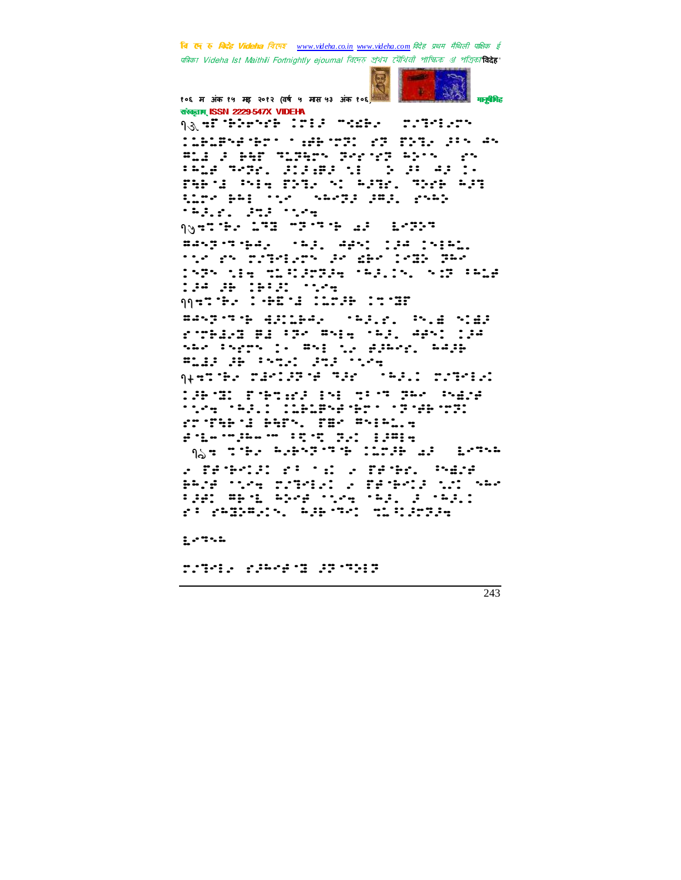१३ अनुचित गीतक तीन बेर पढ़ैत खसि पड़ल ।

१४ पढ़ैत बेर छीनि जे कियो ...

११ ...

१२ ...

१५ ...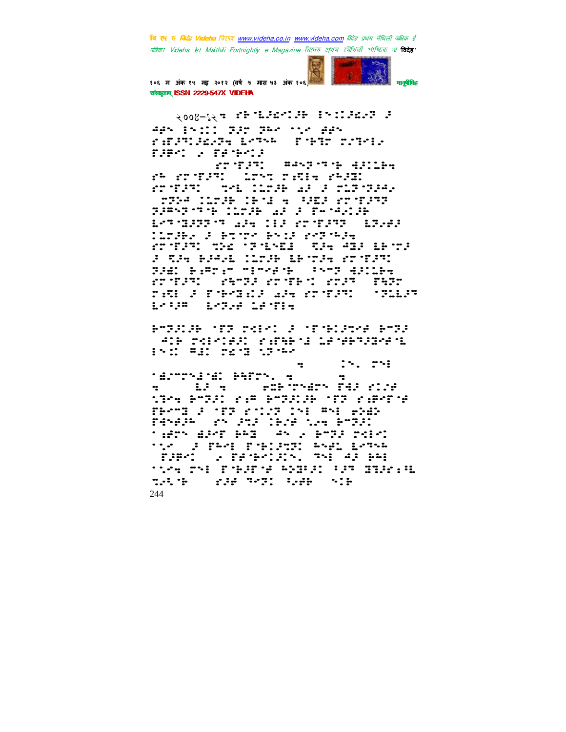२००४-१२ ⠫⠗⠈⠇⠚⠩⠉⠁⠗ ⠪⠝⠐⠁⠚⠩⠂⠝ ⠚

⠲⠫⠝ ⠪⠝⠐⠁⠁ ⠝⠚⠗ ⠝⠓⠋ ⠈⠁⠋ ⠿⠫⠝

⠎⠨⠜⠝⠁⠚⠩⠂⠝⠒ ⠇⠋⠙⠓ ⠟⠈⠗⠝⠗ ⠗⠁⠙⠋⠆⠂

⠟⠚⠯⠋⠁ ⠂ ⠟⠋⠈⠗⠋⠁⠚

⠎⠗⠈⠟⠚⠙⠁ ⠛⠲⠝⠝⠈⠙⠈⠗ ⠲⠚⠁⠇⠗⠒

⠎⠓ ⠎⠗⠈⠟⠚⠙⠁ ⠇⠗⠝⠙ ⠗⠂⠨⠊⠒ ⠎⠓⠚⠽⠁

⠎⠗⠈⠟⠚⠙⠁ ⠙⠋⠇ ⠁⠇⠗⠚⠗ ⠩⠚ ⠚ ⠗⠇⠝⠈⠝⠚⠲⠂

⠝⠝⠚⠲ ⠁⠇⠗⠚⠗ ⠁⠗⠈⠙ ⠒ ⠓⠚⠽⠚ ⠎⠗⠈⠟⠚⠙⠝

⠝⠚⠯⠝⠝⠈⠙⠈⠗ ⠁⠇⠗⠚⠗ ⠩⠚ ⠚ ⠟⠤⠈⠲⠂⠁⠚⠗

⠇⠋⠙⠈⠽⠚⠝⠝⠈⠙ ⠩⠚⠒ ⠁⠃⠚ ⠎⠗⠈⠟⠚⠙⠝ ⠇⠝⠂⠫⠚

⠁⠇⠗⠚⠗⠂ ⠚ ⠗⠝⠈⠗⠋ ⠗⠝⠁⠚ ⠎⠋⠝⠈⠓⠚⠒

⠎⠗⠈⠟⠚⠙⠁ ⠙⠚⠩ ⠈⠝⠈⠇⠝⠽⠃ ⠝⠚⠒ ⠲⠽⠚ ⠇⠗⠈⠗⠚

⠚ ⠝⠚⠒ ⠗⠚⠲⠂⠇ ⠁⠇⠗⠚⠗ ⠇⠗⠈⠗⠚⠒ ⠎⠗⠈⠟⠚⠙⠁

⠝⠚⠫⠁ ⠗⠆⠯⠗⠆⠋ ⠙⠊⠋⠋⠚⠈⠗ ⠪⠝⠙⠝ ⠲⠚⠁⠇⠗⠒

⠎⠗⠈⠟⠚⠙⠁ ⠎⠓⠙⠝⠚ ⠎⠗⠈⠟⠗⠁ ⠎⠗⠚⠙ ⠟⠓⠝⠗

⠗⠆⠨⠃ ⠚ ⠟⠈⠗⠋⠽⠂⠁⠚ ⠩⠚⠒ ⠎⠗⠈⠟⠚⠙⠁ ⠈⠝⠇⠇⠚⠙

⠇⠋⠪⠯ ⠇⠋⠝⠂⠫ ⠇⠫⠈⠟⠊⠒

⠗⠙⠝⠚⠁⠗ ⠈⠟⠝ ⠗⠊⠪⠋⠁ ⠚ ⠈⠟⠈⠗⠁⠚⠙⠋⠫ ⠗⠙⠝⠚

⠲⠁⠗ ⠗⠊⠪⠋⠁⠫⠚⠁ ⠎⠆⠟⠓⠗⠈⠊ ⠇⠫⠈⠫⠗⠙⠝⠽⠋⠫⠈⠇

⠪⠝⠁ ⠯⠫⠁ ⠗⠩⠈⠽ ⠁⠝⠈⠓⠲

⠒ ⠪⠝⠂ ⠗⠝⠪

⠈⠫⠁⠋⠗⠝⠊⠈⠫⠁ ⠗⠓⠟⠗⠝⠂ ⠒ ⠒

⠒ ⠇⠚ ⠒ ⠿⠽⠗⠈⠗⠝⠫⠗⠝ ⠟⠲⠚ ⠎⠁⠇⠫

⠁⠝⠋⠒ ⠗⠙⠝⠚⠁ ⠎⠆⠯ ⠗⠙⠝⠚⠁⠗ ⠈⠟⠝ ⠎⠆⠯⠋⠟⠈⠫

⠟⠗⠋⠙⠽ ⠚ ⠈⠟⠝ ⠎⠁⠇⠝ ⠁⠝⠪ ⠯⠝⠪ ⠿⠗⠫⠕

⠟⠲⠫⠚⠓ ⠎⠝ ⠚⠙⠚ ⠁⠗⠇⠫ ⠁⠋⠒ ⠗⠙⠝⠚⠁

⠈⠆⠫⠗⠝ ⠫⠚⠋⠟ ⠗⠓⠽ ⠲⠝ ⠂ ⠗⠙⠝⠚ ⠗⠊⠪⠋⠁

⠈⠁⠋ ⠚ ⠟⠓⠋⠪ ⠟⠈⠗⠁⠚⠙⠝⠁ ⠓⠝⠫⠇ ⠇⠋⠙⠓⠲

⠟⠚⠯⠋⠁ ⠂ ⠟⠋⠈⠗⠋⠁⠚⠁⠝⠂ ⠙⠝⠪ ⠲⠚ ⠗⠓⠪

⠈⠁⠋⠒ ⠗⠝⠪ ⠟⠈⠗⠚⠟⠈⠫ ⠓⠝⠽⠚⠁ ⠂⠚⠙ ⠽⠝⠚⠋⠆⠨⠇

⠙⠋⠂⠈⠗ ⠎⠚⠫ ⠙⠋⠝⠁ ⠂⠫⠗ ⠝⠁⠗